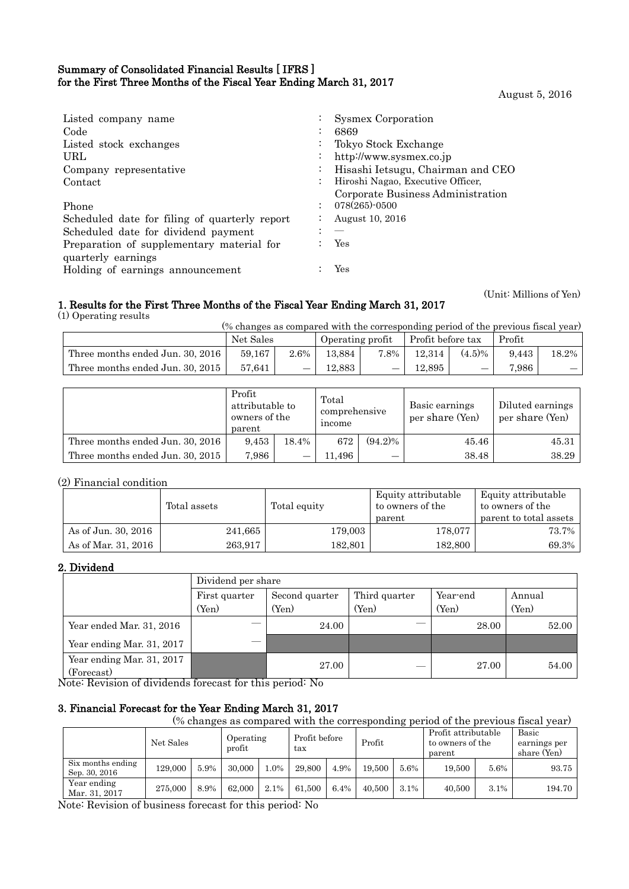**Summary of Consolidated Financial Results [ IFRS ]**
**for the First Three Months of the Fiscal Year Ending March 31, 2017**

August 5, 2016

| | | |
|---|---|---|
| Listed company name | : | Sysmex Corporation |
| Code | : | 6869 |
| Listed stock exchanges | : | Tokyo Stock Exchange |
| URL | : | http://www.sysmex.co.jp |
| Company representative | : | Hisashi Ietsugu, Chairman and CEO |
| Contact | : | Hiroshi Nagao, Executive Officer, Corporate Business Administration |
| Phone | : | 078(265)-0500 |
| Scheduled date for filing of quarterly report | : | August 10, 2016 |
| Scheduled date for dividend payment | : | — |
| Preparation of supplementary material for quarterly earnings | : | Yes |
| Holding of earnings announcement | : | Yes |

(Unit: Millions of Yen)

## 1. Results for the First Three Months of the Fiscal Year Ending March 31, 2017

(1) Operating results

(% changes as compared with the corresponding period of the previous fiscal year)

| | Net Sales | | Operating profit | | Profit before tax | | Profit | |
|---|---|---|---|---|---|---|---|---|
| Three months ended Jun. 30, 2016 | 59,167 | 2.6% | 13,884 | 7.8% | 12,314 | (4.5)% | 9,443 | 18.2% |
| Three months ended Jun. 30, 2015 | 57,641 | — | 12,883 | — | 12,895 | — | 7,986 | — |

| | Profit attributable to owners of the parent | | Total comprehensive income | | Basic earnings per share (Yen) | Diluted earnings per share (Yen) |
|---|---|---|---|---|---|---|
| Three months ended Jun. 30, 2016 | 9,453 | 18.4% | 672 | (94.2)% | 45.46 | 45.31 |
| Three months ended Jun. 30, 2015 | 7,986 | — | 11,496 | — | 38.48 | 38.29 |

(2) Financial condition

| | Total assets | Total equity | Equity attributable to owners of the parent | Equity attributable to owners of the parent to total assets |
|---|---|---|---|---|
| As of Jun. 30, 2016 | 241,665 | 179,003 | 178,077 | 73.7% |
| As of Mar. 31, 2016 | 263,917 | 182,801 | 182,800 | 69.3% |

## 2. Dividend

| | Dividend per share | | | | |
|---|---|---|---|---|---|
| | First quarter (Yen) | Second quarter (Yen) | Third quarter (Yen) | Year-end (Yen) | Annual (Yen) |
| Year ended Mar. 31, 2016 | — | 24.00 | — | 28.00 | 52.00 |
| Year ending Mar. 31, 2017 | — | | | | |
| Year ending Mar. 31, 2017 (Forecast) | | 27.00 | — | 27.00 | 54.00 |

Note: Revision of dividends forecast for this period: No

## 3. Financial Forecast for the Year Ending March 31, 2017

(% changes as compared with the corresponding period of the previous fiscal year)

| | Net Sales | | Operating profit | | Profit before tax | | Profit | | Profit attributable to owners of the parent | | Basic earnings per share (Yen) |
|---|---|---|---|---|---|---|---|---|---|---|---|
| Six months ending Sep. 30, 2016 | 129,000 | 5.9% | 30,000 | 1.0% | 29,800 | 4.9% | 19,500 | 5.6% | 19,500 | 5.6% | 93.75 |
| Year ending Mar. 31, 2017 | 275,000 | 8.9% | 62,000 | 2.1% | 61,500 | 6.4% | 40,500 | 3.1% | 40,500 | 3.1% | 194.70 |

Note: Revision of business forecast for this period: No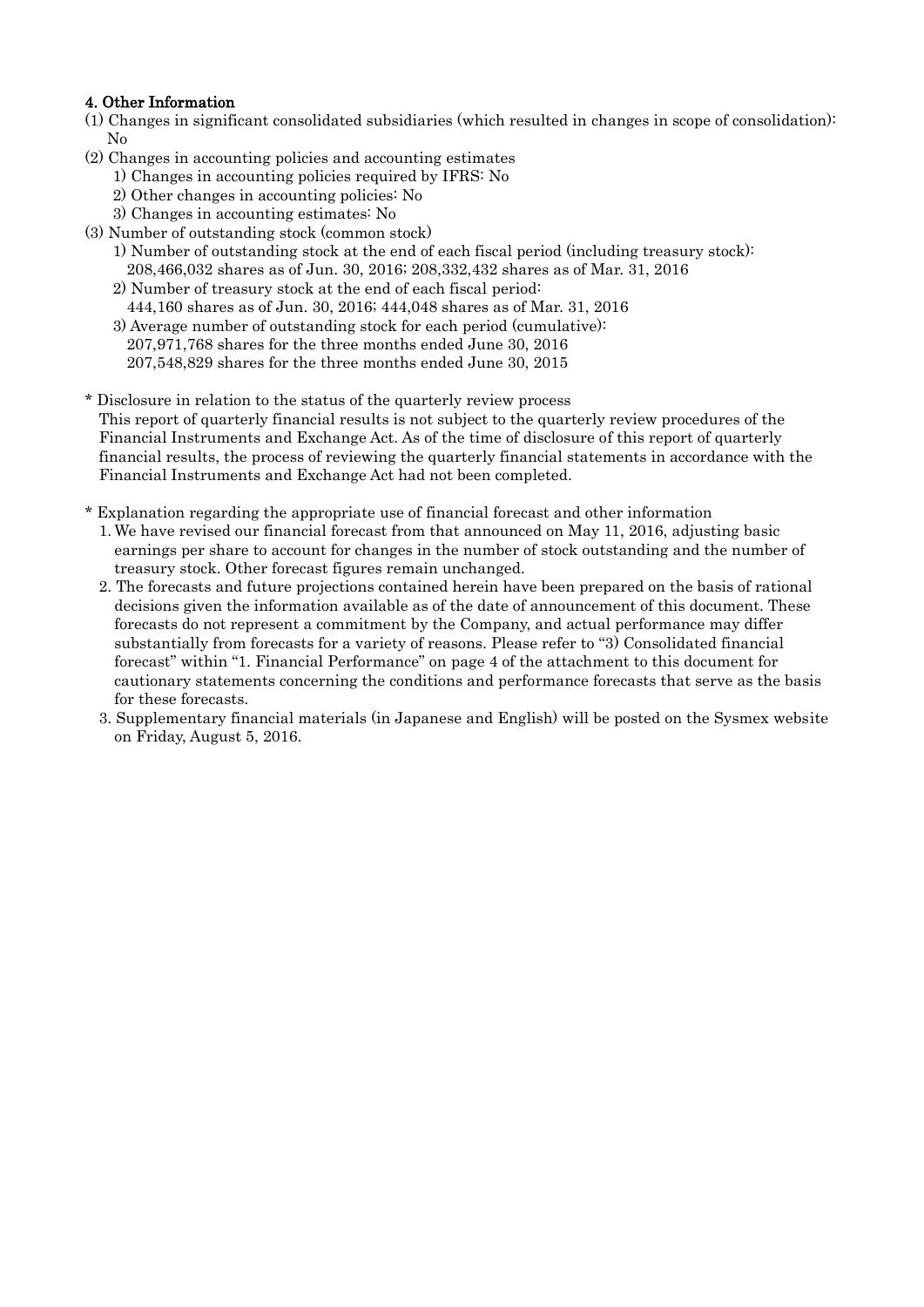#### 4. Other Information

(1) Changes in significant consolidated subsidiaries (which resulted in changes in scope of consolidation): No

(2) Changes in accounting policies and accounting estimates

1) Changes in accounting policies required by IFRS: No

2) Other changes in accounting policies: No

3) Changes in accounting estimates: No

(3) Number of outstanding stock (common stock)

1) Number of outstanding stock at the end of each fiscal period (including treasury stock):
208,466,032 shares as of Jun. 30, 2016; 208,332,432 shares as of Mar. 31, 2016

2) Number of treasury stock at the end of each fiscal period:
444,160 shares as of Jun. 30, 2016; 444,048 shares as of Mar. 31, 2016

3) Average number of outstanding stock for each period (cumulative):
207,971,768 shares for the three months ended June 30, 2016
207,548,829 shares for the three months ended June 30, 2015

\* Disclosure in relation to the status of the quarterly review process

This report of quarterly financial results is not subject to the quarterly review procedures of the Financial Instruments and Exchange Act. As of the time of disclosure of this report of quarterly financial results, the process of reviewing the quarterly financial statements in accordance with the Financial Instruments and Exchange Act had not been completed.

\* Explanation regarding the appropriate use of financial forecast and other information

1. We have revised our financial forecast from that announced on May 11, 2016, adjusting basic earnings per share to account for changes in the number of stock outstanding and the number of treasury stock. Other forecast figures remain unchanged.
2. The forecasts and future projections contained herein have been prepared on the basis of rational decisions given the information available as of the date of announcement of this document. These forecasts do not represent a commitment by the Company, and actual performance may differ substantially from forecasts for a variety of reasons. Please refer to "3) Consolidated financial forecast" within "1. Financial Performance" on page 4 of the attachment to this document for cautionary statements concerning the conditions and performance forecasts that serve as the basis for these forecasts.
3. Supplementary financial materials (in Japanese and English) will be posted on the Sysmex website on Friday, August 5, 2016.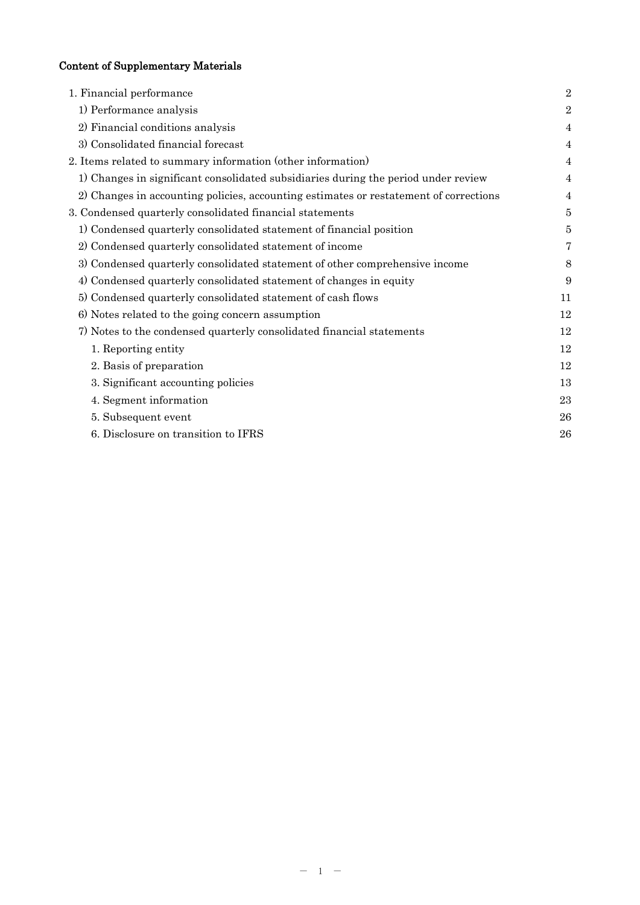## Content of Supplementary Materials

| | |
|---|---|
| 1. Financial performance | 2 |
| 1) Performance analysis | 2 |
| 2) Financial conditions analysis | 4 |
| 3) Consolidated financial forecast | 4 |
| 2. Items related to summary information (other information) | 4 |
| 1) Changes in significant consolidated subsidiaries during the period under review | 4 |
| 2) Changes in accounting policies, accounting estimates or restatement of corrections | 4 |
| 3. Condensed quarterly consolidated financial statements | 5 |
| 1) Condensed quarterly consolidated statement of financial position | 5 |
| 2) Condensed quarterly consolidated statement of income | 7 |
| 3) Condensed quarterly consolidated statement of other comprehensive income | 8 |
| 4) Condensed quarterly consolidated statement of changes in equity | 9 |
| 5) Condensed quarterly consolidated statement of cash flows | 11 |
| 6) Notes related to the going concern assumption | 12 |
| 7) Notes to the condensed quarterly consolidated financial statements | 12 |
| 1. Reporting entity | 12 |
| 2. Basis of preparation | 12 |
| 3. Significant accounting policies | 13 |
| 4. Segment information | 23 |
| 5. Subsequent event | 26 |
| 6. Disclosure on transition to IFRS | 26 |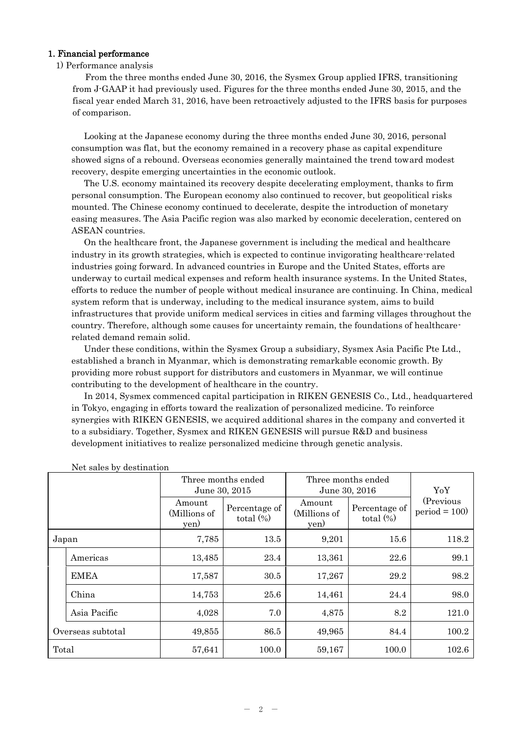## 1. Financial performance

### 1) Performance analysis

From the three months ended June 30, 2016, the Sysmex Group applied IFRS, transitioning from J-GAAP it had previously used. Figures for the three months ended June 30, 2015, and the fiscal year ended March 31, 2016, have been retroactively adjusted to the IFRS basis for purposes of comparison.

Looking at the Japanese economy during the three months ended June 30, 2016, personal consumption was flat, but the economy remained in a recovery phase as capital expenditure showed signs of a rebound. Overseas economies generally maintained the trend toward modest recovery, despite emerging uncertainties in the economic outlook.

The U.S. economy maintained its recovery despite decelerating employment, thanks to firm personal consumption. The European economy also continued to recover, but geopolitical risks mounted. The Chinese economy continued to decelerate, despite the introduction of monetary easing measures. The Asia Pacific region was also marked by economic deceleration, centered on ASEAN countries.

On the healthcare front, the Japanese government is including the medical and healthcare industry in its growth strategies, which is expected to continue invigorating healthcare-related industries going forward. In advanced countries in Europe and the United States, efforts are underway to curtail medical expenses and reform health insurance systems. In the United States, efforts to reduce the number of people without medical insurance are continuing. In China, medical system reform that is underway, including to the medical insurance system, aims to build infrastructures that provide uniform medical services in cities and farming villages throughout the country. Therefore, although some causes for uncertainty remain, the foundations of healthcare-related demand remain solid.

Under these conditions, within the Sysmex Group a subsidiary, Sysmex Asia Pacific Pte Ltd., established a branch in Myanmar, which is demonstrating remarkable economic growth. By providing more robust support for distributors and customers in Myanmar, we will continue contributing to the development of healthcare in the country.

In 2014, Sysmex commenced capital participation in RIKEN GENESIS Co., Ltd., headquartered in Tokyo, engaging in efforts toward the realization of personalized medicine. To reinforce synergies with RIKEN GENESIS, we acquired additional shares in the company and converted it to a subsidiary. Together, Sysmex and RIKEN GENESIS will pursue R&D and business development initiatives to realize personalized medicine through genetic analysis.

Net sales by destination

| | Three months ended June 30, 2015 | | Three months ended June 30, 2016 | | YoY |
|---|---|---|---|---|---|
| | Amount (Millions of yen) | Percentage of total (%) | Amount (Millions of yen) | Percentage of total (%) | (Previous period = 100) |
| Japan | 7,785 | 13.5 | 9,201 | 15.6 | 118.2 |
| Americas | 13,485 | 23.4 | 13,361 | 22.6 | 99.1 |
| EMEA | 17,587 | 30.5 | 17,267 | 29.2 | 98.2 |
| China | 14,753 | 25.6 | 14,461 | 24.4 | 98.0 |
| Asia Pacific | 4,028 | 7.0 | 4,875 | 8.2 | 121.0 |
| Overseas subtotal | 49,855 | 86.5 | 49,965 | 84.4 | 100.2 |
| Total | 57,641 | 100.0 | 59,167 | 100.0 | 102.6 |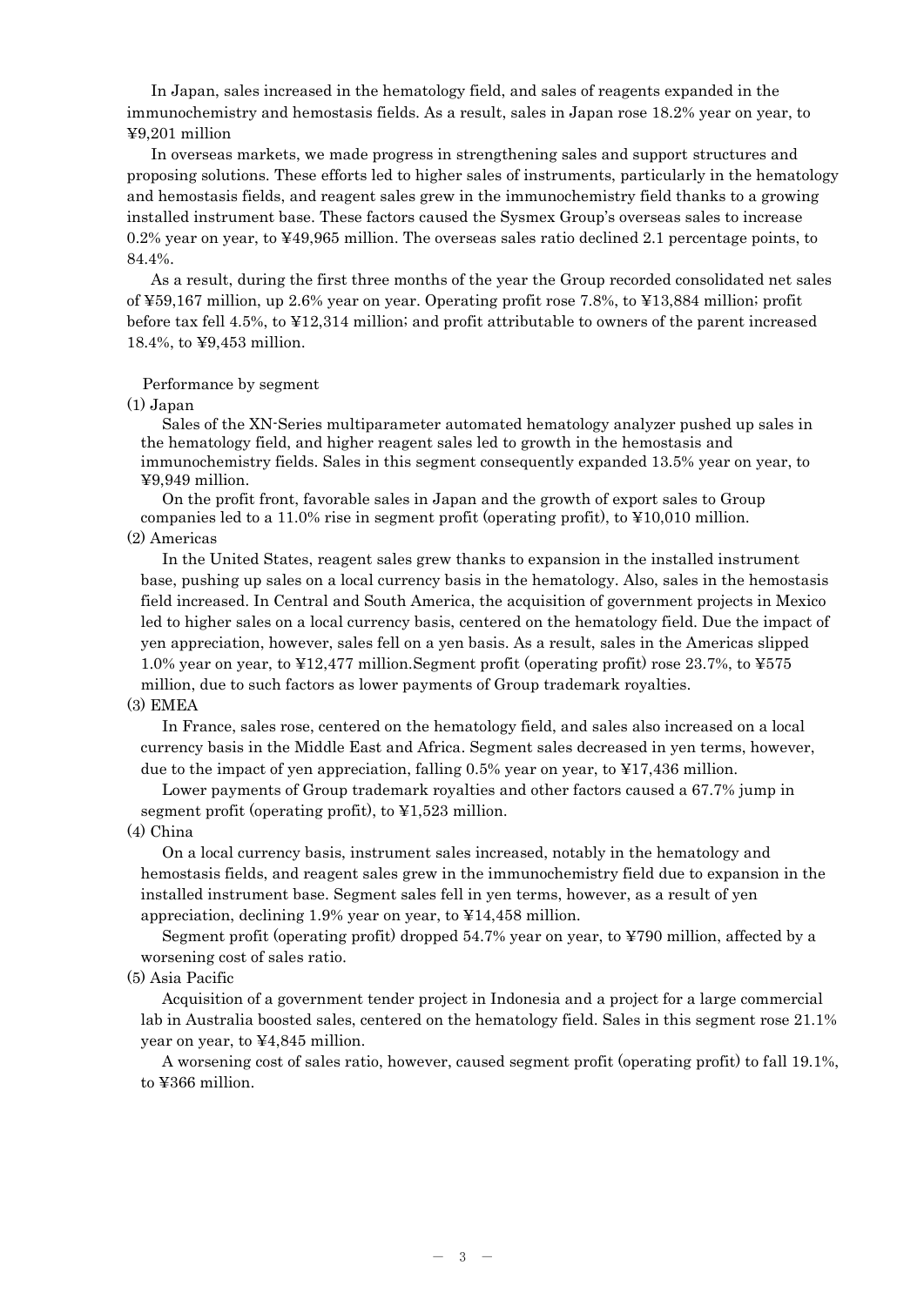In Japan, sales increased in the hematology field, and sales of reagents expanded in the immunochemistry and hemostasis fields. As a result, sales in Japan rose 18.2% year on year, to ¥9,201 million

In overseas markets, we made progress in strengthening sales and support structures and proposing solutions. These efforts led to higher sales of instruments, particularly in the hematology and hemostasis fields, and reagent sales grew in the immunochemistry field thanks to a growing installed instrument base. These factors caused the Sysmex Group's overseas sales to increase 0.2% year on year, to ¥49,965 million. The overseas sales ratio declined 2.1 percentage points, to 84.4%.

As a result, during the first three months of the year the Group recorded consolidated net sales of ¥59,167 million, up 2.6% year on year. Operating profit rose 7.8%, to ¥13,884 million; profit before tax fell 4.5%, to ¥12,314 million; and profit attributable to owners of the parent increased 18.4%, to ¥9,453 million.

Performance by segment

(1) Japan

Sales of the XN-Series multiparameter automated hematology analyzer pushed up sales in the hematology field, and higher reagent sales led to growth in the hemostasis and immunochemistry fields. Sales in this segment consequently expanded 13.5% year on year, to ¥9,949 million.

On the profit front, favorable sales in Japan and the growth of export sales to Group companies led to a 11.0% rise in segment profit (operating profit), to ¥10,010 million.

(2) Americas

In the United States, reagent sales grew thanks to expansion in the installed instrument base, pushing up sales on a local currency basis in the hematology. Also, sales in the hemostasis field increased. In Central and South America, the acquisition of government projects in Mexico led to higher sales on a local currency basis, centered on the hematology field. Due the impact of yen appreciation, however, sales fell on a yen basis. As a result, sales in the Americas slipped 1.0% year on year, to ¥12,477 million.Segment profit (operating profit) rose 23.7%, to ¥575 million, due to such factors as lower payments of Group trademark royalties.

(3) EMEA

In France, sales rose, centered on the hematology field, and sales also increased on a local currency basis in the Middle East and Africa. Segment sales decreased in yen terms, however, due to the impact of yen appreciation, falling 0.5% year on year, to ¥17,436 million.

Lower payments of Group trademark royalties and other factors caused a 67.7% jump in segment profit (operating profit), to ¥1,523 million.

(4) China

On a local currency basis, instrument sales increased, notably in the hematology and hemostasis fields, and reagent sales grew in the immunochemistry field due to expansion in the installed instrument base. Segment sales fell in yen terms, however, as a result of yen appreciation, declining 1.9% year on year, to ¥14,458 million.

Segment profit (operating profit) dropped 54.7% year on year, to ¥790 million, affected by a worsening cost of sales ratio.

(5) Asia Pacific

Acquisition of a government tender project in Indonesia and a project for a large commercial lab in Australia boosted sales, centered on the hematology field. Sales in this segment rose 21.1% year on year, to ¥4,845 million.

A worsening cost of sales ratio, however, caused segment profit (operating profit) to fall 19.1%, to ¥366 million.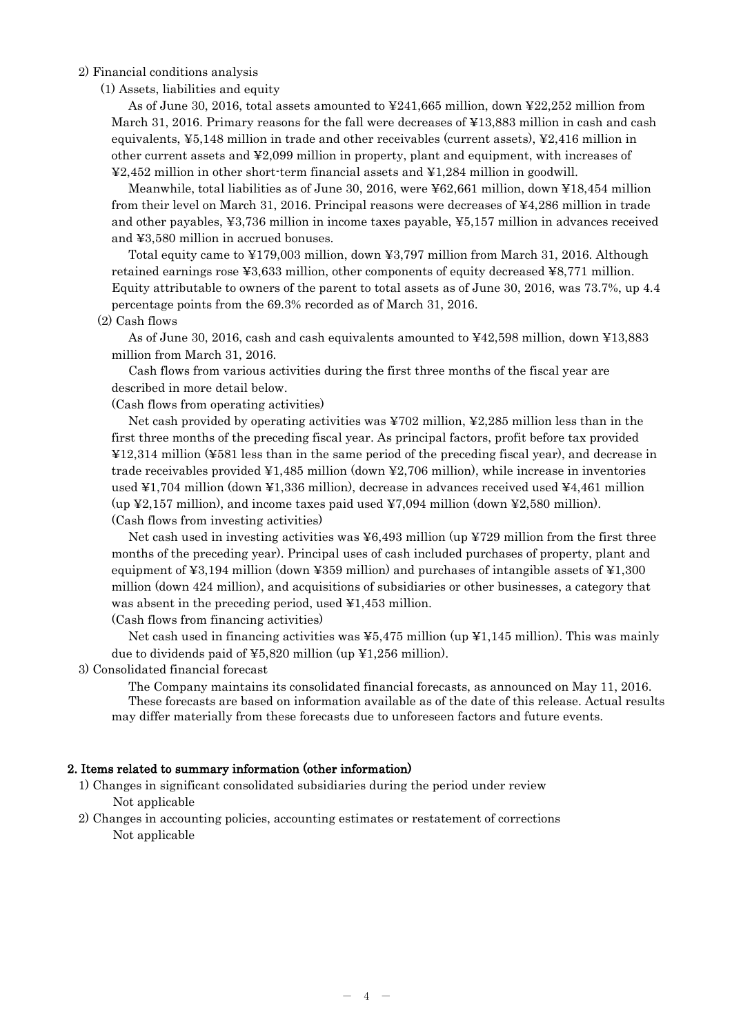2) Financial conditions analysis

(1) Assets, liabilities and equity

As of June 30, 2016, total assets amounted to ¥241,665 million, down ¥22,252 million from March 31, 2016. Primary reasons for the fall were decreases of ¥13,883 million in cash and cash equivalents, ¥5,148 million in trade and other receivables (current assets), ¥2,416 million in other current assets and ¥2,099 million in property, plant and equipment, with increases of ¥2,452 million in other short-term financial assets and ¥1,284 million in goodwill.

Meanwhile, total liabilities as of June 30, 2016, were ¥62,661 million, down ¥18,454 million from their level on March 31, 2016. Principal reasons were decreases of ¥4,286 million in trade and other payables, ¥3,736 million in income taxes payable, ¥5,157 million in advances received and ¥3,580 million in accrued bonuses.

Total equity came to ¥179,003 million, down ¥3,797 million from March 31, 2016. Although retained earnings rose ¥3,633 million, other components of equity decreased ¥8,771 million. Equity attributable to owners of the parent to total assets as of June 30, 2016, was 73.7%, up 4.4 percentage points from the 69.3% recorded as of March 31, 2016.

(2) Cash flows

As of June 30, 2016, cash and cash equivalents amounted to ¥42,598 million, down ¥13,883 million from March 31, 2016.

Cash flows from various activities during the first three months of the fiscal year are described in more detail below.

(Cash flows from operating activities)

Net cash provided by operating activities was ¥702 million, ¥2,285 million less than in the first three months of the preceding fiscal year. As principal factors, profit before tax provided ¥12,314 million (¥581 less than in the same period of the preceding fiscal year), and decrease in trade receivables provided ¥1,485 million (down ¥2,706 million), while increase in inventories used ¥1,704 million (down ¥1,336 million), decrease in advances received used ¥4,461 million (up ¥2,157 million), and income taxes paid used ¥7,094 million (down ¥2,580 million).

(Cash flows from investing activities)

Net cash used in investing activities was ¥6,493 million (up ¥729 million from the first three months of the preceding year). Principal uses of cash included purchases of property, plant and equipment of ¥3,194 million (down ¥359 million) and purchases of intangible assets of ¥1,300 million (down 424 million), and acquisitions of subsidiaries or other businesses, a category that was absent in the preceding period, used ¥1,453 million.

(Cash flows from financing activities)

Net cash used in financing activities was ¥5,475 million (up ¥1,145 million). This was mainly due to dividends paid of ¥5,820 million (up ¥1,256 million).

3) Consolidated financial forecast

The Company maintains its consolidated financial forecasts, as announced on May 11, 2016. These forecasts are based on information available as of the date of this release. Actual results may differ materially from these forecasts due to unforeseen factors and future events.

## 2. Items related to summary information (other information)

1) Changes in significant consolidated subsidiaries during the period under review

Not applicable

2) Changes in accounting policies, accounting estimates or restatement of corrections

Not applicable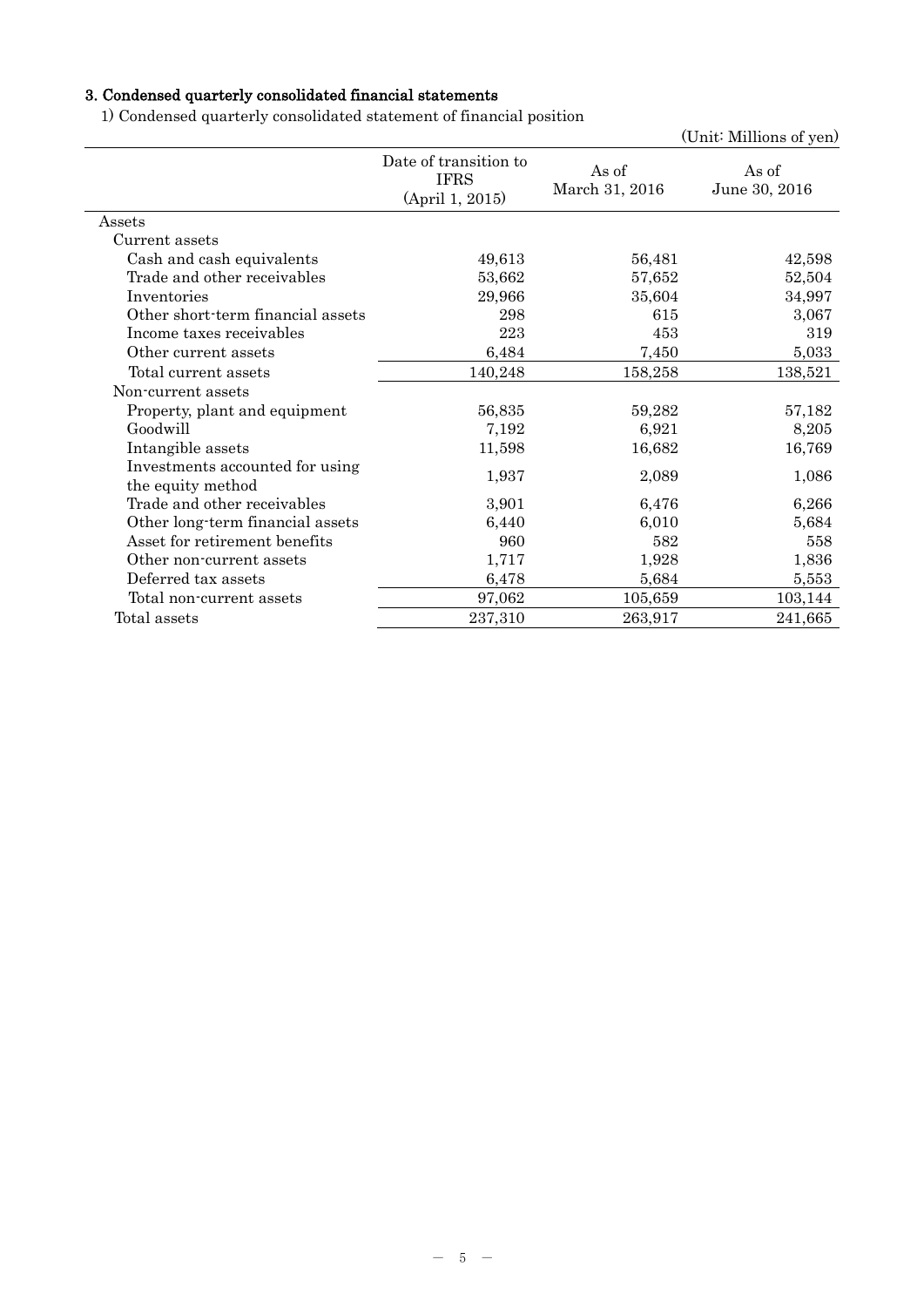### 3. Condensed quarterly consolidated financial statements

1) Condensed quarterly consolidated statement of financial position

(Unit: Millions of yen)

| | Date of transition to IFRS (April 1, 2015) | As of March 31, 2016 | As of June 30, 2016 |
|---|---|---|---|
| Assets | | | |
| Current assets | | | |
| Cash and cash equivalents | 49,613 | 56,481 | 42,598 |
| Trade and other receivables | 53,662 | 57,652 | 52,504 |
| Inventories | 29,966 | 35,604 | 34,997 |
| Other short-term financial assets | 298 | 615 | 3,067 |
| Income taxes receivables | 223 | 453 | 319 |
| Other current assets | 6,484 | 7,450 | 5,033 |
| Total current assets | 140,248 | 158,258 | 138,521 |
| Non-current assets | | | |
| Property, plant and equipment | 56,835 | 59,282 | 57,182 |
| Goodwill | 7,192 | 6,921 | 8,205 |
| Intangible assets | 11,598 | 16,682 | 16,769 |
| Investments accounted for using the equity method | 1,937 | 2,089 | 1,086 |
| Trade and other receivables | 3,901 | 6,476 | 6,266 |
| Other long-term financial assets | 6,440 | 6,010 | 5,684 |
| Asset for retirement benefits | 960 | 582 | 558 |
| Other non-current assets | 1,717 | 1,928 | 1,836 |
| Deferred tax assets | 6,478 | 5,684 | 5,553 |
| Total non-current assets | 97,062 | 105,659 | 103,144 |
| Total assets | 237,310 | 263,917 | 241,665 |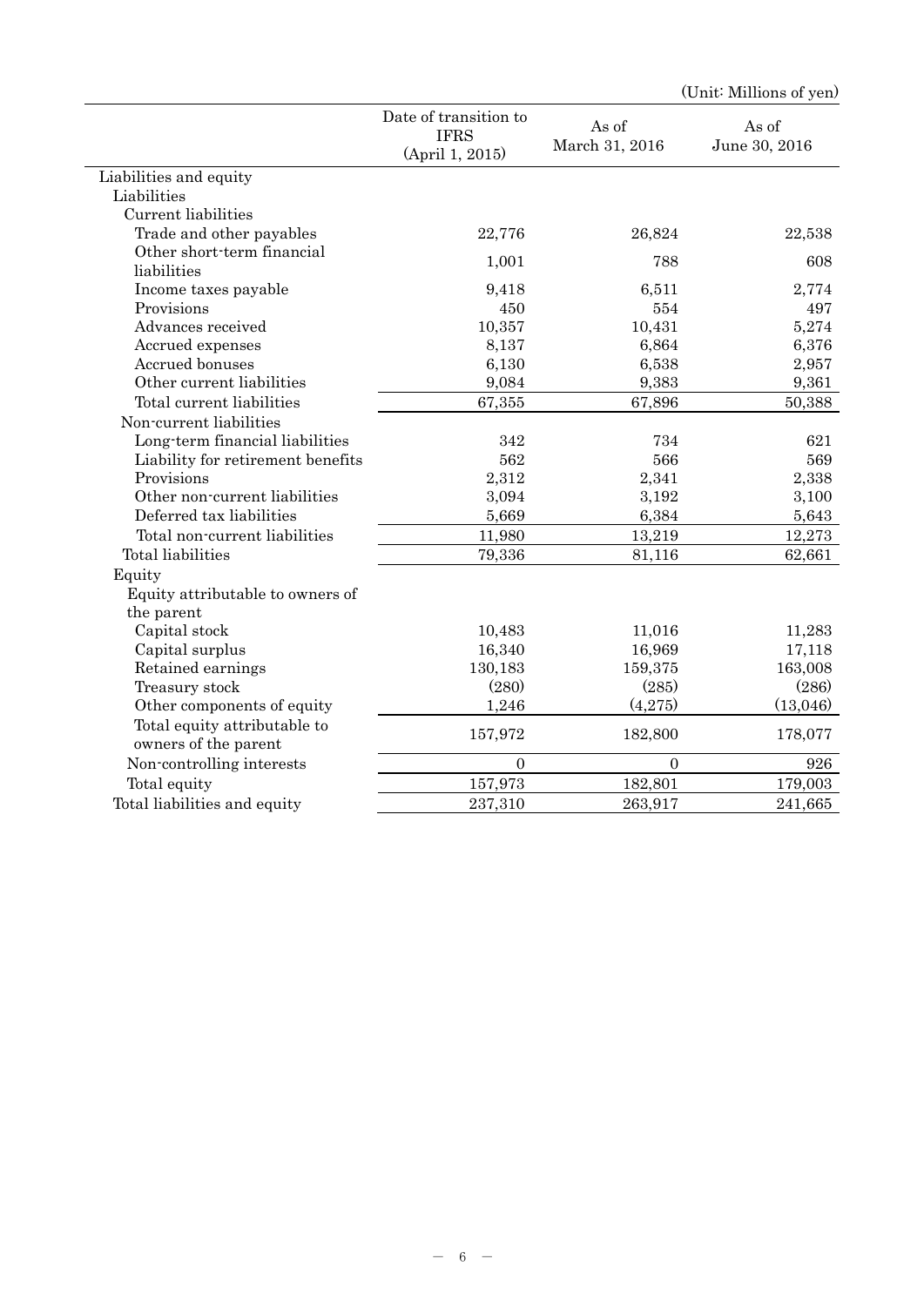(Unit: Millions of yen)

| | Date of transition to IFRS (April 1, 2015) | As of March 31, 2016 | As of June 30, 2016 |
|---|---|---|---|
| Liabilities and equity | | | |
| Liabilities | | | |
| Current liabilities | | | |
| Trade and other payables | 22,776 | 26,824 | 22,538 |
| Other short-term financial liabilities | 1,001 | 788 | 608 |
| Income taxes payable | 9,418 | 6,511 | 2,774 |
| Provisions | 450 | 554 | 497 |
| Advances received | 10,357 | 10,431 | 5,274 |
| Accrued expenses | 8,137 | 6,864 | 6,376 |
| Accrued bonuses | 6,130 | 6,538 | 2,957 |
| Other current liabilities | 9,084 | 9,383 | 9,361 |
| Total current liabilities | 67,355 | 67,896 | 50,388 |
| Non-current liabilities | | | |
| Long-term financial liabilities | 342 | 734 | 621 |
| Liability for retirement benefits | 562 | 566 | 569 |
| Provisions | 2,312 | 2,341 | 2,338 |
| Other non-current liabilities | 3,094 | 3,192 | 3,100 |
| Deferred tax liabilities | 5,669 | 6,384 | 5,643 |
| Total non-current liabilities | 11,980 | 13,219 | 12,273 |
| Total liabilities | 79,336 | 81,116 | 62,661 |
| Equity | | | |
| Equity attributable to owners of the parent | | | |
| Capital stock | 10,483 | 11,016 | 11,283 |
| Capital surplus | 16,340 | 16,969 | 17,118 |
| Retained earnings | 130,183 | 159,375 | 163,008 |
| Treasury stock | (280) | (285) | (286) |
| Other components of equity | 1,246 | (4,275) | (13,046) |
| Total equity attributable to owners of the parent | 157,972 | 182,800 | 178,077 |
| Non-controlling interests | 0 | 0 | 926 |
| Total equity | 157,973 | 182,801 | 179,003 |
| Total liabilities and equity | 237,310 | 263,917 | 241,665 |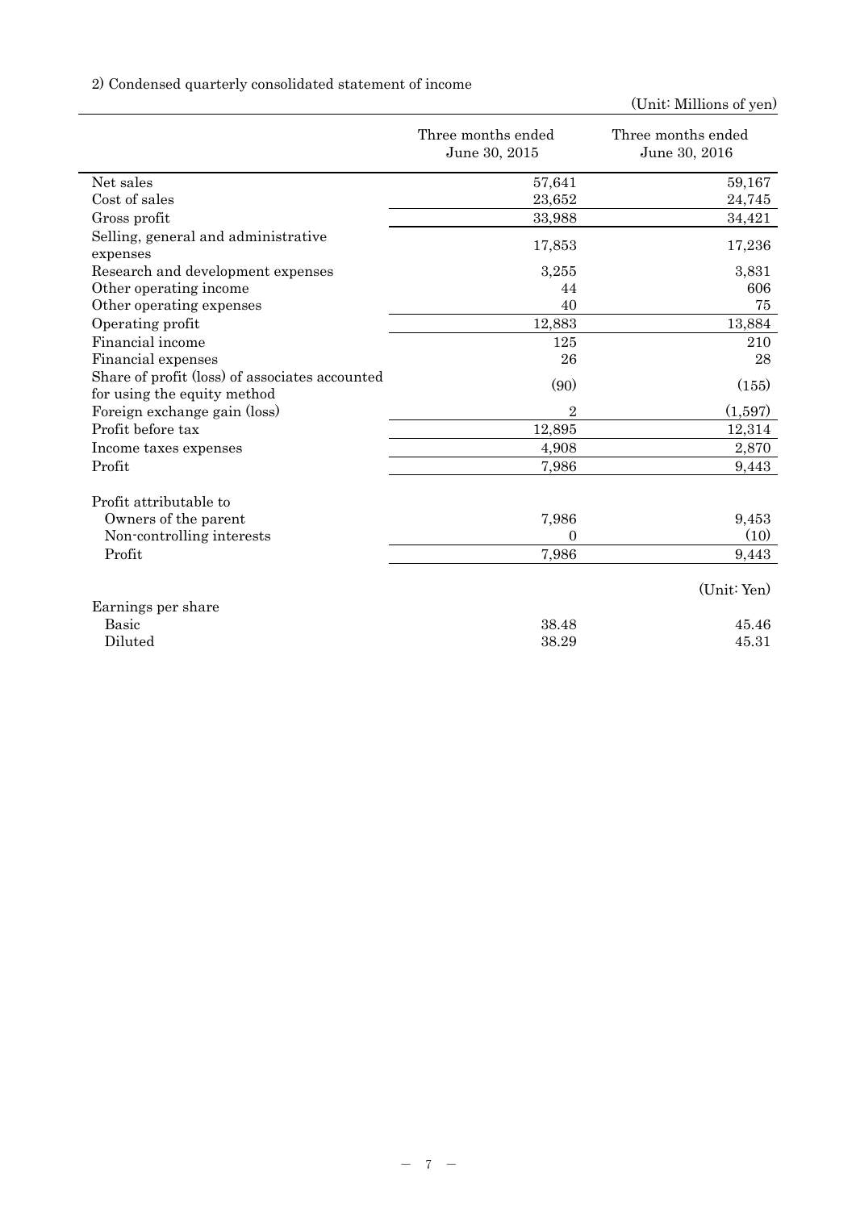2) Condensed quarterly consolidated statement of income

(Unit: Millions of yen)

| | Three months ended June 30, 2015 | Three months ended June 30, 2016 |
|---|---|---|
| Net sales | 57,641 | 59,167 |
| Cost of sales | 23,652 | 24,745 |
| Gross profit | 33,988 | 34,421 |
| Selling, general and administrative expenses | 17,853 | 17,236 |
| Research and development expenses | 3,255 | 3,831 |
| Other operating income | 44 | 606 |
| Other operating expenses | 40 | 75 |
| Operating profit | 12,883 | 13,884 |
| Financial income | 125 | 210 |
| Financial expenses | 26 | 28 |
| Share of profit (loss) of associates accounted for using the equity method | (90) | (155) |
| Foreign exchange gain (loss) | 2 | (1,597) |
| Profit before tax | 12,895 | 12,314 |
| Income taxes expenses | 4,908 | 2,870 |
| Profit | 7,986 | 9,443 |
| | | |
| Profit attributable to | | |
| Owners of the parent | 7,986 | 9,453 |
| Non-controlling interests | 0 | (10) |
| Profit | 7,986 | 9,443 |
| | | (Unit: Yen) |
| Earnings per share | | |
| Basic | 38.48 | 45.46 |
| Diluted | 38.29 | 45.31 |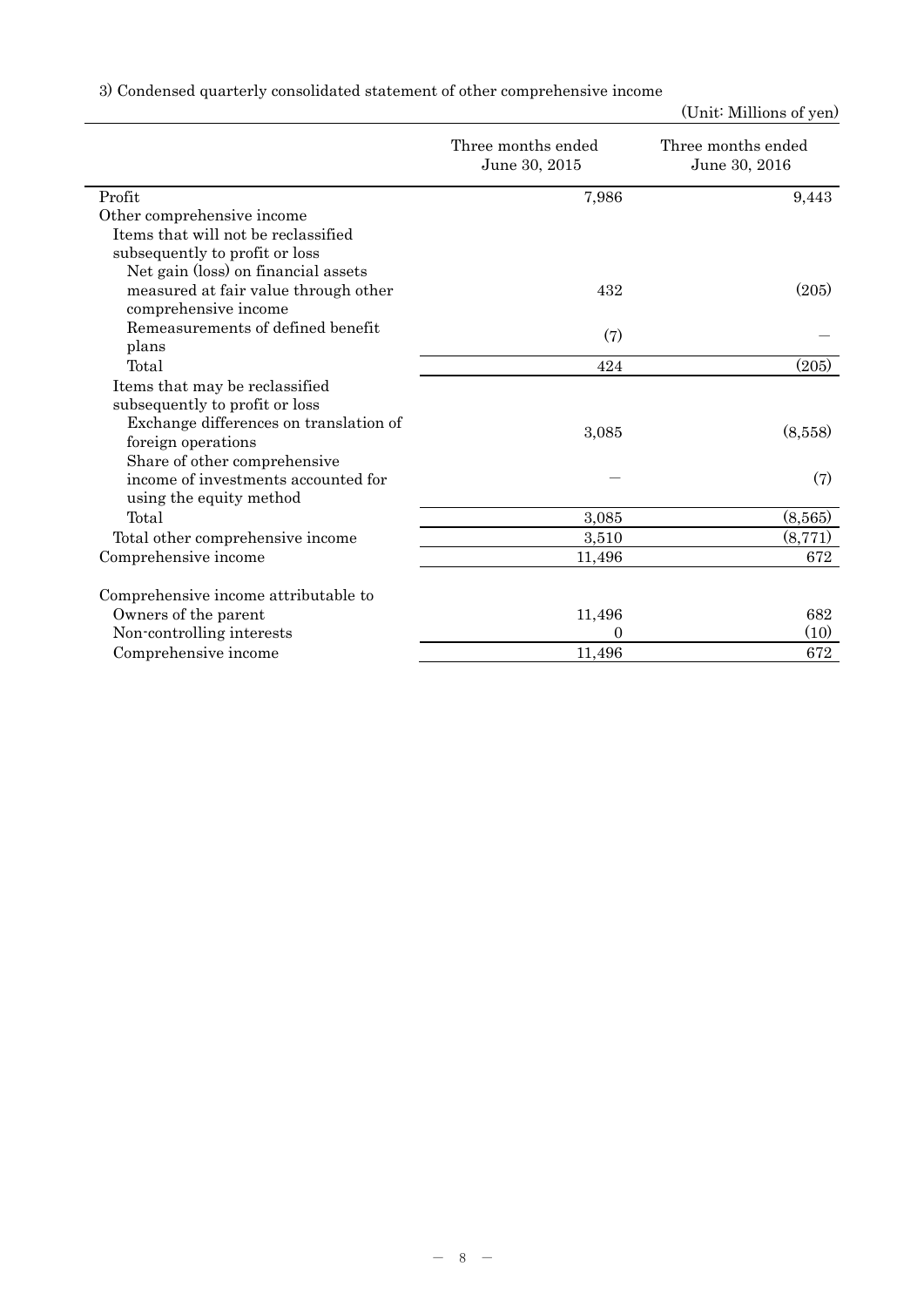3) Condensed quarterly consolidated statement of other comprehensive income

(Unit: Millions of yen)

| | Three months ended June 30, 2015 | Three months ended June 30, 2016 |
|---|---|---|
| Profit | 7,986 | 9,443 |
| Other comprehensive income | | |
| Items that will not be reclassified subsequently to profit or loss | | |
| Net gain (loss) on financial assets measured at fair value through other comprehensive income | 432 | (205) |
| Remeasurements of defined benefit plans | (7) | — |
| Total | 424 | (205) |
| Items that may be reclassified subsequently to profit or loss | | |
| Exchange differences on translation of foreign operations | 3,085 | (8,558) |
| Share of other comprehensive income of investments accounted for using the equity method | — | (7) |
| Total | 3,085 | (8,565) |
| Total other comprehensive income | 3,510 | (8,771) |
| Comprehensive income | 11,496 | 672 |
| Comprehensive income attributable to | | |
| Owners of the parent | 11,496 | 682 |
| Non-controlling interests | 0 | (10) |
| Comprehensive income | 11,496 | 672 |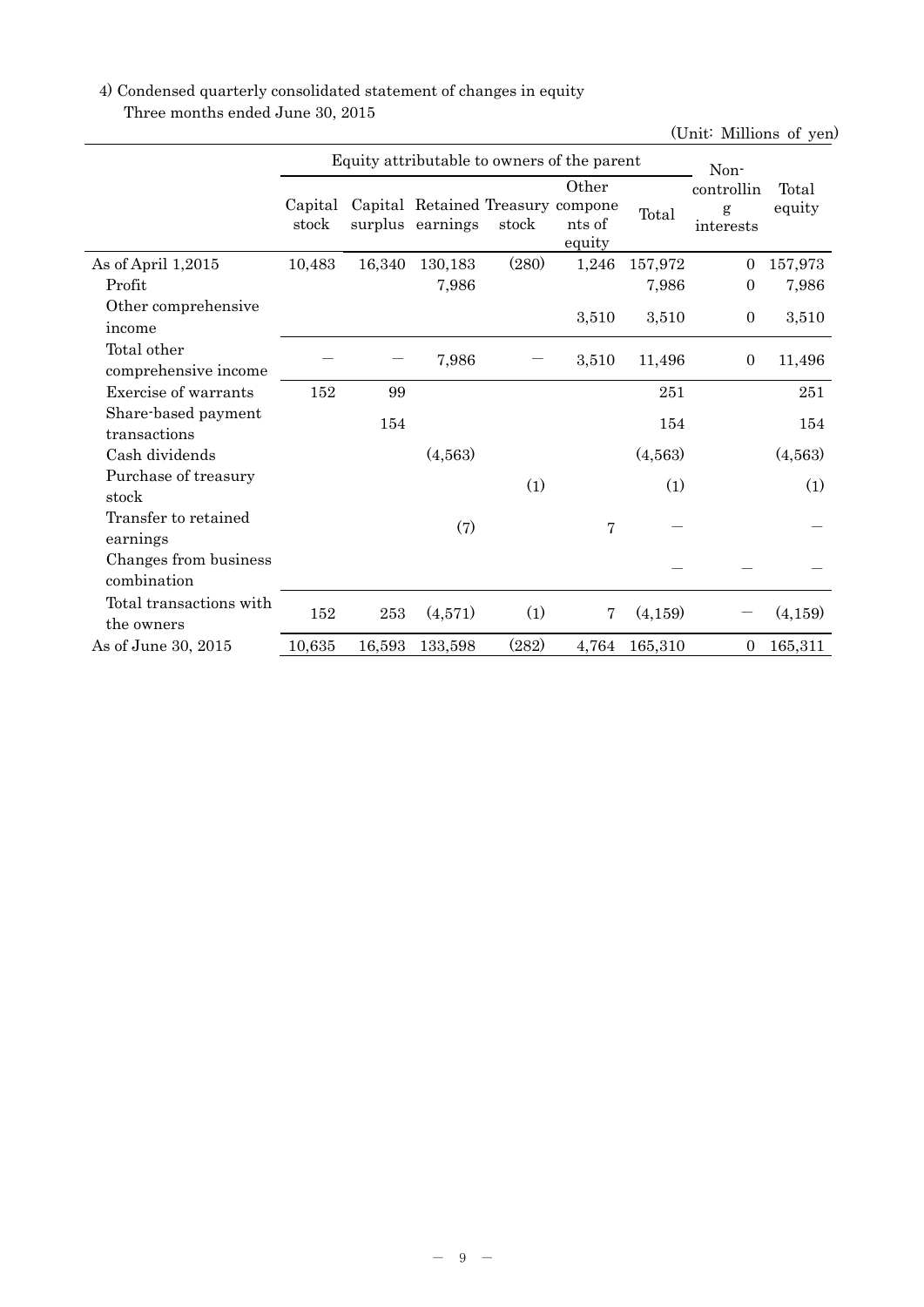4) Condensed quarterly consolidated statement of changes in equity

Three months ended June 30, 2015

(Unit: Millions of yen)

| | Equity attributable to owners of the parent | | | | | | Non-controlling interests | Total equity |
|---|---|---|---|---|---|---|---|---|
| | Capital stock | Capital surplus | Retained earnings | Treasury stock | Other components of equity | Total | | |
| As of April 1,2015 | 10,483 | 16,340 | 130,183 | (280) | 1,246 | 157,972 | 0 | 157,973 |
| Profit | | | 7,986 | | | 7,986 | 0 | 7,986 |
| Other comprehensive income | | | | | 3,510 | 3,510 | 0 | 3,510 |
| Total other comprehensive income | — | — | 7,986 | — | 3,510 | 11,496 | 0 | 11,496 |
| Exercise of warrants | 152 | 99 | | | | 251 | | 251 |
| Share-based payment transactions | | 154 | | | | 154 | | 154 |
| Cash dividends | | | (4,563) | | | (4,563) | | (4,563) |
| Purchase of treasury stock | | | | (1) | | (1) | | (1) |
| Transfer to retained earnings | | | (7) | | 7 | — | | — |
| Changes from business combination | | | | | | — | — | — |
| Total transactions with the owners | 152 | 253 | (4,571) | (1) | 7 | (4,159) | — | (4,159) |
| As of June 30, 2015 | 10,635 | 16,593 | 133,598 | (282) | 4,764 | 165,310 | 0 | 165,311 |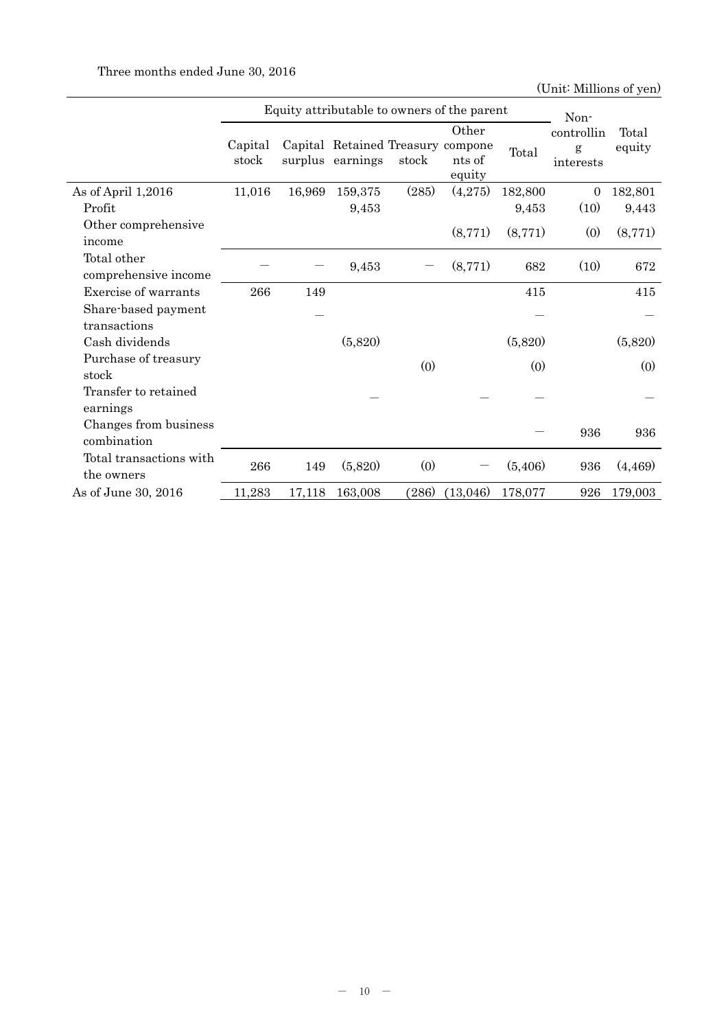Three months ended June 30, 2016

(Unit: Millions of yen)

| | Equity attributable to owners of the parent | | | | | | Non-controlling interests | Total equity |
|---|---|---|---|---|---|---|---|---|
| | Capital stock | Capital surplus | Retained earnings | Treasury stock | Other components of equity | Total | | |
| As of April 1,2016 | 11,016 | 16,969 | 159,375 | (285) | (4,275) | 182,800 | 0 | 182,801 |
| Profit | | | 9,453 | | | 9,453 | (10) | 9,443 |
| Other comprehensive income | | | | | (8,771) | (8,771) | (0) | (8,771) |
| Total other comprehensive income | ― | ― | 9,453 | ― | (8,771) | 682 | (10) | 672 |
| Exercise of warrants | 266 | 149 | | | | 415 | | 415 |
| Share-based payment transactions | | ― | | | | ― | | ― |
| Cash dividends | | | (5,820) | | | (5,820) | | (5,820) |
| Purchase of treasury stock | | | | (0) | | (0) | | (0) |
| Transfer to retained earnings | | | ― | | ― | ― | | ― |
| Changes from business combination | | | | | | ― | 936 | 936 |
| Total transactions with the owners | 266 | 149 | (5,820) | (0) | ― | (5,406) | 936 | (4,469) |
| As of June 30, 2016 | 11,283 | 17,118 | 163,008 | (286) | (13,046) | 178,077 | 926 | 179,003 |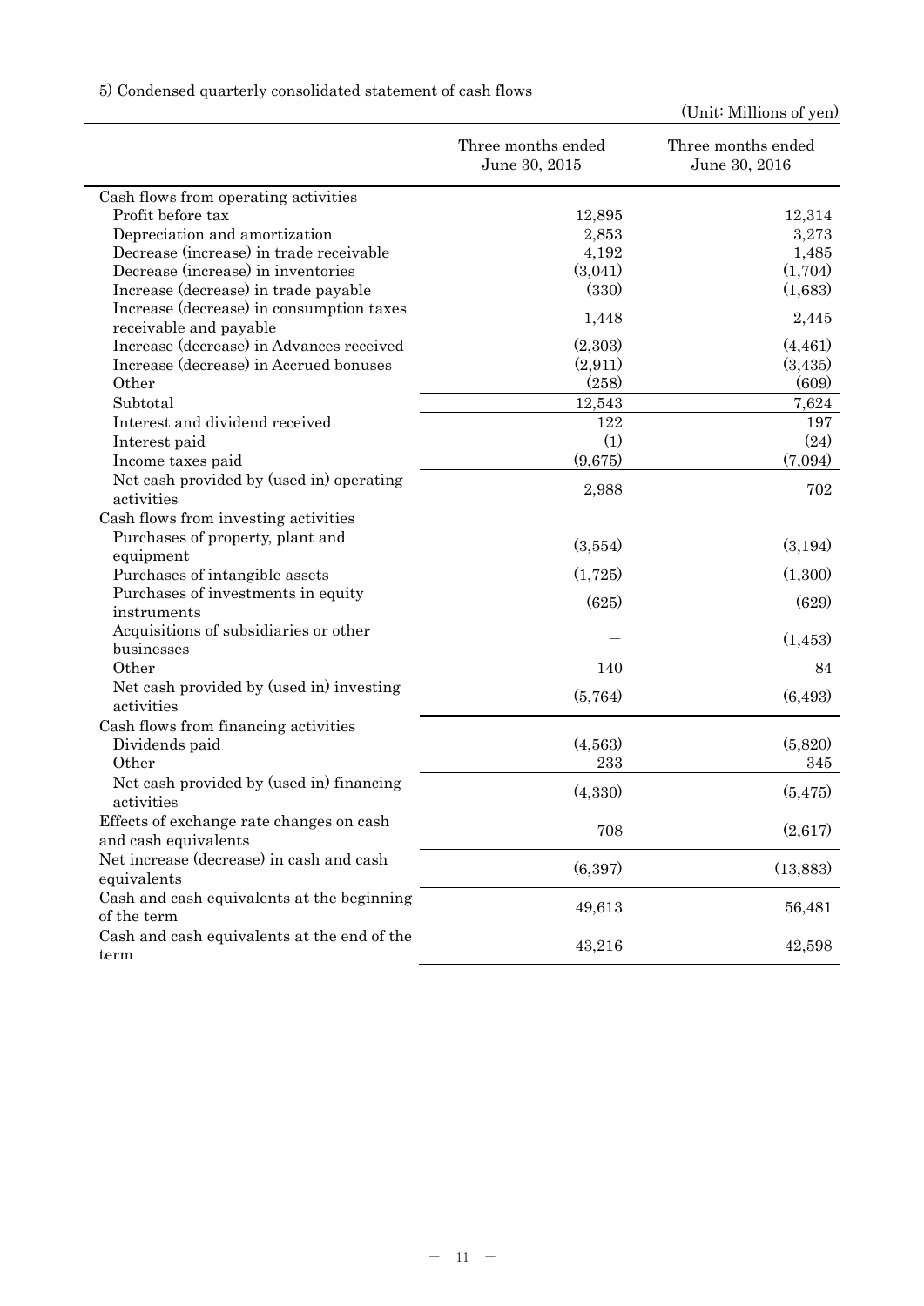5) Condensed quarterly consolidated statement of cash flows

(Unit: Millions of yen)

| | Three months ended June 30, 2015 | Three months ended June 30, 2016 |
|---|---|---|
| Cash flows from operating activities | | |
| Profit before tax | 12,895 | 12,314 |
| Depreciation and amortization | 2,853 | 3,273 |
| Decrease (increase) in trade receivable | 4,192 | 1,485 |
| Decrease (increase) in inventories | (3,041) | (1,704) |
| Increase (decrease) in trade payable | (330) | (1,683) |
| Increase (decrease) in consumption taxes receivable and payable | 1,448 | 2,445 |
| Increase (decrease) in Advances received | (2,303) | (4,461) |
| Increase (decrease) in Accrued bonuses | (2,911) | (3,435) |
| Other | (258) | (609) |
| Subtotal | 12,543 | 7,624 |
| Interest and dividend received | 122 | 197 |
| Interest paid | (1) | (24) |
| Income taxes paid | (9,675) | (7,094) |
| Net cash provided by (used in) operating activities | 2,988 | 702 |
| Cash flows from investing activities | | |
| Purchases of property, plant and equipment | (3,554) | (3,194) |
| Purchases of intangible assets | (1,725) | (1,300) |
| Purchases of investments in equity instruments | (625) | (629) |
| Acquisitions of subsidiaries or other businesses | — | (1,453) |
| Other | 140 | 84 |
| Net cash provided by (used in) investing activities | (5,764) | (6,493) |
| Cash flows from financing activities | | |
| Dividends paid | (4,563) | (5,820) |
| Other | 233 | 345 |
| Net cash provided by (used in) financing activities | (4,330) | (5,475) |
| Effects of exchange rate changes on cash and cash equivalents | 708 | (2,617) |
| Net increase (decrease) in cash and cash equivalents | (6,397) | (13,883) |
| Cash and cash equivalents at the beginning of the term | 49,613 | 56,481 |
| Cash and cash equivalents at the end of the term | 43,216 | 42,598 |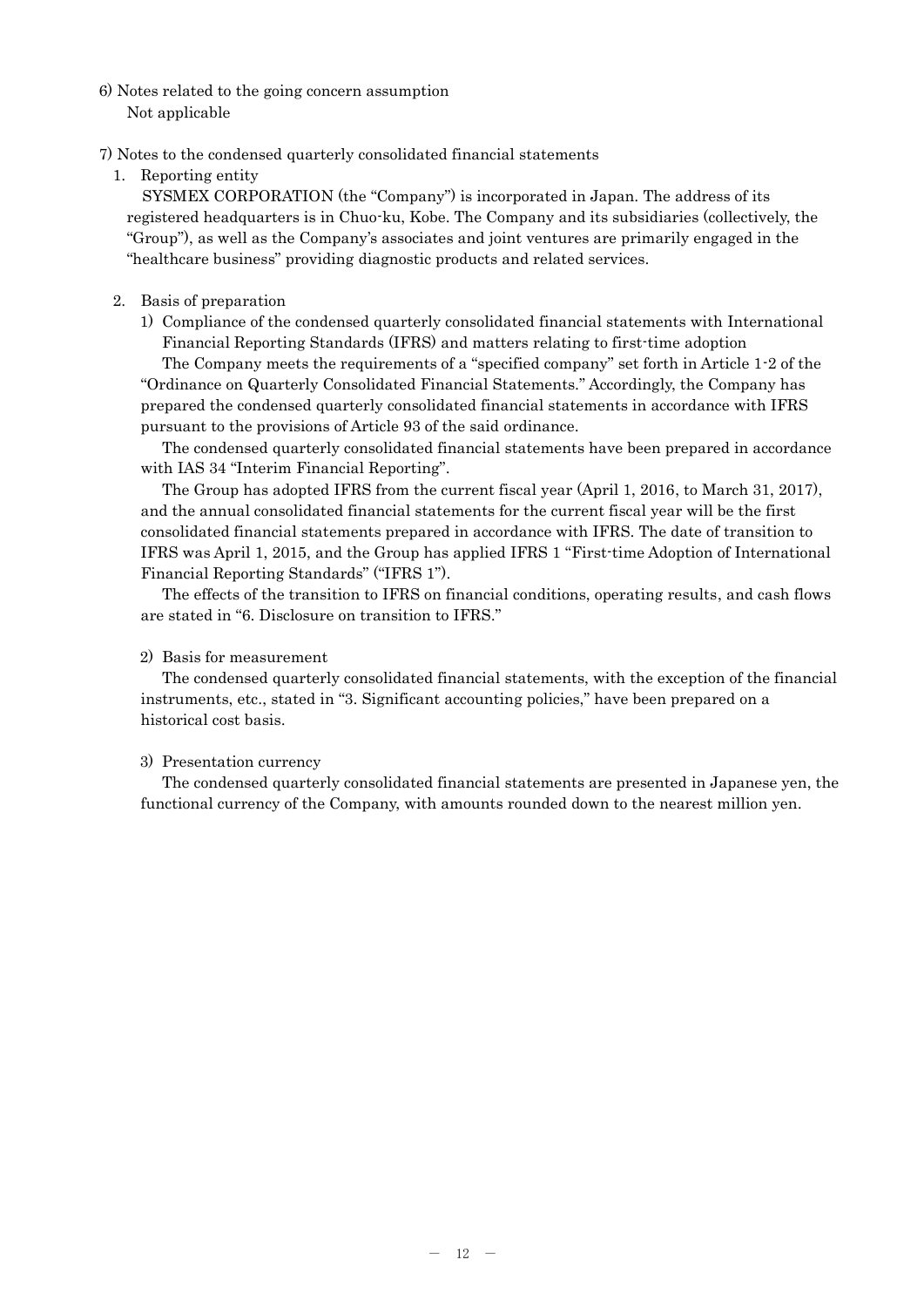6) Notes related to the going concern assumption

Not applicable

7) Notes to the condensed quarterly consolidated financial statements

1. Reporting entity

SYSMEX CORPORATION (the "Company") is incorporated in Japan. The address of its registered headquarters is in Chuo-ku, Kobe. The Company and its subsidiaries (collectively, the "Group"), as well as the Company's associates and joint ventures are primarily engaged in the "healthcare business" providing diagnostic products and related services.

2. Basis of preparation

1) Compliance of the condensed quarterly consolidated financial statements with International Financial Reporting Standards (IFRS) and matters relating to first-time adoption

The Company meets the requirements of a "specified company" set forth in Article 1-2 of the "Ordinance on Quarterly Consolidated Financial Statements." Accordingly, the Company has prepared the condensed quarterly consolidated financial statements in accordance with IFRS pursuant to the provisions of Article 93 of the said ordinance.

The condensed quarterly consolidated financial statements have been prepared in accordance with IAS 34 "Interim Financial Reporting".

The Group has adopted IFRS from the current fiscal year (April 1, 2016, to March 31, 2017), and the annual consolidated financial statements for the current fiscal year will be the first consolidated financial statements prepared in accordance with IFRS. The date of transition to IFRS was April 1, 2015, and the Group has applied IFRS 1 "First-time Adoption of International Financial Reporting Standards" ("IFRS 1").

The effects of the transition to IFRS on financial conditions, operating results, and cash flows are stated in "6. Disclosure on transition to IFRS."

2) Basis for measurement

The condensed quarterly consolidated financial statements, with the exception of the financial instruments, etc., stated in "3. Significant accounting policies," have been prepared on a historical cost basis.

3) Presentation currency

The condensed quarterly consolidated financial statements are presented in Japanese yen, the functional currency of the Company, with amounts rounded down to the nearest million yen.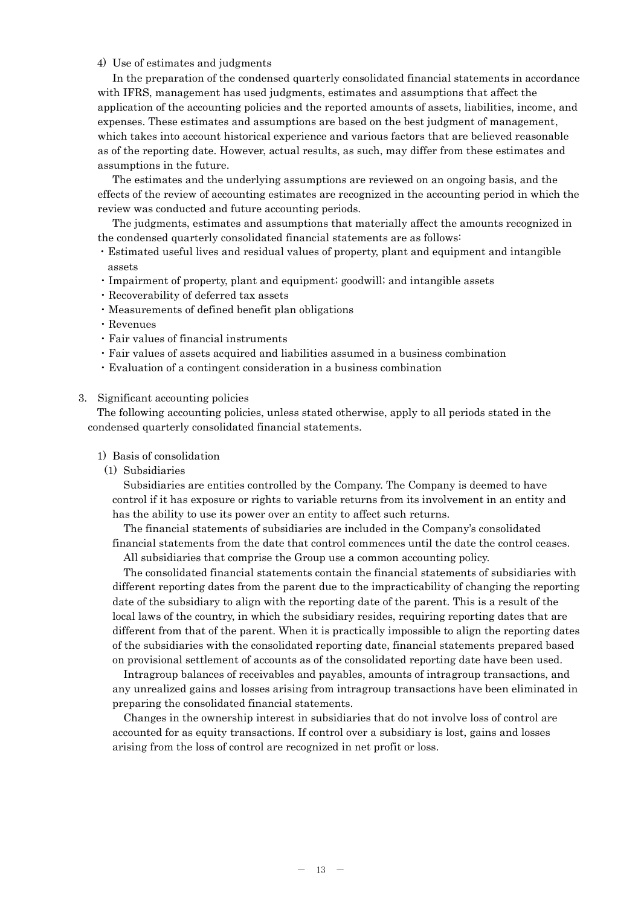4) Use of estimates and judgments

In the preparation of the condensed quarterly consolidated financial statements in accordance with IFRS, management has used judgments, estimates and assumptions that affect the application of the accounting policies and the reported amounts of assets, liabilities, income, and expenses. These estimates and assumptions are based on the best judgment of management, which takes into account historical experience and various factors that are believed reasonable as of the reporting date. However, actual results, as such, may differ from these estimates and assumptions in the future.

The estimates and the underlying assumptions are reviewed on an ongoing basis, and the effects of the review of accounting estimates are recognized in the accounting period in which the review was conducted and future accounting periods.

The judgments, estimates and assumptions that materially affect the amounts recognized in the condensed quarterly consolidated financial statements are as follows:

- Estimated useful lives and residual values of property, plant and equipment and intangible assets
- Impairment of property, plant and equipment; goodwill; and intangible assets
- Recoverability of deferred tax assets
- Measurements of defined benefit plan obligations
- Revenues
- Fair values of financial instruments
- Fair values of assets acquired and liabilities assumed in a business combination
- Evaluation of a contingent consideration in a business combination

## 3. Significant accounting policies

The following accounting policies, unless stated otherwise, apply to all periods stated in the condensed quarterly consolidated financial statements.

### 1) Basis of consolidation

#### (1) Subsidiaries

Subsidiaries are entities controlled by the Company. The Company is deemed to have control if it has exposure or rights to variable returns from its involvement in an entity and has the ability to use its power over an entity to affect such returns.

The financial statements of subsidiaries are included in the Company's consolidated financial statements from the date that control commences until the date the control ceases.

All subsidiaries that comprise the Group use a common accounting policy.

The consolidated financial statements contain the financial statements of subsidiaries with different reporting dates from the parent due to the impracticability of changing the reporting date of the subsidiary to align with the reporting date of the parent. This is a result of the local laws of the country, in which the subsidiary resides, requiring reporting dates that are different from that of the parent. When it is practically impossible to align the reporting dates of the subsidiaries with the consolidated reporting date, financial statements prepared based on provisional settlement of accounts as of the consolidated reporting date have been used.

Intragroup balances of receivables and payables, amounts of intragroup transactions, and any unrealized gains and losses arising from intragroup transactions have been eliminated in preparing the consolidated financial statements.

Changes in the ownership interest in subsidiaries that do not involve loss of control are accounted for as equity transactions. If control over a subsidiary is lost, gains and losses arising from the loss of control are recognized in net profit or loss.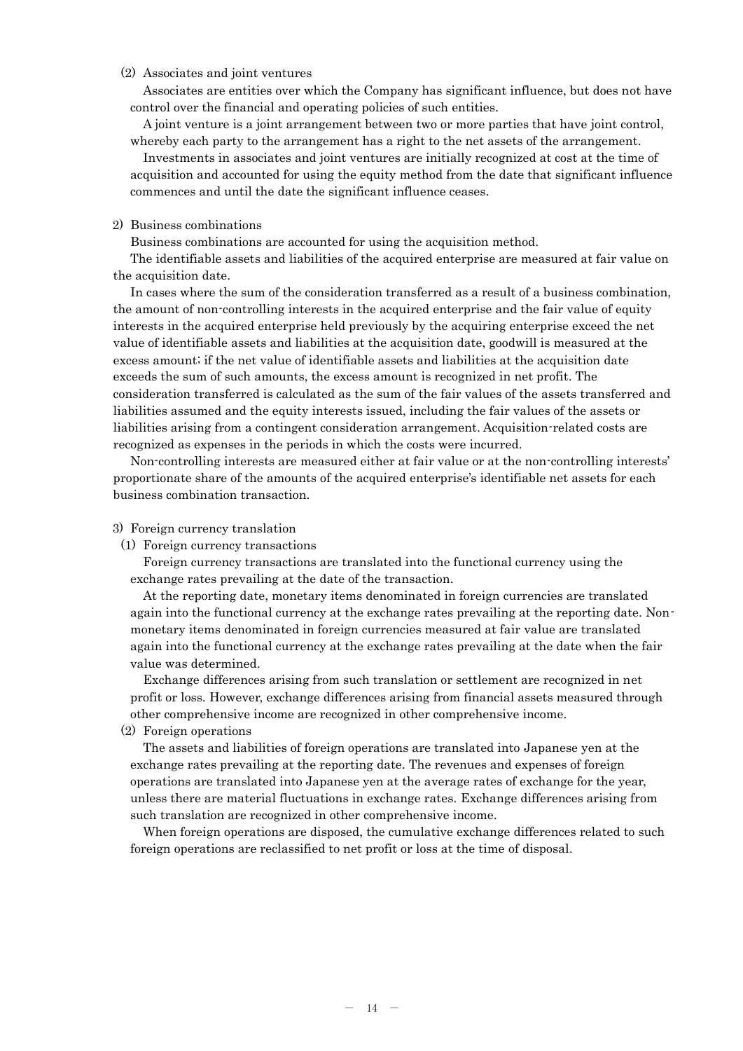(2) Associates and joint ventures

Associates are entities over which the Company has significant influence, but does not have control over the financial and operating policies of such entities.

A joint venture is a joint arrangement between two or more parties that have joint control, whereby each party to the arrangement has a right to the net assets of the arrangement.

Investments in associates and joint ventures are initially recognized at cost at the time of acquisition and accounted for using the equity method from the date that significant influence commences and until the date the significant influence ceases.

2) Business combinations

Business combinations are accounted for using the acquisition method.

The identifiable assets and liabilities of the acquired enterprise are measured at fair value on the acquisition date.

In cases where the sum of the consideration transferred as a result of a business combination, the amount of non-controlling interests in the acquired enterprise and the fair value of equity interests in the acquired enterprise held previously by the acquiring enterprise exceed the net value of identifiable assets and liabilities at the acquisition date, goodwill is measured at the excess amount; if the net value of identifiable assets and liabilities at the acquisition date exceeds the sum of such amounts, the excess amount is recognized in net profit. The consideration transferred is calculated as the sum of the fair values of the assets transferred and liabilities assumed and the equity interests issued, including the fair values of the assets or liabilities arising from a contingent consideration arrangement. Acquisition-related costs are recognized as expenses in the periods in which the costs were incurred.

Non-controlling interests are measured either at fair value or at the non-controlling interests' proportionate share of the amounts of the acquired enterprise's identifiable net assets for each business combination transaction.

3) Foreign currency translation

(1) Foreign currency transactions

Foreign currency transactions are translated into the functional currency using the exchange rates prevailing at the date of the transaction.

At the reporting date, monetary items denominated in foreign currencies are translated again into the functional currency at the exchange rates prevailing at the reporting date. Non-monetary items denominated in foreign currencies measured at fair value are translated again into the functional currency at the exchange rates prevailing at the date when the fair value was determined.

Exchange differences arising from such translation or settlement are recognized in net profit or loss. However, exchange differences arising from financial assets measured through other comprehensive income are recognized in other comprehensive income.

(2) Foreign operations

The assets and liabilities of foreign operations are translated into Japanese yen at the exchange rates prevailing at the reporting date. The revenues and expenses of foreign operations are translated into Japanese yen at the average rates of exchange for the year, unless there are material fluctuations in exchange rates. Exchange differences arising from such translation are recognized in other comprehensive income.

When foreign operations are disposed, the cumulative exchange differences related to such foreign operations are reclassified to net profit or loss at the time of disposal.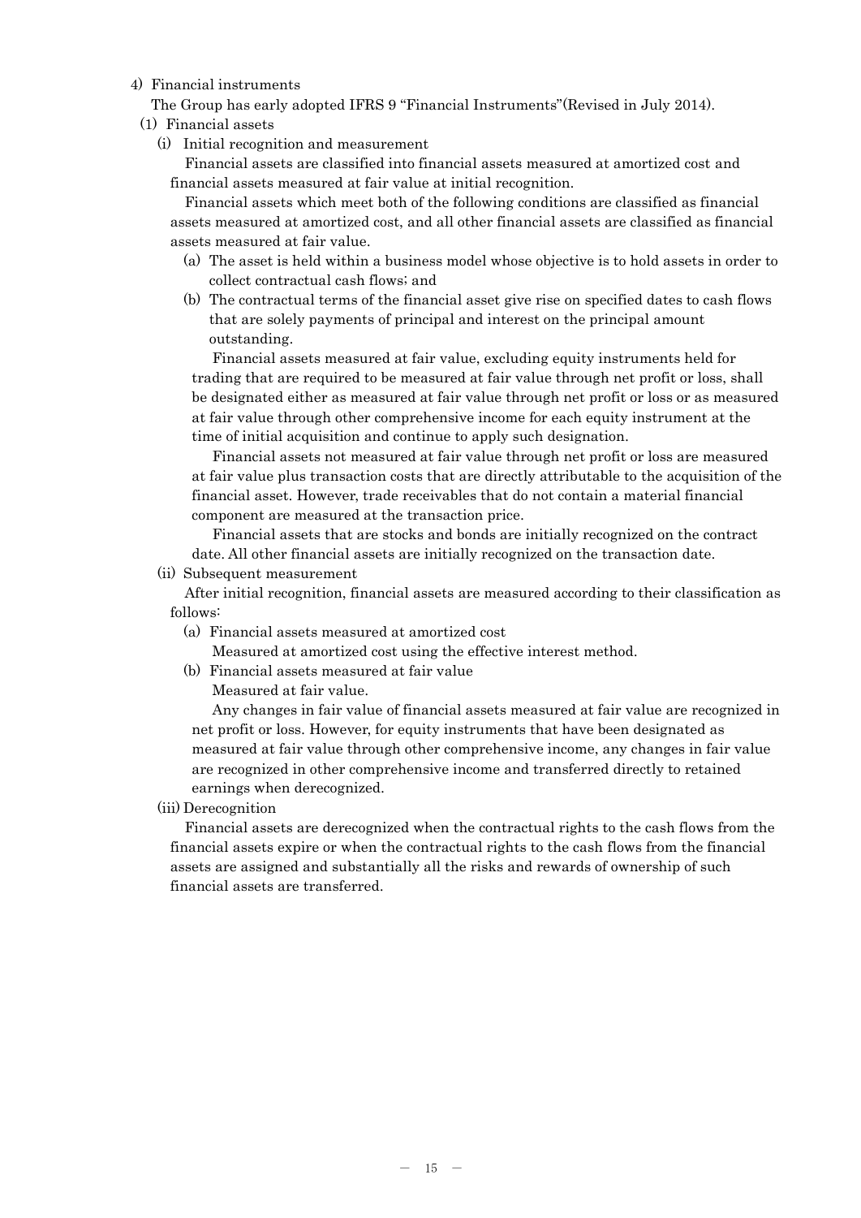4) Financial instruments

The Group has early adopted IFRS 9 "Financial Instruments"(Revised in July 2014).

(1) Financial assets

(i) Initial recognition and measurement

Financial assets are classified into financial assets measured at amortized cost and financial assets measured at fair value at initial recognition.

Financial assets which meet both of the following conditions are classified as financial assets measured at amortized cost, and all other financial assets are classified as financial assets measured at fair value.

(a) The asset is held within a business model whose objective is to hold assets in order to collect contractual cash flows; and

(b) The contractual terms of the financial asset give rise on specified dates to cash flows that are solely payments of principal and interest on the principal amount outstanding.

Financial assets measured at fair value, excluding equity instruments held for trading that are required to be measured at fair value through net profit or loss, shall be designated either as measured at fair value through net profit or loss or as measured at fair value through other comprehensive income for each equity instrument at the time of initial acquisition and continue to apply such designation.

Financial assets not measured at fair value through net profit or loss are measured at fair value plus transaction costs that are directly attributable to the acquisition of the financial asset. However, trade receivables that do not contain a material financial component are measured at the transaction price.

Financial assets that are stocks and bonds are initially recognized on the contract date. All other financial assets are initially recognized on the transaction date.

(ii) Subsequent measurement

After initial recognition, financial assets are measured according to their classification as follows:

(a) Financial assets measured at amortized cost

Measured at amortized cost using the effective interest method.

(b) Financial assets measured at fair value

Measured at fair value.

Any changes in fair value of financial assets measured at fair value are recognized in net profit or loss. However, for equity instruments that have been designated as measured at fair value through other comprehensive income, any changes in fair value are recognized in other comprehensive income and transferred directly to retained earnings when derecognized.

(iii) Derecognition

Financial assets are derecognized when the contractual rights to the cash flows from the financial assets expire or when the contractual rights to the cash flows from the financial assets are assigned and substantially all the risks and rewards of ownership of such financial assets are transferred.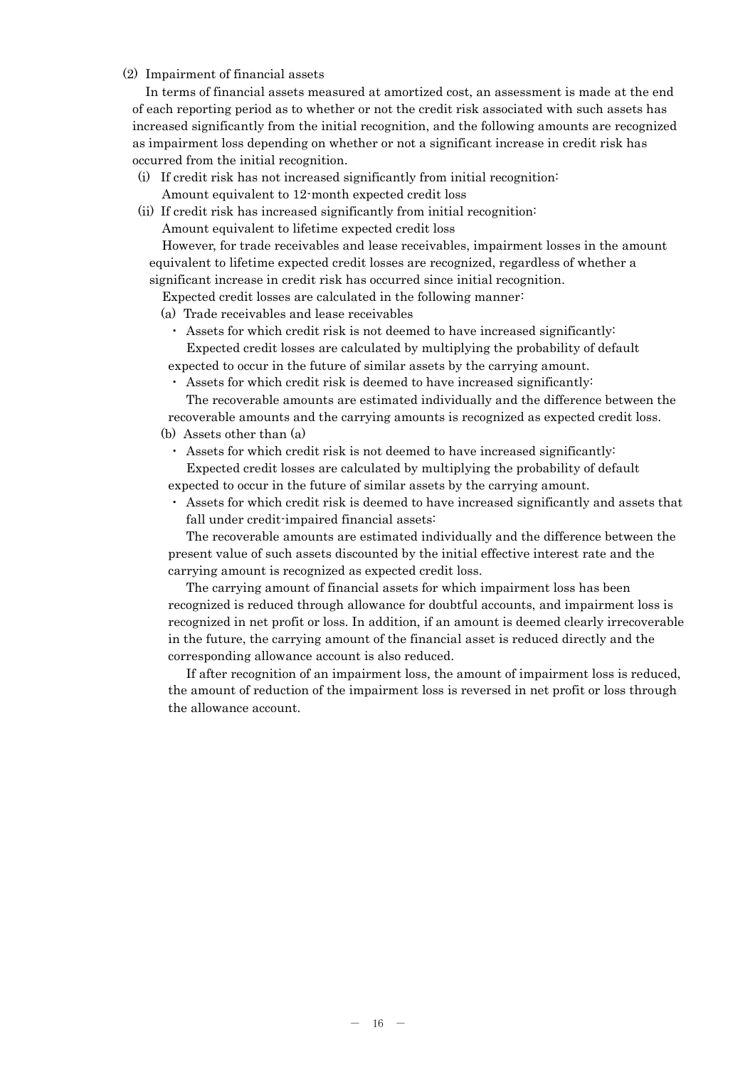(2) Impairment of financial assets

In terms of financial assets measured at amortized cost, an assessment is made at the end of each reporting period as to whether or not the credit risk associated with such assets has increased significantly from the initial recognition, and the following amounts are recognized as impairment loss depending on whether or not a significant increase in credit risk has occurred from the initial recognition.

(i) If credit risk has not increased significantly from initial recognition:
Amount equivalent to 12-month expected credit loss

(ii) If credit risk has increased significantly from initial recognition:
Amount equivalent to lifetime expected credit loss

However, for trade receivables and lease receivables, impairment losses in the amount equivalent to lifetime expected credit losses are recognized, regardless of whether a significant increase in credit risk has occurred since initial recognition.

Expected credit losses are calculated in the following manner:

(a) Trade receivables and lease receivables

- Assets for which credit risk is not deemed to have increased significantly:
  Expected credit losses are calculated by multiplying the probability of default expected to occur in the future of similar assets by the carrying amount.
- Assets for which credit risk is deemed to have increased significantly:
  The recoverable amounts are estimated individually and the difference between the recoverable amounts and the carrying amounts is recognized as expected credit loss.

(b) Assets other than (a)

- Assets for which credit risk is not deemed to have increased significantly:
  Expected credit losses are calculated by multiplying the probability of default expected to occur in the future of similar assets by the carrying amount.
- Assets for which credit risk is deemed to have increased significantly and assets that fall under credit-impaired financial assets:
  The recoverable amounts are estimated individually and the difference between the present value of such assets discounted by the initial effective interest rate and the carrying amount is recognized as expected credit loss.

The carrying amount of financial assets for which impairment loss has been recognized is reduced through allowance for doubtful accounts, and impairment loss is recognized in net profit or loss. In addition, if an amount is deemed clearly irrecoverable in the future, the carrying amount of the financial asset is reduced directly and the corresponding allowance account is also reduced.

If after recognition of an impairment loss, the amount of impairment loss is reduced, the amount of reduction of the impairment loss is reversed in net profit or loss through the allowance account.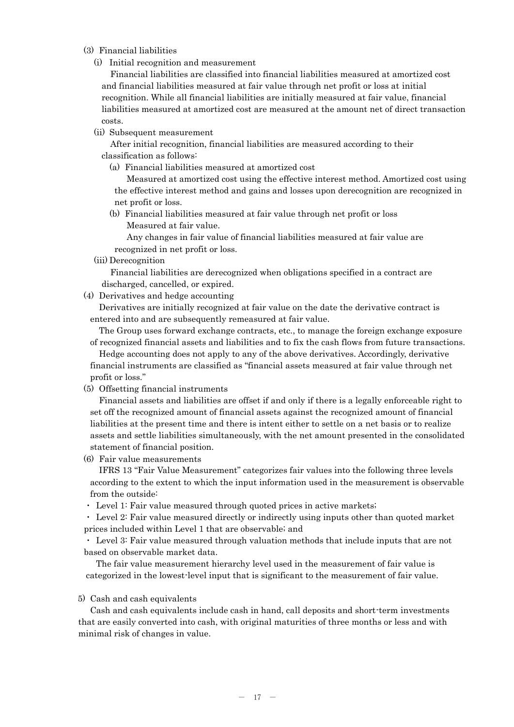(3) Financial liabilities

(i) Initial recognition and measurement

Financial liabilities are classified into financial liabilities measured at amortized cost and financial liabilities measured at fair value through net profit or loss at initial recognition. While all financial liabilities are initially measured at fair value, financial liabilities measured at amortized cost are measured at the amount net of direct transaction costs.

(ii) Subsequent measurement

After initial recognition, financial liabilities are measured according to their classification as follows:

(a) Financial liabilities measured at amortized cost

Measured at amortized cost using the effective interest method. Amortized cost using the effective interest method and gains and losses upon derecognition are recognized in net profit or loss.

(b) Financial liabilities measured at fair value through net profit or loss

Measured at fair value.

Any changes in fair value of financial liabilities measured at fair value are recognized in net profit or loss.

(iii) Derecognition

Financial liabilities are derecognized when obligations specified in a contract are discharged, cancelled, or expired.

(4) Derivatives and hedge accounting

Derivatives are initially recognized at fair value on the date the derivative contract is entered into and are subsequently remeasured at fair value.

The Group uses forward exchange contracts, etc., to manage the foreign exchange exposure of recognized financial assets and liabilities and to fix the cash flows from future transactions.

Hedge accounting does not apply to any of the above derivatives. Accordingly, derivative financial instruments are classified as "financial assets measured at fair value through net profit or loss."

(5) Offsetting financial instruments

Financial assets and liabilities are offset if and only if there is a legally enforceable right to set off the recognized amount of financial assets against the recognized amount of financial liabilities at the present time and there is intent either to settle on a net basis or to realize assets and settle liabilities simultaneously, with the net amount presented in the consolidated statement of financial position.

(6) Fair value measurements

IFRS 13 "Fair Value Measurement" categorizes fair values into the following three levels according to the extent to which the input information used in the measurement is observable from the outside:

- Level 1: Fair value measured through quoted prices in active markets;
- Level 2: Fair value measured directly or indirectly using inputs other than quoted market prices included within Level 1 that are observable; and
- Level 3: Fair value measured through valuation methods that include inputs that are not based on observable market data.

The fair value measurement hierarchy level used in the measurement of fair value is categorized in the lowest-level input that is significant to the measurement of fair value.

5) Cash and cash equivalents

Cash and cash equivalents include cash in hand, call deposits and short-term investments that are easily converted into cash, with original maturities of three months or less and with minimal risk of changes in value.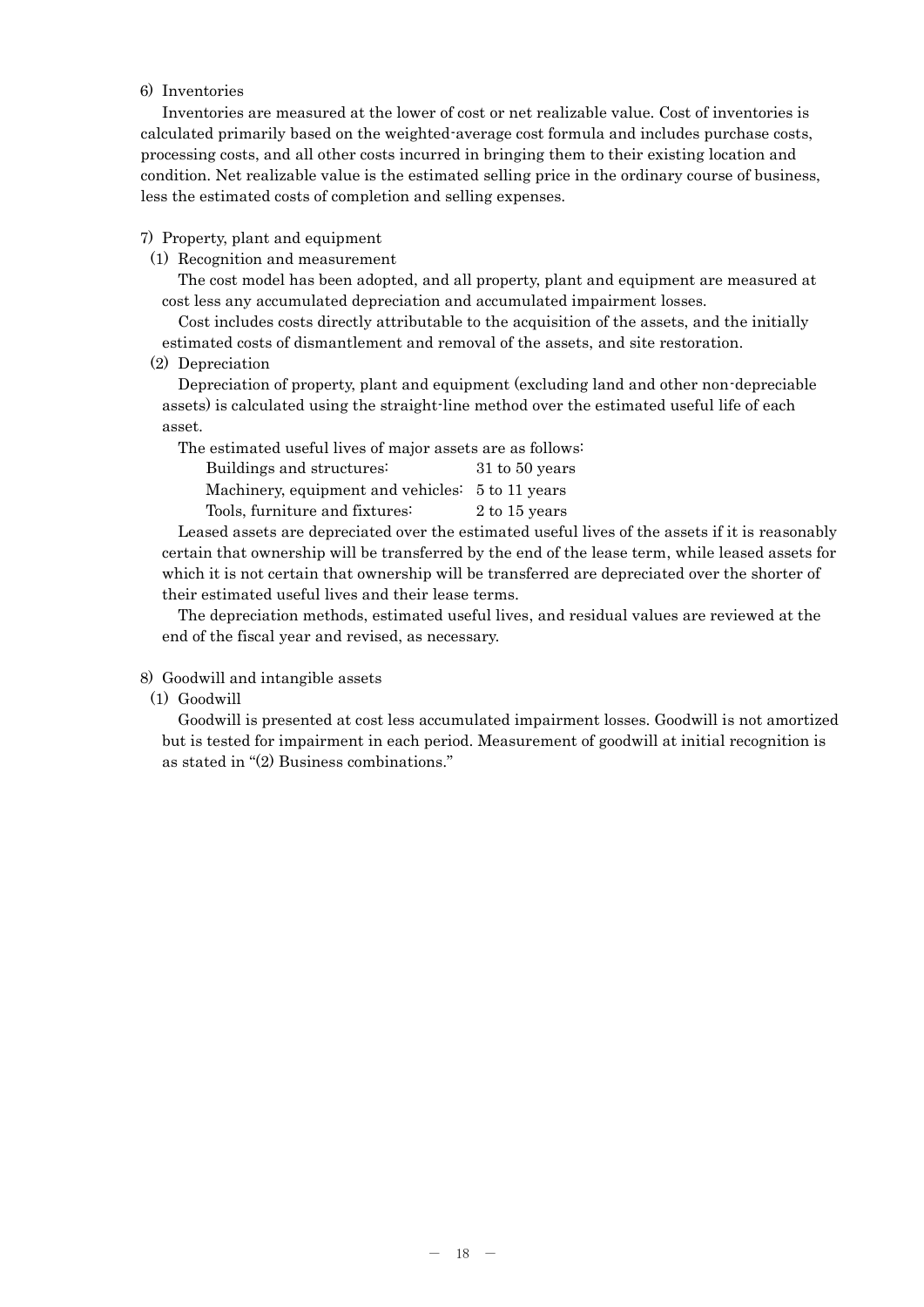6) Inventories

Inventories are measured at the lower of cost or net realizable value. Cost of inventories is calculated primarily based on the weighted-average cost formula and includes purchase costs, processing costs, and all other costs incurred in bringing them to their existing location and condition. Net realizable value is the estimated selling price in the ordinary course of business, less the estimated costs of completion and selling expenses.

7) Property, plant and equipment

(1) Recognition and measurement

The cost model has been adopted, and all property, plant and equipment are measured at cost less any accumulated depreciation and accumulated impairment losses.

Cost includes costs directly attributable to the acquisition of the assets, and the initially estimated costs of dismantlement and removal of the assets, and site restoration.

(2) Depreciation

Depreciation of property, plant and equipment (excluding land and other non-depreciable assets) is calculated using the straight-line method over the estimated useful life of each asset.

The estimated useful lives of major assets are as follows:

| | |
|---|---|
| Buildings and structures: | 31 to 50 years |
| Machinery, equipment and vehicles: | 5 to 11 years |
| Tools, furniture and fixtures: | 2 to 15 years |

Leased assets are depreciated over the estimated useful lives of the assets if it is reasonably certain that ownership will be transferred by the end of the lease term, while leased assets for which it is not certain that ownership will be transferred are depreciated over the shorter of their estimated useful lives and their lease terms.

The depreciation methods, estimated useful lives, and residual values are reviewed at the end of the fiscal year and revised, as necessary.

8) Goodwill and intangible assets

(1) Goodwill

Goodwill is presented at cost less accumulated impairment losses. Goodwill is not amortized but is tested for impairment in each period. Measurement of goodwill at initial recognition is as stated in "(2) Business combinations."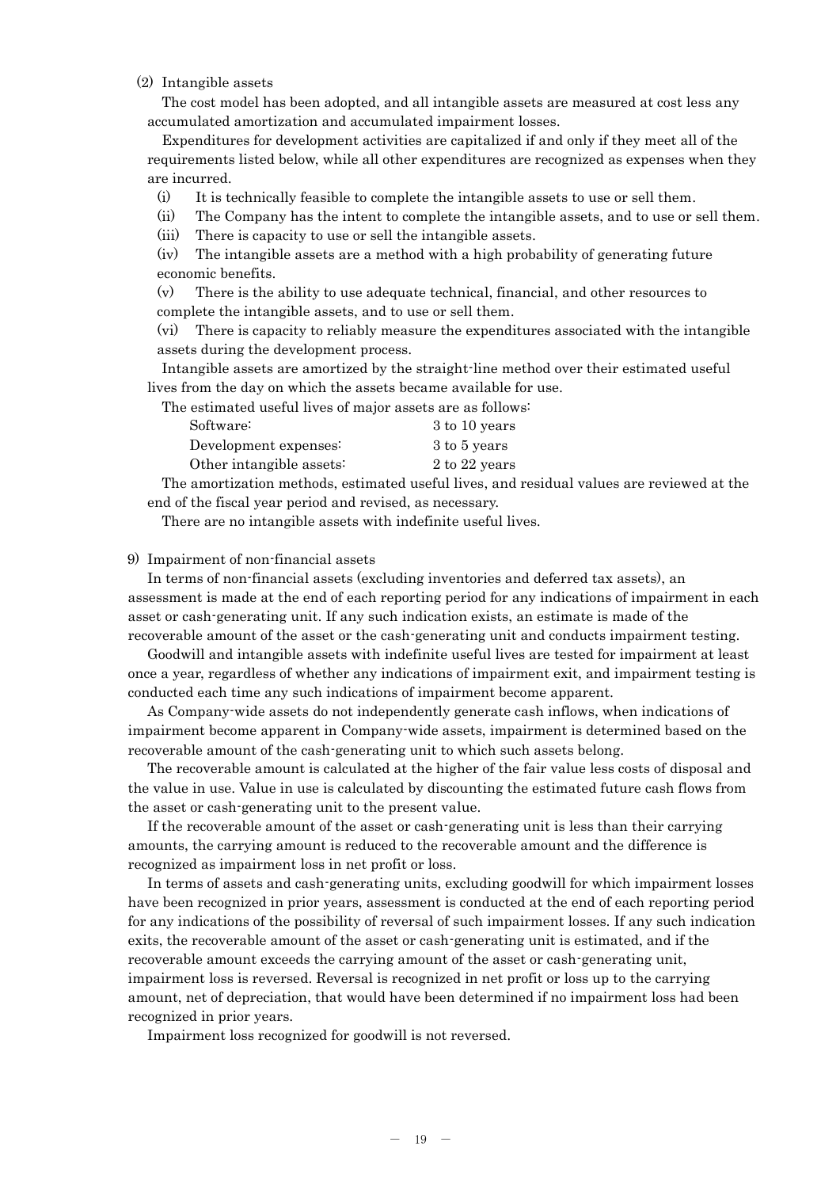(2) Intangible assets

The cost model has been adopted, and all intangible assets are measured at cost less any accumulated amortization and accumulated impairment losses.

Expenditures for development activities are capitalized if and only if they meet all of the requirements listed below, while all other expenditures are recognized as expenses when they are incurred.

(i) It is technically feasible to complete the intangible assets to use or sell them.

(ii) The Company has the intent to complete the intangible assets, and to use or sell them.

(iii) There is capacity to use or sell the intangible assets.

(iv) The intangible assets are a method with a high probability of generating future economic benefits.

(v) There is the ability to use adequate technical, financial, and other resources to complete the intangible assets, and to use or sell them.

(vi) There is capacity to reliably measure the expenditures associated with the intangible assets during the development process.

Intangible assets are amortized by the straight-line method over their estimated useful lives from the day on which the assets became available for use.

The estimated useful lives of major assets are as follows:

| | |
|---|---|
| Software: | 3 to 10 years |
| Development expenses: | 3 to 5 years |
| Other intangible assets: | 2 to 22 years |

The amortization methods, estimated useful lives, and residual values are reviewed at the end of the fiscal year period and revised, as necessary.

There are no intangible assets with indefinite useful lives.

9) Impairment of non-financial assets

In terms of non-financial assets (excluding inventories and deferred tax assets), an assessment is made at the end of each reporting period for any indications of impairment in each asset or cash-generating unit. If any such indication exists, an estimate is made of the recoverable amount of the asset or the cash-generating unit and conducts impairment testing.

Goodwill and intangible assets with indefinite useful lives are tested for impairment at least once a year, regardless of whether any indications of impairment exit, and impairment testing is conducted each time any such indications of impairment become apparent.

As Company-wide assets do not independently generate cash inflows, when indications of impairment become apparent in Company-wide assets, impairment is determined based on the recoverable amount of the cash-generating unit to which such assets belong.

The recoverable amount is calculated at the higher of the fair value less costs of disposal and the value in use. Value in use is calculated by discounting the estimated future cash flows from the asset or cash-generating unit to the present value.

If the recoverable amount of the asset or cash-generating unit is less than their carrying amounts, the carrying amount is reduced to the recoverable amount and the difference is recognized as impairment loss in net profit or loss.

In terms of assets and cash-generating units, excluding goodwill for which impairment losses have been recognized in prior years, assessment is conducted at the end of each reporting period for any indications of the possibility of reversal of such impairment losses. If any such indication exits, the recoverable amount of the asset or cash-generating unit is estimated, and if the recoverable amount exceeds the carrying amount of the asset or cash-generating unit, impairment loss is reversed. Reversal is recognized in net profit or loss up to the carrying amount, net of depreciation, that would have been determined if no impairment loss had been recognized in prior years.

Impairment loss recognized for goodwill is not reversed.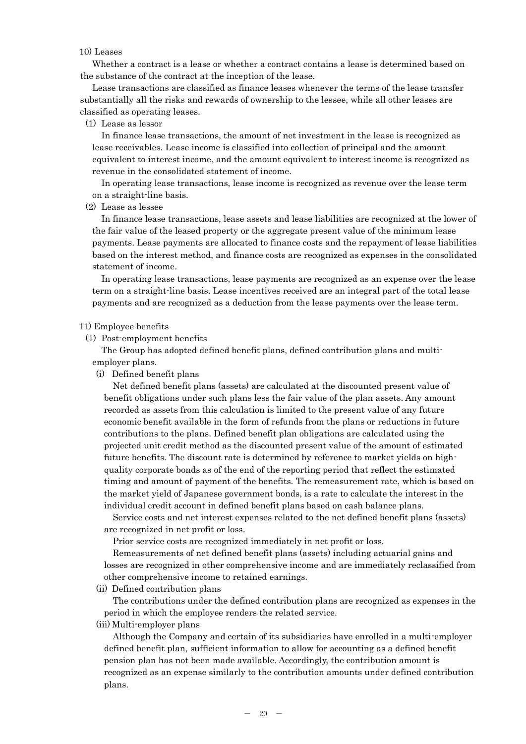10) Leases

Whether a contract is a lease or whether a contract contains a lease is determined based on the substance of the contract at the inception of the lease.

Lease transactions are classified as finance leases whenever the terms of the lease transfer substantially all the risks and rewards of ownership to the lessee, while all other leases are classified as operating leases.

(1) Lease as lessor

In finance lease transactions, the amount of net investment in the lease is recognized as lease receivables. Lease income is classified into collection of principal and the amount equivalent to interest income, and the amount equivalent to interest income is recognized as revenue in the consolidated statement of income.

In operating lease transactions, lease income is recognized as revenue over the lease term on a straight-line basis.

(2) Lease as lessee

In finance lease transactions, lease assets and lease liabilities are recognized at the lower of the fair value of the leased property or the aggregate present value of the minimum lease payments. Lease payments are allocated to finance costs and the repayment of lease liabilities based on the interest method, and finance costs are recognized as expenses in the consolidated statement of income.

In operating lease transactions, lease payments are recognized as an expense over the lease term on a straight-line basis. Lease incentives received are an integral part of the total lease payments and are recognized as a deduction from the lease payments over the lease term.

11) Employee benefits

(1) Post-employment benefits

The Group has adopted defined benefit plans, defined contribution plans and multi-employer plans.

(i) Defined benefit plans

Net defined benefit plans (assets) are calculated at the discounted present value of benefit obligations under such plans less the fair value of the plan assets. Any amount recorded as assets from this calculation is limited to the present value of any future economic benefit available in the form of refunds from the plans or reductions in future contributions to the plans. Defined benefit plan obligations are calculated using the projected unit credit method as the discounted present value of the amount of estimated future benefits. The discount rate is determined by reference to market yields on high-quality corporate bonds as of the end of the reporting period that reflect the estimated timing and amount of payment of the benefits. The remeasurement rate, which is based on the market yield of Japanese government bonds, is a rate to calculate the interest in the individual credit account in defined benefit plans based on cash balance plans.

Service costs and net interest expenses related to the net defined benefit plans (assets) are recognized in net profit or loss.

Prior service costs are recognized immediately in net profit or loss.

Remeasurements of net defined benefit plans (assets) including actuarial gains and losses are recognized in other comprehensive income and are immediately reclassified from other comprehensive income to retained earnings.

(ii) Defined contribution plans

The contributions under the defined contribution plans are recognized as expenses in the period in which the employee renders the related service.

(iii) Multi-employer plans

Although the Company and certain of its subsidiaries have enrolled in a multi-employer defined benefit plan, sufficient information to allow for accounting as a defined benefit pension plan has not been made available. Accordingly, the contribution amount is recognized as an expense similarly to the contribution amounts under defined contribution plans.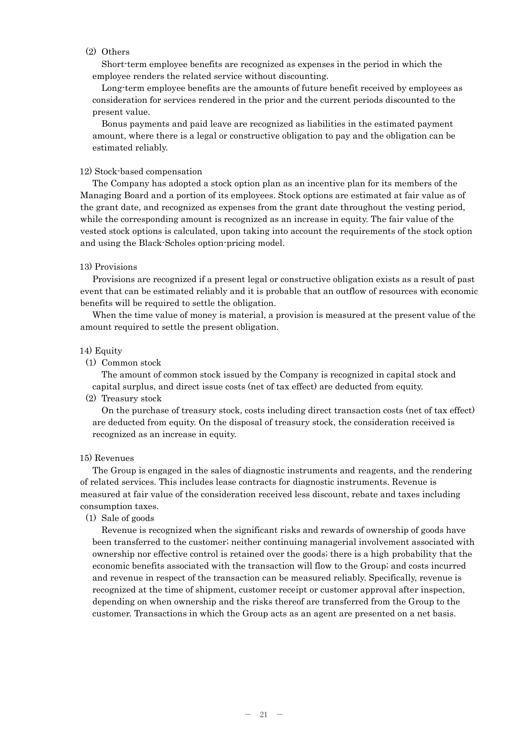(2) Others

Short-term employee benefits are recognized as expenses in the period in which the employee renders the related service without discounting.

Long-term employee benefits are the amounts of future benefit received by employees as consideration for services rendered in the prior and the current periods discounted to the present value.

Bonus payments and paid leave are recognized as liabilities in the estimated payment amount, where there is a legal or constructive obligation to pay and the obligation can be estimated reliably.

12) Stock-based compensation

The Company has adopted a stock option plan as an incentive plan for its members of the Managing Board and a portion of its employees. Stock options are estimated at fair value as of the grant date, and recognized as expenses from the grant date throughout the vesting period, while the corresponding amount is recognized as an increase in equity. The fair value of the vested stock options is calculated, upon taking into account the requirements of the stock option and using the Black-Scholes option-pricing model.

13) Provisions

Provisions are recognized if a present legal or constructive obligation exists as a result of past event that can be estimated reliably and it is probable that an outflow of resources with economic benefits will be required to settle the obligation.

When the time value of money is material, a provision is measured at the present value of the amount required to settle the present obligation.

14) Equity

(1) Common stock

The amount of common stock issued by the Company is recognized in capital stock and capital surplus, and direct issue costs (net of tax effect) are deducted from equity.

(2) Treasury stock

On the purchase of treasury stock, costs including direct transaction costs (net of tax effect) are deducted from equity. On the disposal of treasury stock, the consideration received is recognized as an increase in equity.

15) Revenues

The Group is engaged in the sales of diagnostic instruments and reagents, and the rendering of related services. This includes lease contracts for diagnostic instruments. Revenue is measured at fair value of the consideration received less discount, rebate and taxes including consumption taxes.

(1) Sale of goods

Revenue is recognized when the significant risks and rewards of ownership of goods have been transferred to the customer; neither continuing managerial involvement associated with ownership nor effective control is retained over the goods; there is a high probability that the economic benefits associated with the transaction will flow to the Group; and costs incurred and revenue in respect of the transaction can be measured reliably. Specifically, revenue is recognized at the time of shipment, customer receipt or customer approval after inspection, depending on when ownership and the risks thereof are transferred from the Group to the customer. Transactions in which the Group acts as an agent are presented on a net basis.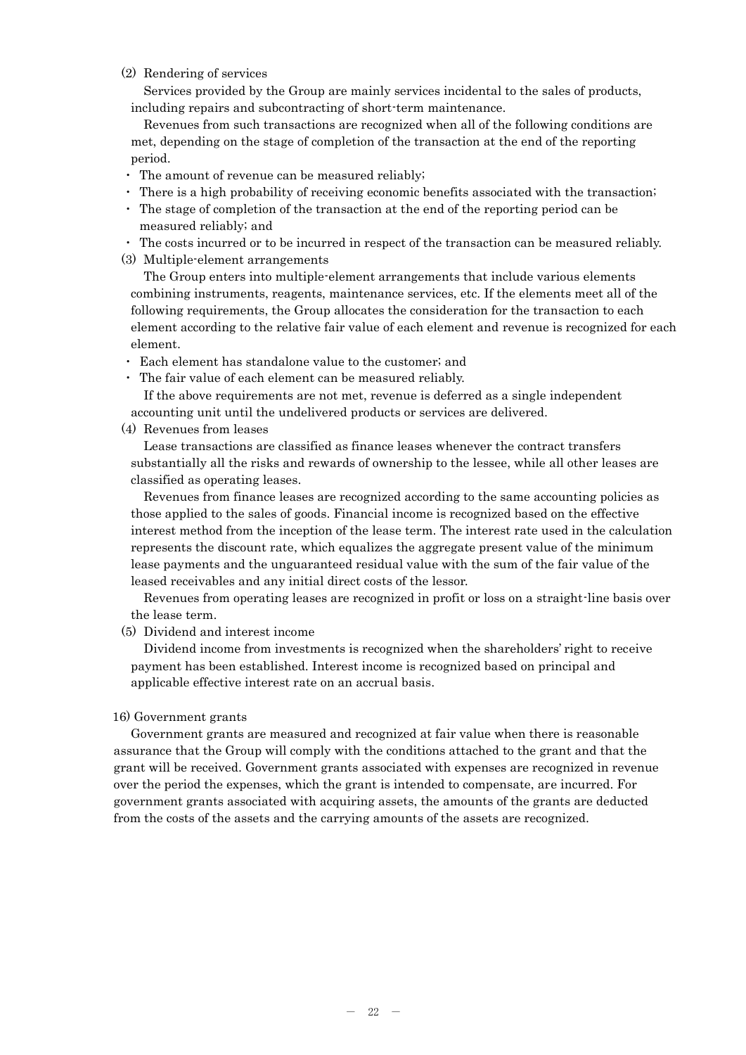(2) Rendering of services

Services provided by the Group are mainly services incidental to the sales of products, including repairs and subcontracting of short-term maintenance.

Revenues from such transactions are recognized when all of the following conditions are met, depending on the stage of completion of the transaction at the end of the reporting period.

- The amount of revenue can be measured reliably;
- There is a high probability of receiving economic benefits associated with the transaction;
- The stage of completion of the transaction at the end of the reporting period can be measured reliably; and
- The costs incurred or to be incurred in respect of the transaction can be measured reliably.

(3) Multiple-element arrangements

The Group enters into multiple-element arrangements that include various elements combining instruments, reagents, maintenance services, etc. If the elements meet all of the following requirements, the Group allocates the consideration for the transaction to each element according to the relative fair value of each element and revenue is recognized for each element.

- Each element has standalone value to the customer; and
- The fair value of each element can be measured reliably.

If the above requirements are not met, revenue is deferred as a single independent accounting unit until the undelivered products or services are delivered.

(4) Revenues from leases

Lease transactions are classified as finance leases whenever the contract transfers substantially all the risks and rewards of ownership to the lessee, while all other leases are classified as operating leases.

Revenues from finance leases are recognized according to the same accounting policies as those applied to the sales of goods. Financial income is recognized based on the effective interest method from the inception of the lease term. The interest rate used in the calculation represents the discount rate, which equalizes the aggregate present value of the minimum lease payments and the unguaranteed residual value with the sum of the fair value of the leased receivables and any initial direct costs of the lessor.

Revenues from operating leases are recognized in profit or loss on a straight-line basis over the lease term.

(5) Dividend and interest income

Dividend income from investments is recognized when the shareholders' right to receive payment has been established. Interest income is recognized based on principal and applicable effective interest rate on an accrual basis.

16) Government grants

Government grants are measured and recognized at fair value when there is reasonable assurance that the Group will comply with the conditions attached to the grant and that the grant will be received. Government grants associated with expenses are recognized in revenue over the period the expenses, which the grant is intended to compensate, are incurred. For government grants associated with acquiring assets, the amounts of the grants are deducted from the costs of the assets and the carrying amounts of the assets are recognized.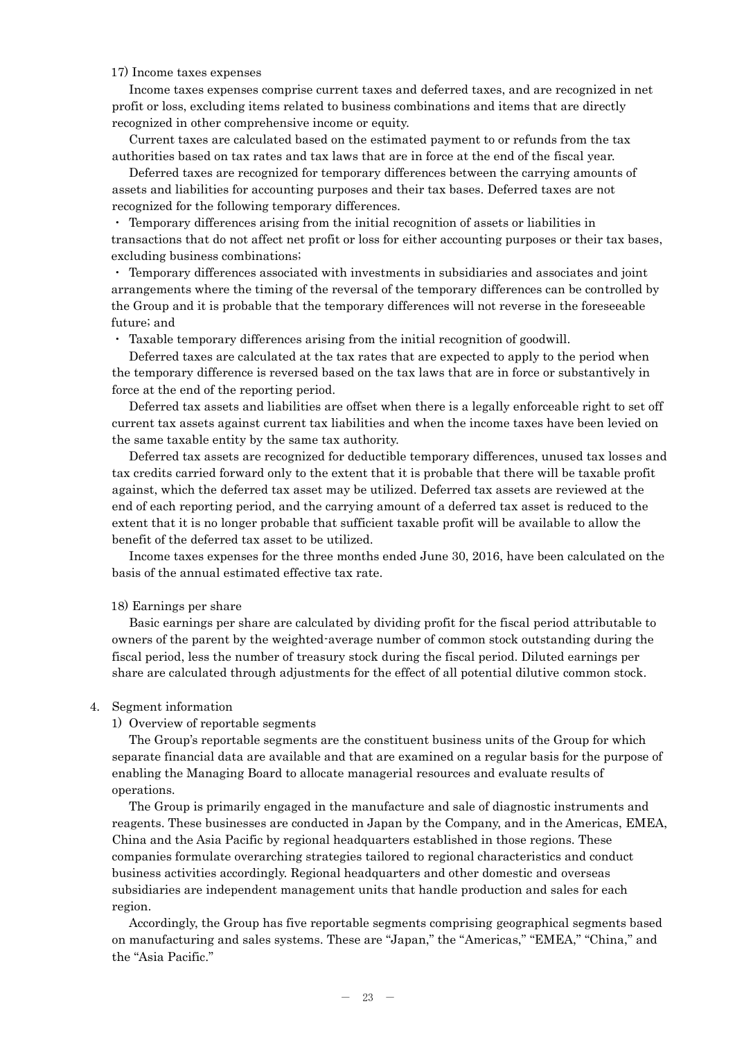17) Income taxes expenses

Income taxes expenses comprise current taxes and deferred taxes, and are recognized in net profit or loss, excluding items related to business combinations and items that are directly recognized in other comprehensive income or equity.

Current taxes are calculated based on the estimated payment to or refunds from the tax authorities based on tax rates and tax laws that are in force at the end of the fiscal year.

Deferred taxes are recognized for temporary differences between the carrying amounts of assets and liabilities for accounting purposes and their tax bases. Deferred taxes are not recognized for the following temporary differences.

・ Temporary differences arising from the initial recognition of assets or liabilities in transactions that do not affect net profit or loss for either accounting purposes or their tax bases, excluding business combinations;

・ Temporary differences associated with investments in subsidiaries and associates and joint arrangements where the timing of the reversal of the temporary differences can be controlled by the Group and it is probable that the temporary differences will not reverse in the foreseeable future; and

・ Taxable temporary differences arising from the initial recognition of goodwill.

Deferred taxes are calculated at the tax rates that are expected to apply to the period when the temporary difference is reversed based on the tax laws that are in force or substantively in force at the end of the reporting period.

Deferred tax assets and liabilities are offset when there is a legally enforceable right to set off current tax assets against current tax liabilities and when the income taxes have been levied on the same taxable entity by the same tax authority.

Deferred tax assets are recognized for deductible temporary differences, unused tax losses and tax credits carried forward only to the extent that it is probable that there will be taxable profit against, which the deferred tax asset may be utilized. Deferred tax assets are reviewed at the end of each reporting period, and the carrying amount of a deferred tax asset is reduced to the extent that it is no longer probable that sufficient taxable profit will be available to allow the benefit of the deferred tax asset to be utilized.

Income taxes expenses for the three months ended June 30, 2016, have been calculated on the basis of the annual estimated effective tax rate.

18) Earnings per share

Basic earnings per share are calculated by dividing profit for the fiscal period attributable to owners of the parent by the weighted-average number of common stock outstanding during the fiscal period, less the number of treasury stock during the fiscal period. Diluted earnings per share are calculated through adjustments for the effect of all potential dilutive common stock.

4. Segment information

1) Overview of reportable segments

The Group's reportable segments are the constituent business units of the Group for which separate financial data are available and that are examined on a regular basis for the purpose of enabling the Managing Board to allocate managerial resources and evaluate results of operations.

The Group is primarily engaged in the manufacture and sale of diagnostic instruments and reagents. These businesses are conducted in Japan by the Company, and in the Americas, EMEA, China and the Asia Pacific by regional headquarters established in those regions. These companies formulate overarching strategies tailored to regional characteristics and conduct business activities accordingly. Regional headquarters and other domestic and overseas subsidiaries are independent management units that handle production and sales for each region.

Accordingly, the Group has five reportable segments comprising geographical segments based on manufacturing and sales systems. These are "Japan," the "Americas," "EMEA," "China," and the "Asia Pacific."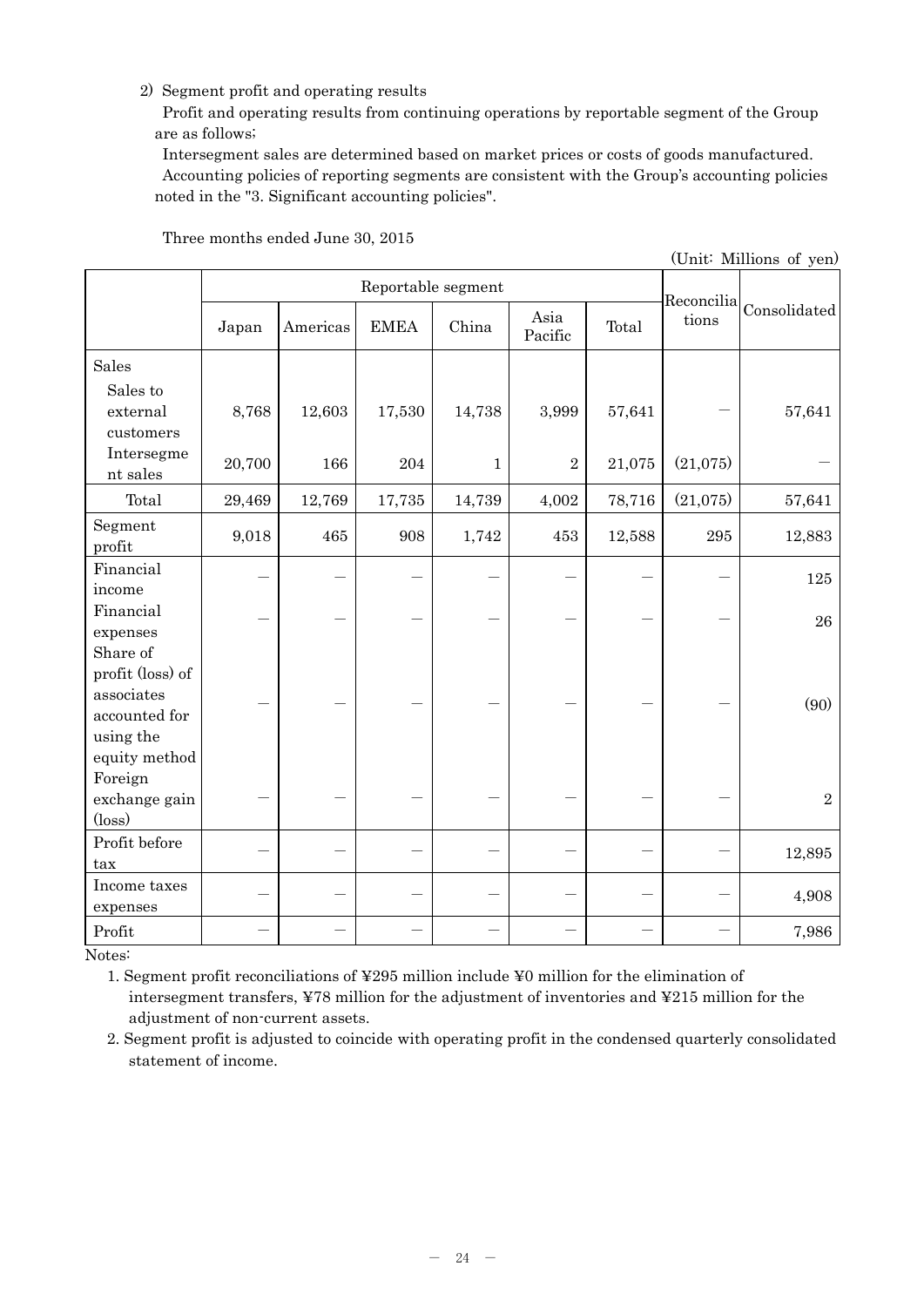2) Segment profit and operating results

Profit and operating results from continuing operations by reportable segment of the Group are as follows;

Intersegment sales are determined based on market prices or costs of goods manufactured.

Accounting policies of reporting segments are consistent with the Group's accounting policies noted in the "3. Significant accounting policies".

Three months ended June 30, 2015

(Unit: Millions of yen)

| | Reportable segment | | | | | | Reconciliations | Consolidated |
|---|---|---|---|---|---|---|---|---|
| | Japan | Americas | EMEA | China | Asia Pacific | Total | | |
| Sales | | | | | | | | |
| Sales to external customers | 8,768 | 12,603 | 17,530 | 14,738 | 3,999 | 57,641 | — | 57,641 |
| Intersegment sales | 20,700 | 166 | 204 | 1 | 2 | 21,075 | (21,075) | — |
| Total | 29,469 | 12,769 | 17,735 | 14,739 | 4,002 | 78,716 | (21,075) | 57,641 |
| Segment profit | 9,018 | 465 | 908 | 1,742 | 453 | 12,588 | 295 | 12,883 |
| Financial income | — | — | — | — | — | — | — | 125 |
| Financial expenses | — | — | — | — | — | — | — | 26 |
| Share of profit (loss) of associates accounted for using the equity method | — | — | — | — | — | — | — | (90) |
| Foreign exchange gain (loss) | — | — | — | — | — | — | — | 2 |
| Profit before tax | — | — | — | — | — | — | — | 12,895 |
| Income taxes expenses | — | — | — | — | — | — | — | 4,908 |
| Profit | — | — | — | — | — | — | — | 7,986 |

Notes:

1. Segment profit reconciliations of ¥295 million include ¥0 million for the elimination of intersegment transfers, ¥78 million for the adjustment of inventories and ¥215 million for the adjustment of non-current assets.
2. Segment profit is adjusted to coincide with operating profit in the condensed quarterly consolidated statement of income.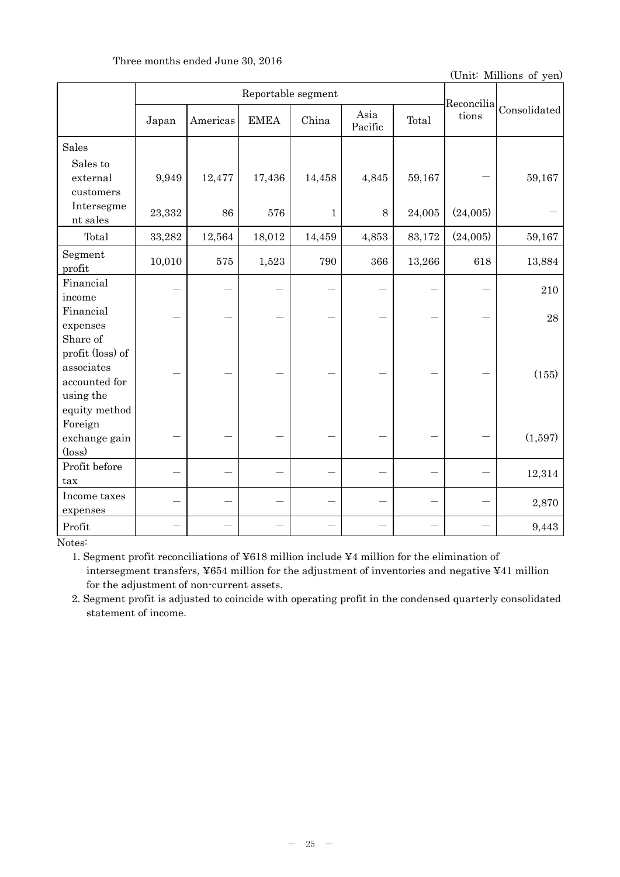Three months ended June 30, 2016

(Unit: Millions of yen)

| | Reportable segment | | | | | | Reconciliations | Consolidated |
|---|---|---|---|---|---|---|---|---|
| | Japan | Americas | EMEA | China | Asia Pacific | Total | | |
| Sales | | | | | | | | |
| Sales to external customers | 9,949 | 12,477 | 17,436 | 14,458 | 4,845 | 59,167 | － | 59,167 |
| Intersegment sales | 23,332 | 86 | 576 | 1 | 8 | 24,005 | (24,005) | － |
| Total | 33,282 | 12,564 | 18,012 | 14,459 | 4,853 | 83,172 | (24,005) | 59,167 |
| Segment profit | 10,010 | 575 | 1,523 | 790 | 366 | 13,266 | 618 | 13,884 |
| Financial income | － | － | － | － | － | － | － | 210 |
| Financial expenses | － | － | － | － | － | － | － | 28 |
| Share of profit (loss) of associates accounted for using the equity method | － | － | － | － | － | － | － | (155) |
| Foreign exchange gain (loss) | － | － | － | － | － | － | － | (1,597) |
| Profit before tax | － | － | － | － | － | － | － | 12,314 |
| Income taxes expenses | － | － | － | － | － | － | － | 2,870 |
| Profit | － | － | － | － | － | － | － | 9,443 |

Notes:

1. Segment profit reconciliations of ¥618 million include ¥4 million for the elimination of intersegment transfers, ¥654 million for the adjustment of inventories and negative ¥41 million for the adjustment of non-current assets.
2. Segment profit is adjusted to coincide with operating profit in the condensed quarterly consolidated statement of income.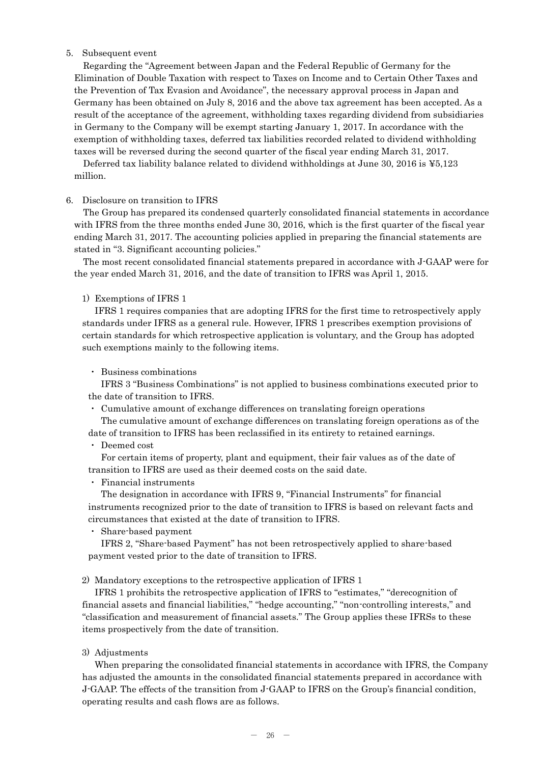5. Subsequent event

Regarding the "Agreement between Japan and the Federal Republic of Germany for the Elimination of Double Taxation with respect to Taxes on Income and to Certain Other Taxes and the Prevention of Tax Evasion and Avoidance", the necessary approval process in Japan and Germany has been obtained on July 8, 2016 and the above tax agreement has been accepted. As a result of the acceptance of the agreement, withholding taxes regarding dividend from subsidiaries in Germany to the Company will be exempt starting January 1, 2017. In accordance with the exemption of withholding taxes, deferred tax liabilities recorded related to dividend withholding taxes will be reversed during the second quarter of the fiscal year ending March 31, 2017.

Deferred tax liability balance related to dividend withholdings at June 30, 2016 is ¥5,123 million.

6. Disclosure on transition to IFRS

The Group has prepared its condensed quarterly consolidated financial statements in accordance with IFRS from the three months ended June 30, 2016, which is the first quarter of the fiscal year ending March 31, 2017. The accounting policies applied in preparing the financial statements are stated in "3. Significant accounting policies."

The most recent consolidated financial statements prepared in accordance with J-GAAP were for the year ended March 31, 2016, and the date of transition to IFRS was April 1, 2015.

1) Exemptions of IFRS 1

IFRS 1 requires companies that are adopting IFRS for the first time to retrospectively apply standards under IFRS as a general rule. However, IFRS 1 prescribes exemption provisions of certain standards for which retrospective application is voluntary, and the Group has adopted such exemptions mainly to the following items.

・ Business combinations

IFRS 3 "Business Combinations" is not applied to business combinations executed prior to the date of transition to IFRS.

・ Cumulative amount of exchange differences on translating foreign operations

The cumulative amount of exchange differences on translating foreign operations as of the date of transition to IFRS has been reclassified in its entirety to retained earnings.

・ Deemed cost

For certain items of property, plant and equipment, their fair values as of the date of transition to IFRS are used as their deemed costs on the said date.

・ Financial instruments

The designation in accordance with IFRS 9, "Financial Instruments" for financial instruments recognized prior to the date of transition to IFRS is based on relevant facts and circumstances that existed at the date of transition to IFRS.

・ Share-based payment

IFRS 2, "Share-based Payment" has not been retrospectively applied to share-based payment vested prior to the date of transition to IFRS.

2) Mandatory exceptions to the retrospective application of IFRS 1

IFRS 1 prohibits the retrospective application of IFRS to "estimates," "derecognition of financial assets and financial liabilities," "hedge accounting," "non-controlling interests," and "classification and measurement of financial assets." The Group applies these IFRSs to these items prospectively from the date of transition.

3) Adjustments

When preparing the consolidated financial statements in accordance with IFRS, the Company has adjusted the amounts in the consolidated financial statements prepared in accordance with J-GAAP. The effects of the transition from J-GAAP to IFRS on the Group's financial condition, operating results and cash flows are as follows.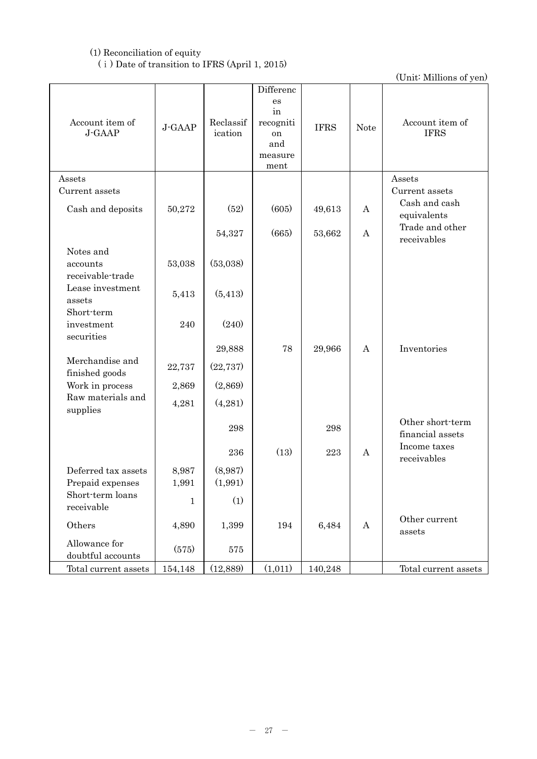(1) Reconciliation of equity

(ⅰ) Date of transition to IFRS (April 1, 2015)

(Unit: Millions of yen)

| Account item of J-GAAP | J-GAAP | Reclassification | Differences in recognition and measurement | IFRS | Note | Account item of IFRS |
|---|---|---|---|---|---|---|
| Assets | | | | | | Assets |
| Current assets | | | | | | Current assets |
| Cash and deposits | 50,272 | (52) | (605) | 49,613 | A | Cash and cash equivalents |
| | | 54,327 | (665) | 53,662 | A | Trade and other receivables |
| Notes and accounts receivable-trade | 53,038 | (53,038) | | | | |
| Lease investment assets | 5,413 | (5,413) | | | | |
| Short-term investment securities | 240 | (240) | | | | |
| | | 29,888 | 78 | 29,966 | A | Inventories |
| Merchandise and finished goods | 22,737 | (22,737) | | | | |
| Work in process | 2,869 | (2,869) | | | | |
| Raw materials and supplies | 4,281 | (4,281) | | | | |
| | | 298 | | 298 | | Other short-term financial assets |
| | | 236 | (13) | 223 | A | Income taxes receivables |
| Deferred tax assets | 8,987 | (8,987) | | | | |
| Prepaid expenses | 1,991 | (1,991) | | | | |
| Short-term loans receivable | 1 | (1) | | | | |
| Others | 4,890 | 1,399 | 194 | 6,484 | A | Other current assets |
| Allowance for doubtful accounts | (575) | 575 | | | | |
| Total current assets | 154,148 | (12,889) | (1,011) | 140,248 | | Total current assets |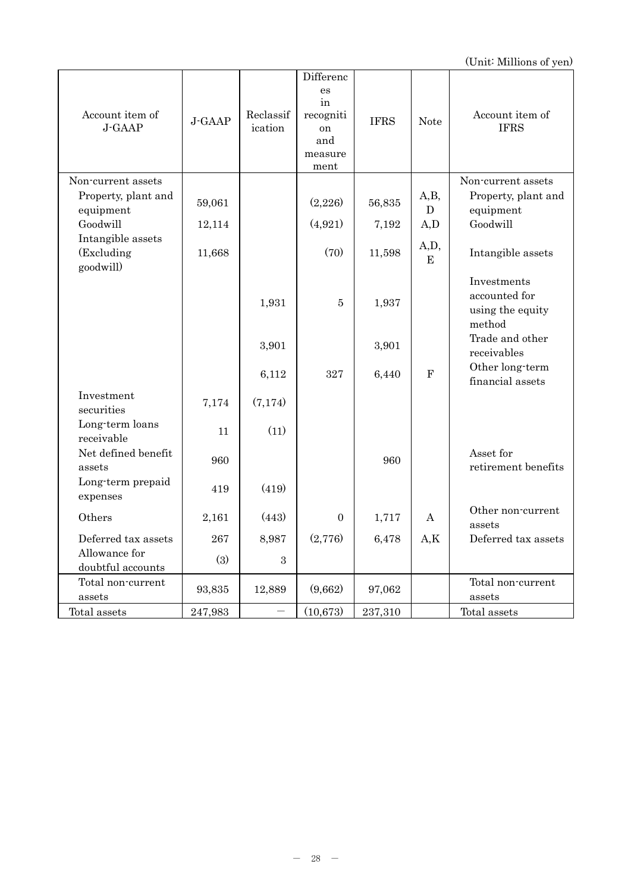(Unit: Millions of yen)

| Account item of J-GAAP | J-GAAP | Reclassification | Differences in recognition and measurement | IFRS | Note | Account item of IFRS |
|---|---|---|---|---|---|---|
| Non-current assets | | | | | | Non-current assets |
| Property, plant and equipment | 59,061 | | (2,226) | 56,835 | A,B, D | Property, plant and equipment |
| Goodwill | 12,114 | | (4,921) | 7,192 | A,D | Goodwill |
| Intangible assets (Excluding goodwill) | 11,668 | | (70) | 11,598 | A,D, E | Intangible assets |
| | | 1,931 | 5 | 1,937 | | Investments accounted for using the equity method |
| | | 3,901 | | 3,901 | | Trade and other receivables |
| | | 6,112 | 327 | 6,440 | F | Other long-term financial assets |
| Investment securities | 7,174 | (7,174) | | | | |
| Long-term loans receivable | 11 | (11) | | | | |
| Net defined benefit assets | 960 | | | 960 | | Asset for retirement benefits |
| Long-term prepaid expenses | 419 | (419) | | | | |
| Others | 2,161 | (443) | 0 | 1,717 | A | Other non-current assets |
| Deferred tax assets | 267 | 8,987 | (2,776) | 6,478 | A,K | Deferred tax assets |
| Allowance for doubtful accounts | (3) | 3 | | | | |
| Total non-current assets | 93,835 | 12,889 | (9,662) | 97,062 | | Total non-current assets |
| Total assets | 247,983 | － | (10,673) | 237,310 | | Total assets |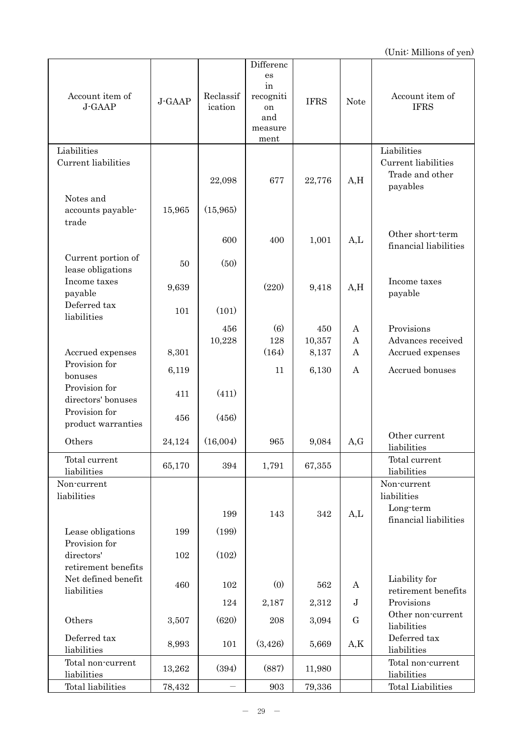(Unit: Millions of yen)

| Account item of J-GAAP | J-GAAP | Reclassification | Differences in recognition and measurement | IFRS | Note | Account item of IFRS |
|---|---|---|---|---|---|---|
| Liabilities | | | | | | Liabilities |
| Current liabilities | | | | | | Current liabilities |
| | | 22,098 | 677 | 22,776 | A,H | Trade and other payables |
| Notes and accounts payable-trade | 15,965 | (15,965) | | | | |
| | | 600 | 400 | 1,001 | A,L | Other short-term financial liabilities |
| Current portion of lease obligations | 50 | (50) | | | | |
| Income taxes payable | 9,639 | | (220) | 9,418 | A,H | Income taxes payable |
| Deferred tax liabilities | 101 | (101) | | | | |
| | | 456 | (6) | 450 | A | Provisions |
| | | 10,228 | 128 | 10,357 | A | Advances received |
| Accrued expenses | 8,301 | | (164) | 8,137 | A | Accrued expenses |
| Provision for bonuses | 6,119 | | 11 | 6,130 | A | Accrued bonuses |
| Provision for directors' bonuses | 411 | (411) | | | | |
| Provision for product warranties | 456 | (456) | | | | |
| Others | 24,124 | (16,004) | 965 | 9,084 | A,G | Other current liabilities |
| Total current liabilities | 65,170 | 394 | 1,791 | 67,355 | | Total current liabilities |
| Non-current liabilities | | | | | | Non-current liabilities |
| | | 199 | 143 | 342 | A,L | Long-term financial liabilities |
| Lease obligations | 199 | (199) | | | | |
| Provision for directors' retirement benefits | 102 | (102) | | | | |
| Net defined benefit liabilities | 460 | 102 | (0) | 562 | A | Liability for retirement benefits |
| | | 124 | 2,187 | 2,312 | J | Provisions |
| Others | 3,507 | (620) | 208 | 3,094 | G | Other non-current liabilities |
| Deferred tax liabilities | 8,993 | 101 | (3,426) | 5,669 | A,K | Deferred tax liabilities |
| Total non-current liabilities | 13,262 | (394) | (887) | 11,980 | | Total non-current liabilities |
| Total liabilities | 78,432 | － | 903 | 79,336 | | Total Liabilities |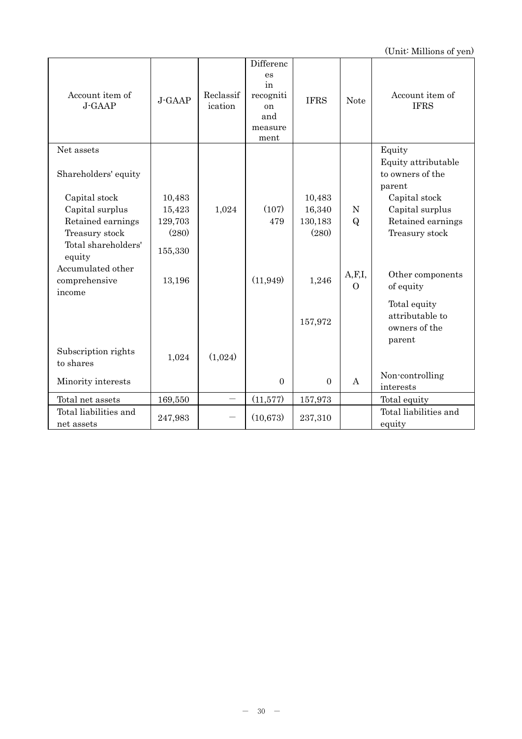(Unit: Millions of yen)

| Account item of J-GAAP | J-GAAP | Reclassification | Differences in recognition and measurement | IFRS | Note | Account item of IFRS |
|---|---|---|---|---|---|---|
| Net assets | | | | | | Equity |
| Shareholders' equity | | | | | | Equity attributable to owners of the parent |
| Capital stock | 10,483 | | | 10,483 | | Capital stock |
| Capital surplus | 15,423 | 1,024 | (107) | 16,340 | N | Capital surplus |
| Retained earnings | 129,703 | | 479 | 130,183 | Q | Retained earnings |
| Treasury stock | (280) | | | (280) | | Treasury stock |
| Total shareholders' equity | 155,330 | | | | | |
| Accumulated other comprehensive income | 13,196 | | (11,949) | 1,246 | A,F,I,O | Other components of equity |
| | | | | 157,972 | | Total equity attributable to owners of the parent |
| Subscription rights to shares | 1,024 | (1,024) | | | | |
| Minority interests | | | 0 | 0 | A | Non-controlling interests |
| Total net assets | 169,550 | － | (11,577) | 157,973 | | Total equity |
| Total liabilities and net assets | 247,983 | － | (10,673) | 237,310 | | Total liabilities and equity |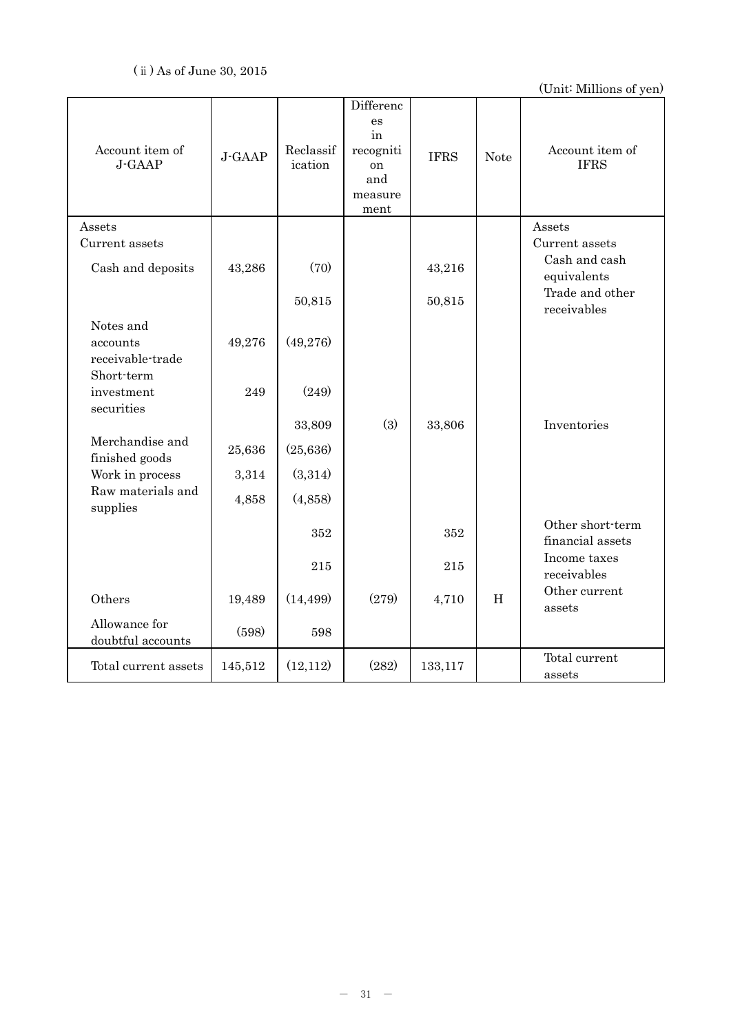(ⅱ) As of June 30, 2015

(Unit: Millions of yen)

| Account item of J-GAAP | J-GAAP | Reclassification | Differences in recognition and measurement | IFRS | Note | Account item of IFRS |
|---|---|---|---|---|---|---|
| Assets | | | | | | Assets |
| Current assets | | | | | | Current assets |
| Cash and deposits | 43,286 | (70) | | 43,216 | | Cash and cash equivalents |
| | | 50,815 | | 50,815 | | Trade and other receivables |
| Notes and accounts receivable-trade | 49,276 | (49,276) | | | | |
| Short-term investment securities | 249 | (249) | | | | |
| | | 33,809 | (3) | 33,806 | | Inventories |
| Merchandise and finished goods | 25,636 | (25,636) | | | | |
| Work in process | 3,314 | (3,314) | | | | |
| Raw materials and supplies | 4,858 | (4,858) | | | | |
| | | 352 | | 352 | | Other short-term financial assets |
| | | 215 | | 215 | | Income taxes receivables |
| Others | 19,489 | (14,499) | (279) | 4,710 | H | Other current assets |
| Allowance for doubtful accounts | (598) | 598 | | | | |
| Total current assets | 145,512 | (12,112) | (282) | 133,117 | | Total current assets |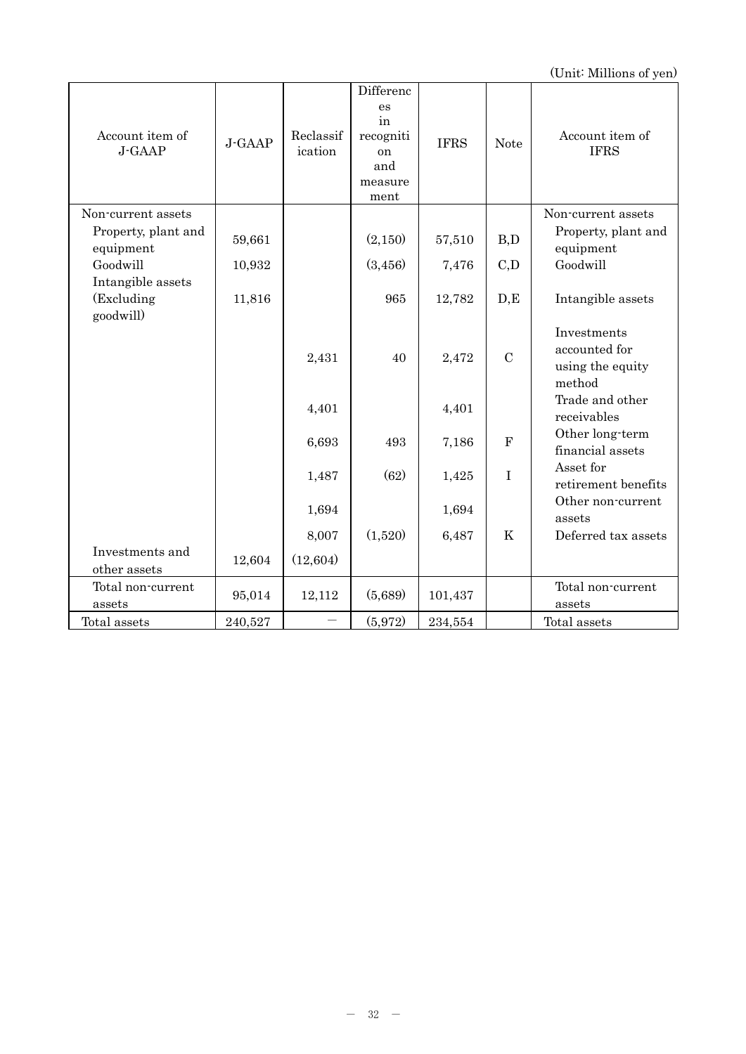(Unit: Millions of yen)

| Account item of J-GAAP | J-GAAP | Reclassification | Differences in recognition and measurement | IFRS | Note | Account item of IFRS |
|---|---|---|---|---|---|---|
| Non-current assets | | | | | | Non-current assets |
| Property, plant and equipment | 59,661 | | (2,150) | 57,510 | B,D | Property, plant and equipment |
| Goodwill | 10,932 | | (3,456) | 7,476 | C,D | Goodwill |
| Intangible assets (Excluding goodwill) | 11,816 | | 965 | 12,782 | D,E | Intangible assets |
| | | 2,431 | 40 | 2,472 | C | Investments accounted for using the equity method |
| | | 4,401 | | 4,401 | | Trade and other receivables |
| | | 6,693 | 493 | 7,186 | F | Other long-term financial assets |
| | | 1,487 | (62) | 1,425 | I | Asset for retirement benefits |
| | | 1,694 | | 1,694 | | Other non-current assets |
| | | 8,007 | (1,520) | 6,487 | K | Deferred tax assets |
| Investments and other assets | 12,604 | (12,604) | | | | |
| Total non-current assets | 95,014 | 12,112 | (5,689) | 101,437 | | Total non-current assets |
| Total assets | 240,527 | － | (5,972) | 234,554 | | Total assets |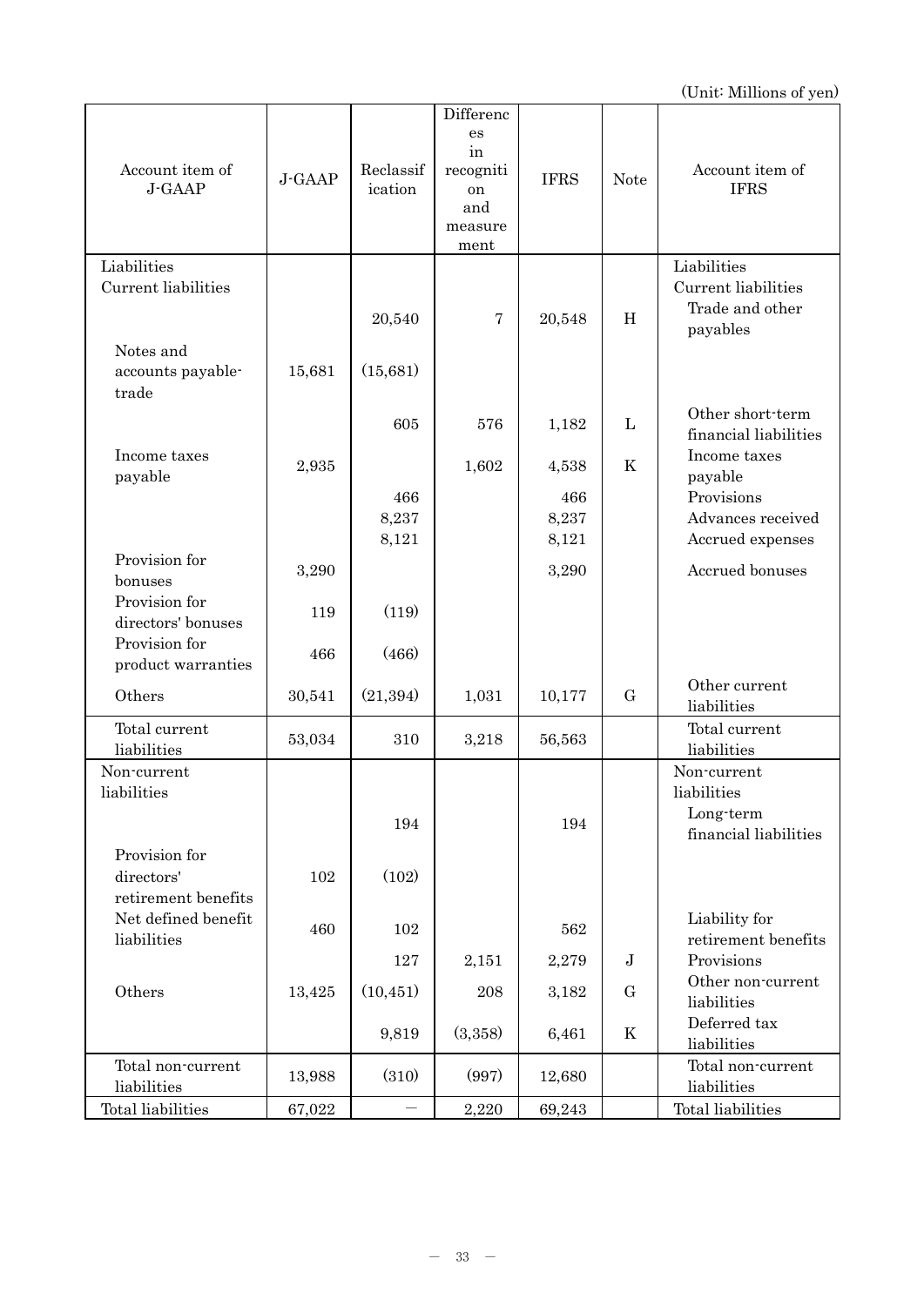(Unit: Millions of yen)

| Account item of J-GAAP | J-GAAP | Reclassification | Differences in recognition and measurement | IFRS | Note | Account item of IFRS |
|---|---|---|---|---|---|---|
| Liabilities | | | | | | Liabilities |
| Current liabilities | | | | | | Current liabilities |
| | | 20,540 | 7 | 20,548 | H | Trade and other payables |
| Notes and accounts payable-trade | 15,681 | (15,681) | | | | |
| | | 605 | 576 | 1,182 | L | Other short-term financial liabilities |
| Income taxes payable | 2,935 | | 1,602 | 4,538 | K | Income taxes payable |
| | | 466 | | 466 | | Provisions |
| | | 8,237 | | 8,237 | | Advances received |
| | | 8,121 | | 8,121 | | Accrued expenses |
| Provision for bonuses | 3,290 | | | 3,290 | | Accrued bonuses |
| Provision for directors' bonuses | 119 | (119) | | | | |
| Provision for product warranties | 466 | (466) | | | | |
| Others | 30,541 | (21,394) | 1,031 | 10,177 | G | Other current liabilities |
| Total current liabilities | 53,034 | 310 | 3,218 | 56,563 | | Total current liabilities |
| Non-current liabilities | | | | | | Non-current liabilities |
| | | 194 | | 194 | | Long-term financial liabilities |
| Provision for directors' retirement benefits | 102 | (102) | | | | |
| Net defined benefit liabilities | 460 | 102 | | 562 | | Liability for retirement benefits |
| | | 127 | 2,151 | 2,279 | J | Provisions |
| Others | 13,425 | (10,451) | 208 | 3,182 | G | Other non-current liabilities |
| | | 9,819 | (3,358) | 6,461 | K | Deferred tax liabilities |
| Total non-current liabilities | 13,988 | (310) | (997) | 12,680 | | Total non-current liabilities |
| Total liabilities | 67,022 | — | 2,220 | 69,243 | | Total liabilities |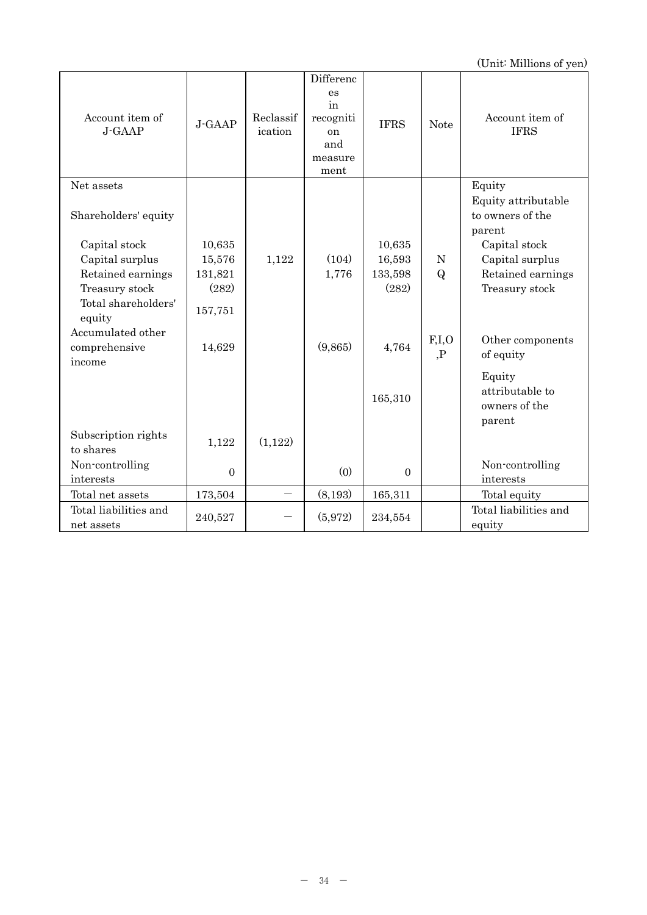(Unit: Millions of yen)

| Account item of J-GAAP | J-GAAP | Reclassification | Differences in recognition and measurement | IFRS | Note | Account item of IFRS |
|---|---|---|---|---|---|---|
| Net assets | | | | | | Equity |
| Shareholders' equity | | | | | | Equity attributable to owners of the parent |
| Capital stock | 10,635 | | | 10,635 | | Capital stock |
| Capital surplus | 15,576 | 1,122 | (104) | 16,593 | N | Capital surplus |
| Retained earnings | 131,821 | | 1,776 | 133,598 | Q | Retained earnings |
| Treasury stock | (282) | | | (282) | | Treasury stock |
| Total shareholders' equity | 157,751 | | | | | |
| Accumulated other comprehensive income | 14,629 | | (9,865) | 4,764 | F,I,O,P | Other components of equity |
| | | | | 165,310 | | Equity attributable to owners of the parent |
| Subscription rights to shares | 1,122 | (1,122) | | | | |
| Non-controlling interests | 0 | | (0) | 0 | | Non-controlling interests |
| Total net assets | 173,504 | — | (8,193) | 165,311 | | Total equity |
| Total liabilities and net assets | 240,527 | — | (5,972) | 234,554 | | Total liabilities and equity |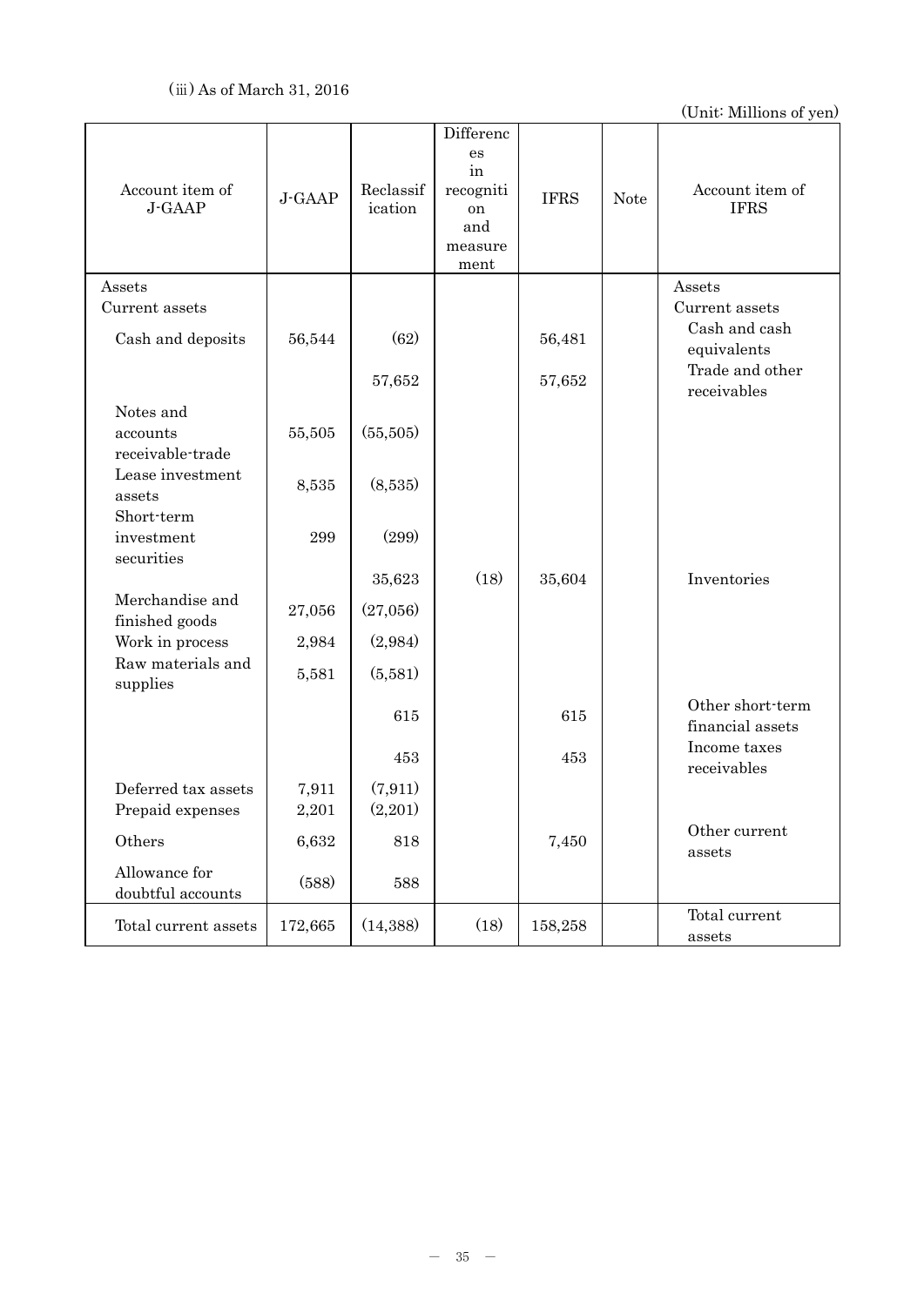(iii) As of March 31, 2016

(Unit: Millions of yen)

| Account item of J-GAAP | J-GAAP | Reclassification | Differences in recognition and measurement | IFRS | Note | Account item of IFRS |
|---|---|---|---|---|---|---|
| Assets | | | | | | Assets |
| Current assets | | | | | | Current assets |
| Cash and deposits | 56,544 | (62) | | 56,481 | | Cash and cash equivalents |
| | | 57,652 | | 57,652 | | Trade and other receivables |
| Notes and accounts receivable-trade | 55,505 | (55,505) | | | | |
| Lease investment assets | 8,535 | (8,535) | | | | |
| Short-term investment securities | 299 | (299) | | | | |
| | | 35,623 | (18) | 35,604 | | Inventories |
| Merchandise and finished goods | 27,056 | (27,056) | | | | |
| Work in process | 2,984 | (2,984) | | | | |
| Raw materials and supplies | 5,581 | (5,581) | | | | |
| | | 615 | | 615 | | Other short-term financial assets |
| | | 453 | | 453 | | Income taxes receivables |
| Deferred tax assets | 7,911 | (7,911) | | | | |
| Prepaid expenses | 2,201 | (2,201) | | | | |
| Others | 6,632 | 818 | | 7,450 | | Other current assets |
| Allowance for doubtful accounts | (588) | 588 | | | | |
| Total current assets | 172,665 | (14,388) | (18) | 158,258 | | Total current assets |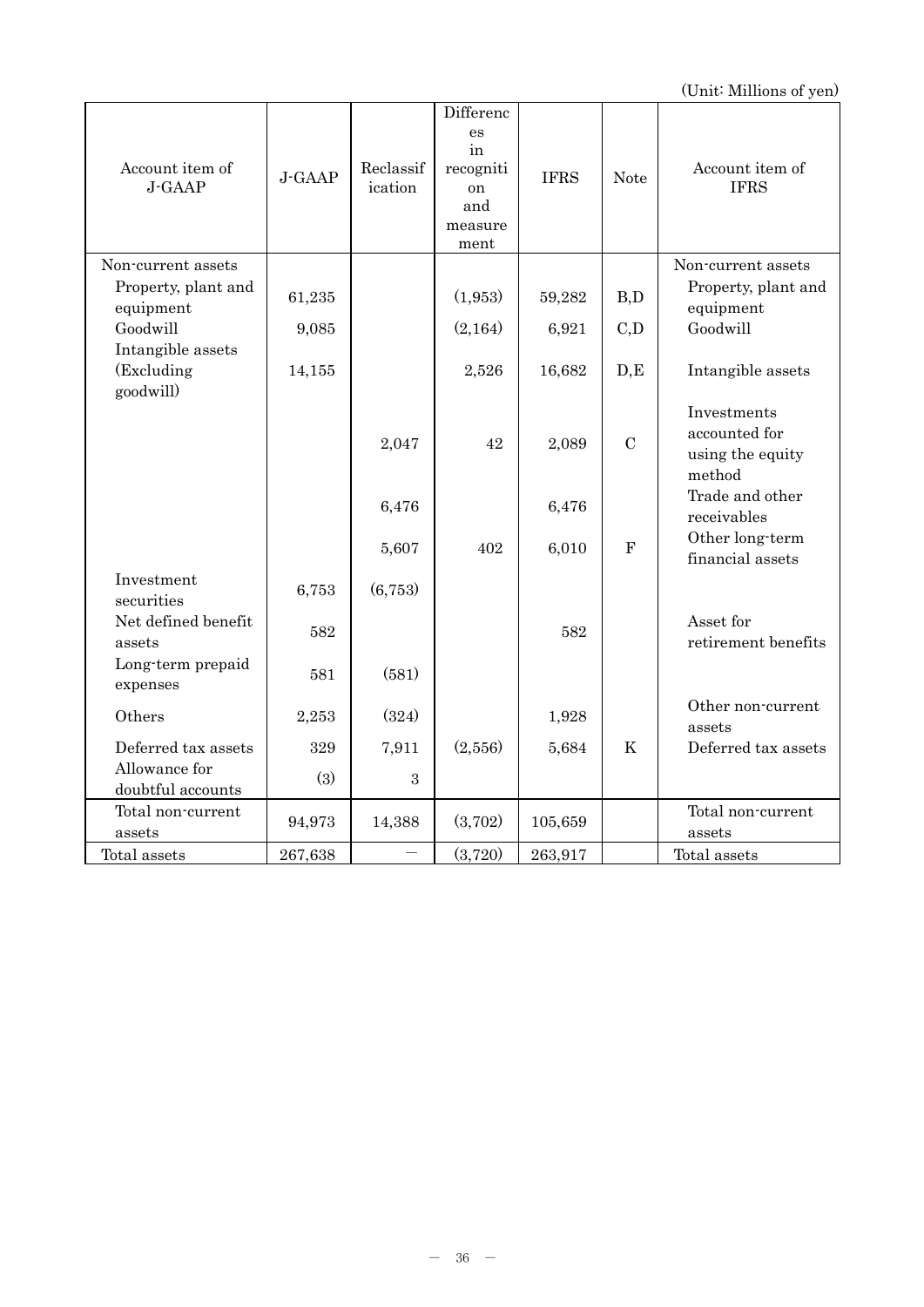(Unit: Millions of yen)

| Account item of J-GAAP | J-GAAP | Reclassification | Differences in recognition and measurement | IFRS | Note | Account item of IFRS |
|---|---|---|---|---|---|---|
| Non-current assets | | | | | | Non-current assets |
| Property, plant and equipment | 61,235 | | (1,953) | 59,282 | B,D | Property, plant and equipment |
| Goodwill | 9,085 | | (2,164) | 6,921 | C,D | Goodwill |
| Intangible assets (Excluding goodwill) | 14,155 | | 2,526 | 16,682 | D,E | Intangible assets |
| | | 2,047 | 42 | 2,089 | C | Investments accounted for using the equity method |
| | | 6,476 | | 6,476 | | Trade and other receivables |
| | | 5,607 | 402 | 6,010 | F | Other long-term financial assets |
| Investment securities | 6,753 | (6,753) | | | | |
| Net defined benefit assets | 582 | | | 582 | | Asset for retirement benefits |
| Long-term prepaid expenses | 581 | (581) | | | | |
| Others | 2,253 | (324) | | 1,928 | | Other non-current assets |
| Deferred tax assets | 329 | 7,911 | (2,556) | 5,684 | K | Deferred tax assets |
| Allowance for doubtful accounts | (3) | 3 | | | | |
| Total non-current assets | 94,973 | 14,388 | (3,702) | 105,659 | | Total non-current assets |
| Total assets | 267,638 | — | (3,720) | 263,917 | | Total assets |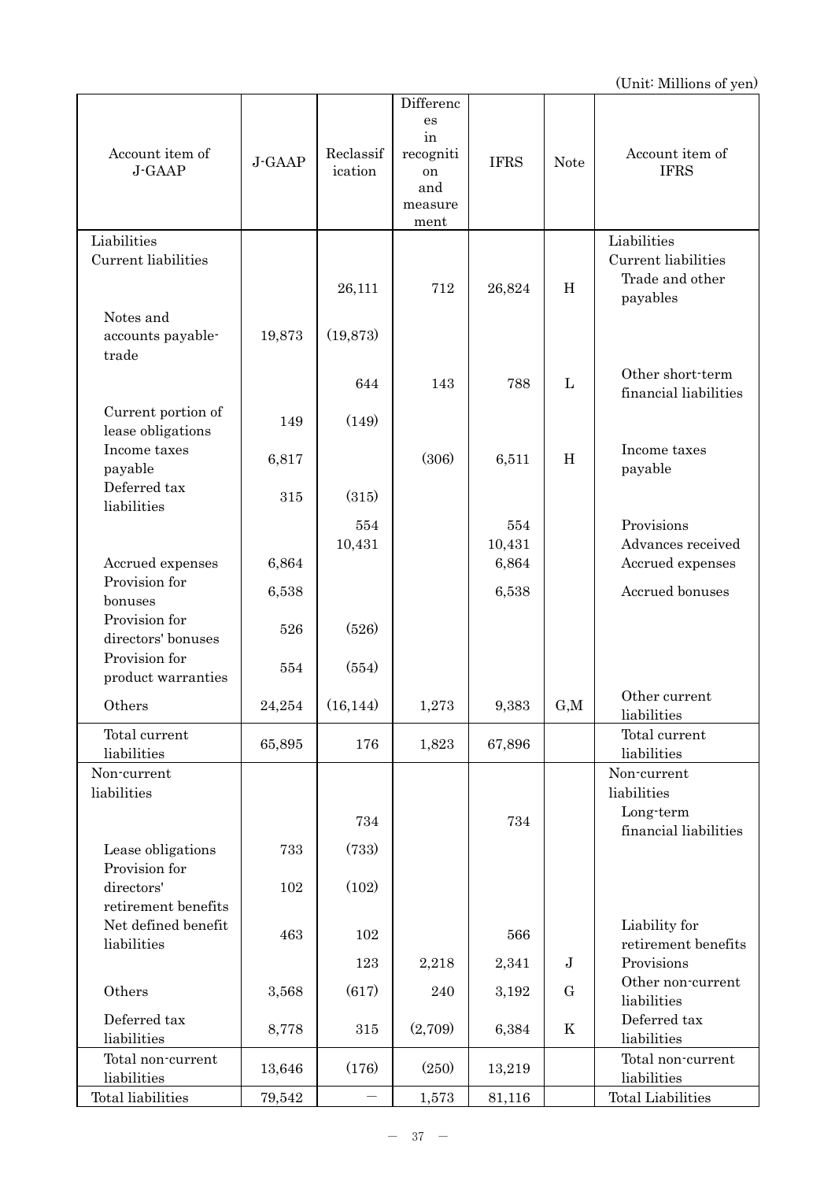(Unit: Millions of yen)

| Account item of J-GAAP | J-GAAP | Reclassification | Differences in recognition and measurement | IFRS | Note | Account item of IFRS |
|---|---|---|---|---|---|---|
| Liabilities | | | | | | Liabilities |
| Current liabilities | | | | | | Current liabilities |
| | | 26,111 | 712 | 26,824 | H | Trade and other payables |
| Notes and accounts payable-trade | 19,873 | (19,873) | | | | |
| | | 644 | 143 | 788 | L | Other short-term financial liabilities |
| Current portion of lease obligations | 149 | (149) | | | | |
| Income taxes payable | 6,817 | | (306) | 6,511 | H | Income taxes payable |
| Deferred tax liabilities | 315 | (315) | | | | |
| | | 554 | | 554 | | Provisions |
| | | 10,431 | | 10,431 | | Advances received |
| Accrued expenses | 6,864 | | | 6,864 | | Accrued expenses |
| Provision for bonuses | 6,538 | | | 6,538 | | Accrued bonuses |
| Provision for directors' bonuses | 526 | (526) | | | | |
| Provision for product warranties | 554 | (554) | | | | |
| Others | 24,254 | (16,144) | 1,273 | 9,383 | G,M | Other current liabilities |
| Total current liabilities | 65,895 | 176 | 1,823 | 67,896 | | Total current liabilities |
| Non-current liabilities | | | | | | Non-current liabilities |
| | | 734 | | 734 | | Long-term financial liabilities |
| Lease obligations | 733 | (733) | | | | |
| Provision for directors' retirement benefits | 102 | (102) | | | | |
| Net defined benefit liabilities | 463 | 102 | | 566 | | Liability for retirement benefits |
| | | 123 | 2,218 | 2,341 | J | Provisions |
| Others | 3,568 | (617) | 240 | 3,192 | G | Other non-current liabilities |
| Deferred tax liabilities | 8,778 | 315 | (2,709) | 6,384 | K | Deferred tax liabilities |
| Total non-current liabilities | 13,646 | (176) | (250) | 13,219 | | Total non-current liabilities |
| Total liabilities | 79,542 | － | 1,573 | 81,116 | | Total Liabilities |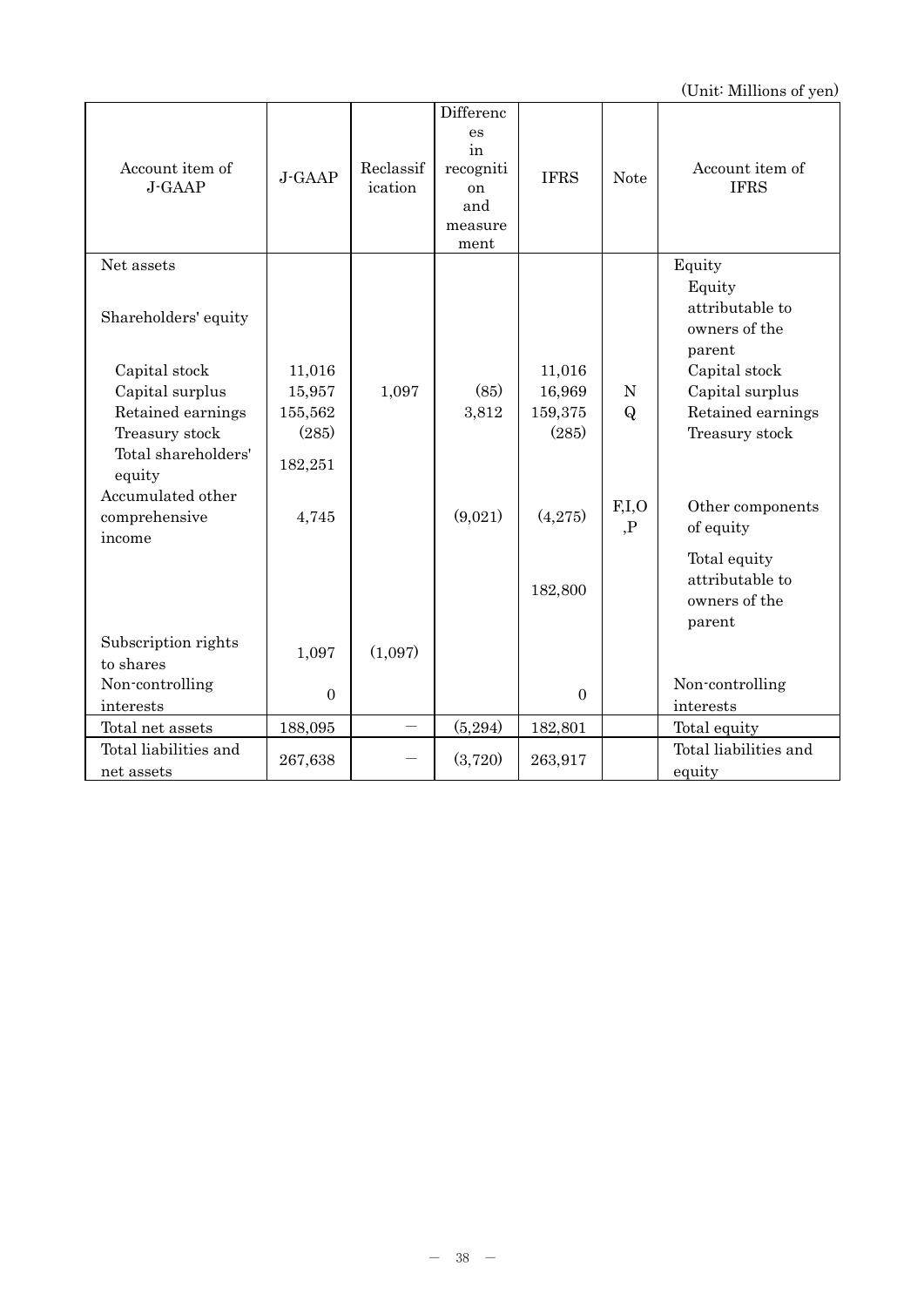(Unit: Millions of yen)

| Account item of J-GAAP | J-GAAP | Reclassification | Differences in recognition and measurement | IFRS | Note | Account item of IFRS |
|---|---|---|---|---|---|---|
| Net assets | | | | | | Equity |
| Shareholders' equity | | | | | | Equity attributable to owners of the parent |
| Capital stock | 11,016 | | | 11,016 | | Capital stock |
| Capital surplus | 15,957 | 1,097 | (85) | 16,969 | N | Capital surplus |
| Retained earnings | 155,562 | | 3,812 | 159,375 | Q | Retained earnings |
| Treasury stock | (285) | | | (285) | | Treasury stock |
| Total shareholders' equity | 182,251 | | | | | |
| Accumulated other comprehensive income | 4,745 | | (9,021) | (4,275) | F,I,O,P | Other components of equity |
| | | | | 182,800 | | Total equity attributable to owners of the parent |
| Subscription rights to shares | 1,097 | (1,097) | | | | |
| Non-controlling interests | 0 | | | 0 | | Non-controlling interests |
| Total net assets | 188,095 | ― | (5,294) | 182,801 | | Total equity |
| Total liabilities and net assets | 267,638 | ― | (3,720) | 263,917 | | Total liabilities and equity |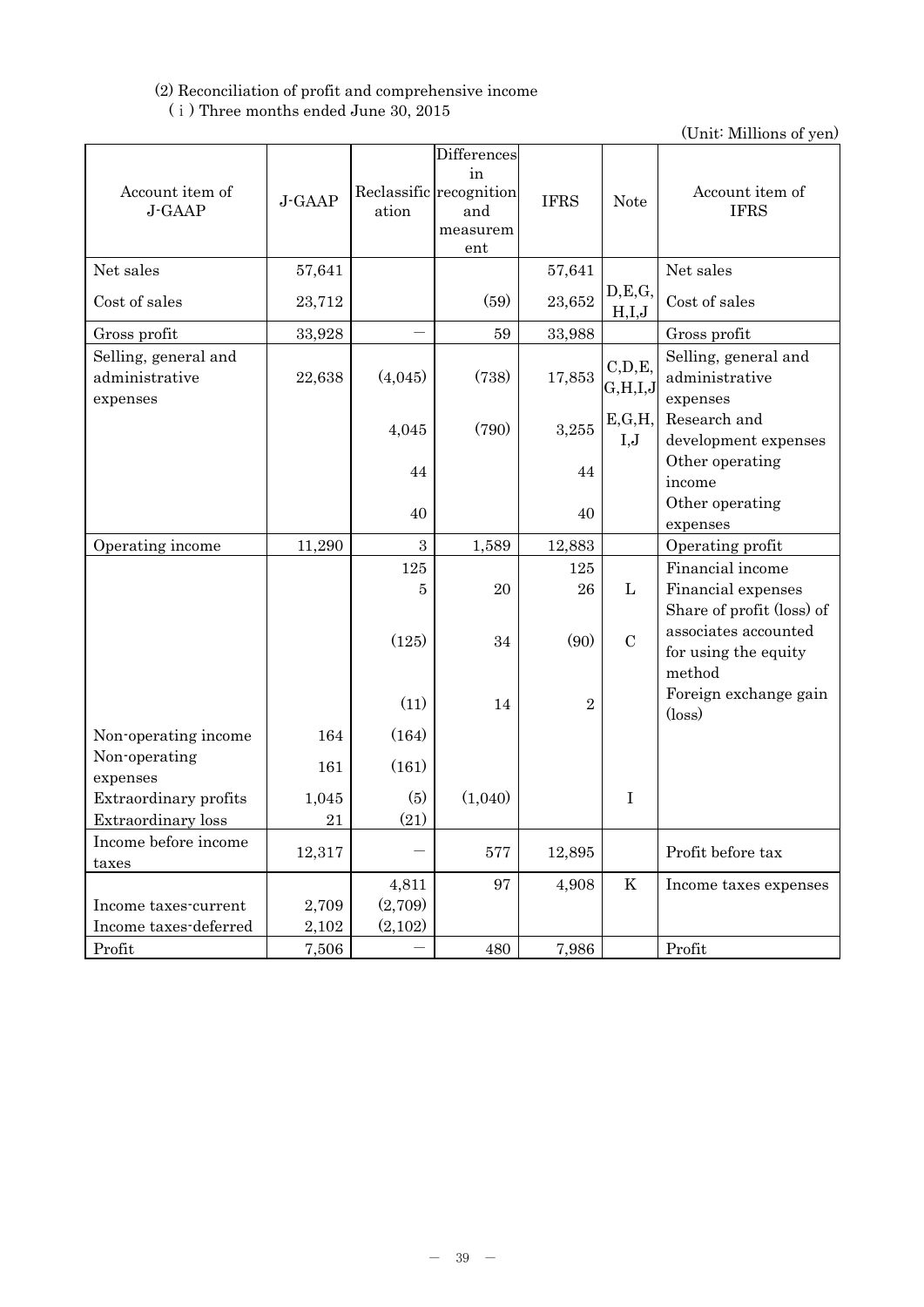(2) Reconciliation of profit and comprehensive income

( i ) Three months ended June 30, 2015

(Unit: Millions of yen)

| Account item of J-GAAP | J-GAAP | Reclassification | Differences in recognition and measurement | IFRS | Note | Account item of IFRS |
|---|---|---|---|---|---|---|
| Net sales | 57,641 | | | 57,641 | | Net sales |
| Cost of sales | 23,712 | | (59) | 23,652 | D,E,G, H,I,J | Cost of sales |
| Gross profit | 33,928 | － | 59 | 33,988 | | Gross profit |
| Selling, general and administrative expenses | 22,638 | (4,045) | (738) | 17,853 | C,D,E, G,H,I,J | Selling, general and administrative expenses |
| | | 4,045 | (790) | 3,255 | E,G,H, I,J | Research and development expenses |
| | | 44 | | 44 | | Other operating income |
| | | 40 | | 40 | | Other operating expenses |
| Operating income | 11,290 | 3 | 1,589 | 12,883 | | Operating profit |
| | | 125 | | 125 | | Financial income |
| | | 5 | 20 | 26 | L | Financial expenses |
| | | (125) | 34 | (90) | C | Share of profit (loss) of associates accounted for using the equity method |
| | | (11) | 14 | 2 | | Foreign exchange gain (loss) |
| Non-operating income | 164 | (164) | | | | |
| Non-operating expenses | 161 | (161) | | | | |
| Extraordinary profits | 1,045 | (5) | (1,040) | | I | |
| Extraordinary loss | 21 | (21) | | | | |
| Income before income taxes | 12,317 | － | 577 | 12,895 | | Profit before tax |
| | | 4,811 | 97 | 4,908 | K | Income taxes expenses |
| Income taxes-current | 2,709 | (2,709) | | | | |
| Income taxes-deferred | 2,102 | (2,102) | | | | |
| Profit | 7,506 | － | 480 | 7,986 | | Profit |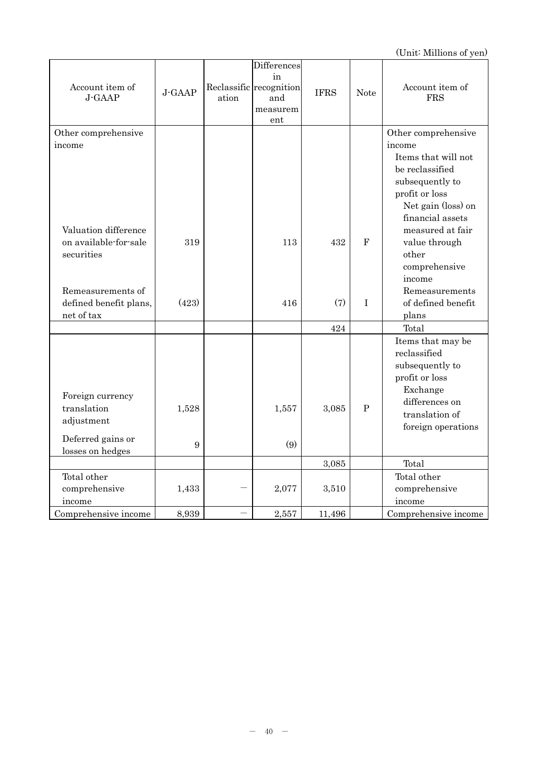(Unit: Millions of yen)

| Account item of J-GAAP | J-GAAP | Reclassification | Differences in recognition and measurement | IFRS | Note | Account item of FRS |
|---|---|---|---|---|---|---|
| Other comprehensive income | | | | | | Other comprehensive income |
| | | | | | | Items that will not be reclassified subsequently to profit or loss |
| Valuation difference on available-for-sale securities | 319 | | 113 | 432 | F | Net gain (loss) on financial assets measured at fair value through other comprehensive income |
| Remeasurements of defined benefit plans, net of tax | (423) | | 416 | (7) | I | Remeasurements of defined benefit plans |
| | | | | 424 | | Total |
| | | | | | | Items that may be reclassified subsequently to profit or loss |
| Foreign currency translation adjustment | 1,528 | | 1,557 | 3,085 | P | Exchange differences on translation of foreign operations |
| Deferred gains or losses on hedges | 9 | | (9) | | | |
| | | | | 3,085 | | Total |
| Total other comprehensive income | 1,433 | － | 2,077 | 3,510 | | Total other comprehensive income |
| Comprehensive income | 8,939 | － | 2,557 | 11,496 | | Comprehensive income |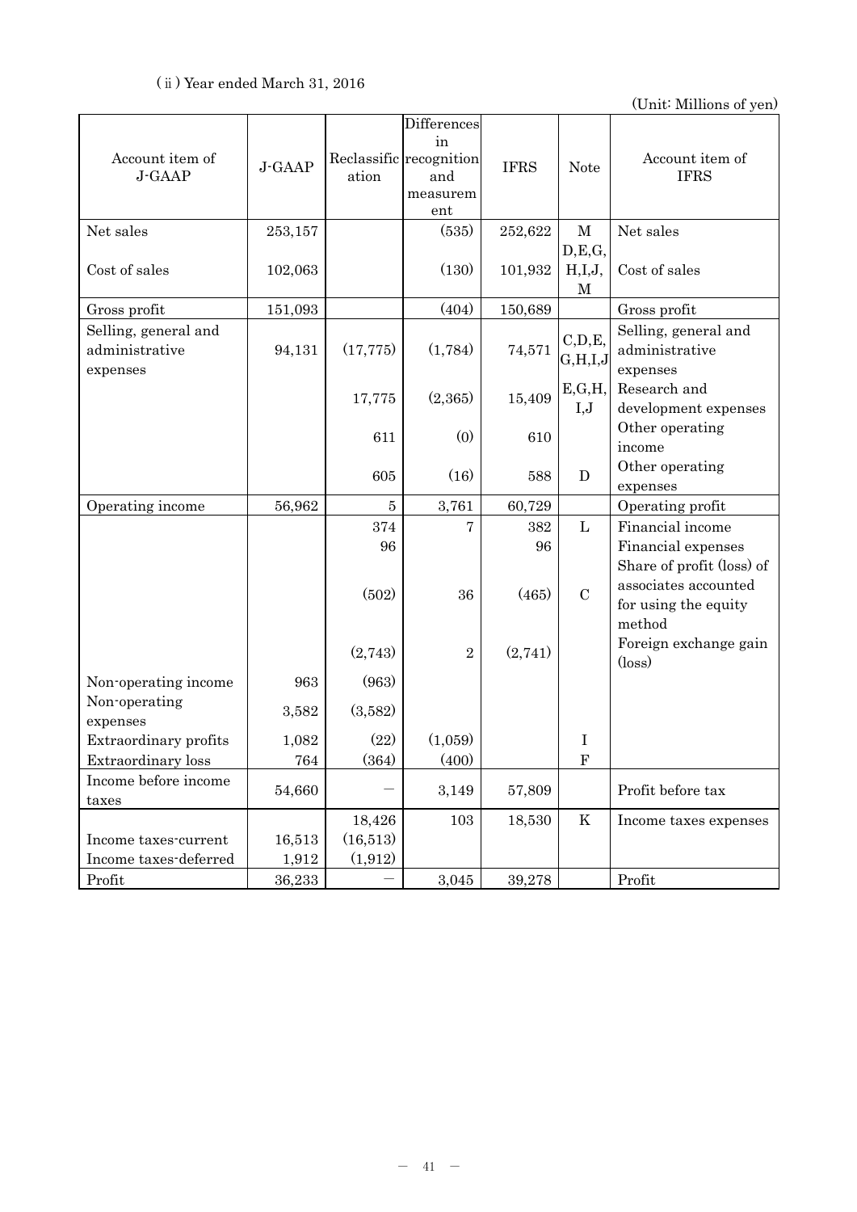(ⅱ) Year ended March 31, 2016

(Unit: Millions of yen)

| Account item of J-GAAP | J-GAAP | Reclassification | Differences in recognition and measurement | IFRS | Note | Account item of IFRS |
|---|---|---|---|---|---|---|
| Net sales | 253,157 | | (535) | 252,622 | M | Net sales |
| Cost of sales | 102,063 | | (130) | 101,932 | D,E,G, H,I,J, M | Cost of sales |
| Gross profit | 151,093 | | (404) | 150,689 | | Gross profit |
| Selling, general and administrative expenses | 94,131 | (17,775) | (1,784) | 74,571 | C,D,E, G,H,I,J | Selling, general and administrative expenses |
| | | 17,775 | (2,365) | 15,409 | E,G,H, I,J | Research and development expenses |
| | | 611 | (0) | 610 | | Other operating income |
| | | 605 | (16) | 588 | D | Other operating expenses |
| Operating income | 56,962 | 5 | 3,761 | 60,729 | | Operating profit |
| | | 374 | 7 | 382 | L | Financial income |
| | | 96 | | 96 | | Financial expenses |
| | | (502) | 36 | (465) | C | Share of profit (loss) of associates accounted for using the equity method |
| | | (2,743) | 2 | (2,741) | | Foreign exchange gain (loss) |
| Non-operating income | 963 | (963) | | | | |
| Non-operating expenses | 3,582 | (3,582) | | | | |
| Extraordinary profits | 1,082 | (22) | (1,059) | | I | |
| Extraordinary loss | 764 | (364) | (400) | | F | |
| Income before income taxes | 54,660 | ― | 3,149 | 57,809 | | Profit before tax |
| | | 18,426 | 103 | 18,530 | K | Income taxes expenses |
| Income taxes-current | 16,513 | (16,513) | | | | |
| Income taxes-deferred | 1,912 | (1,912) | | | | |
| Profit | 36,233 | ― | 3,045 | 39,278 | | Profit |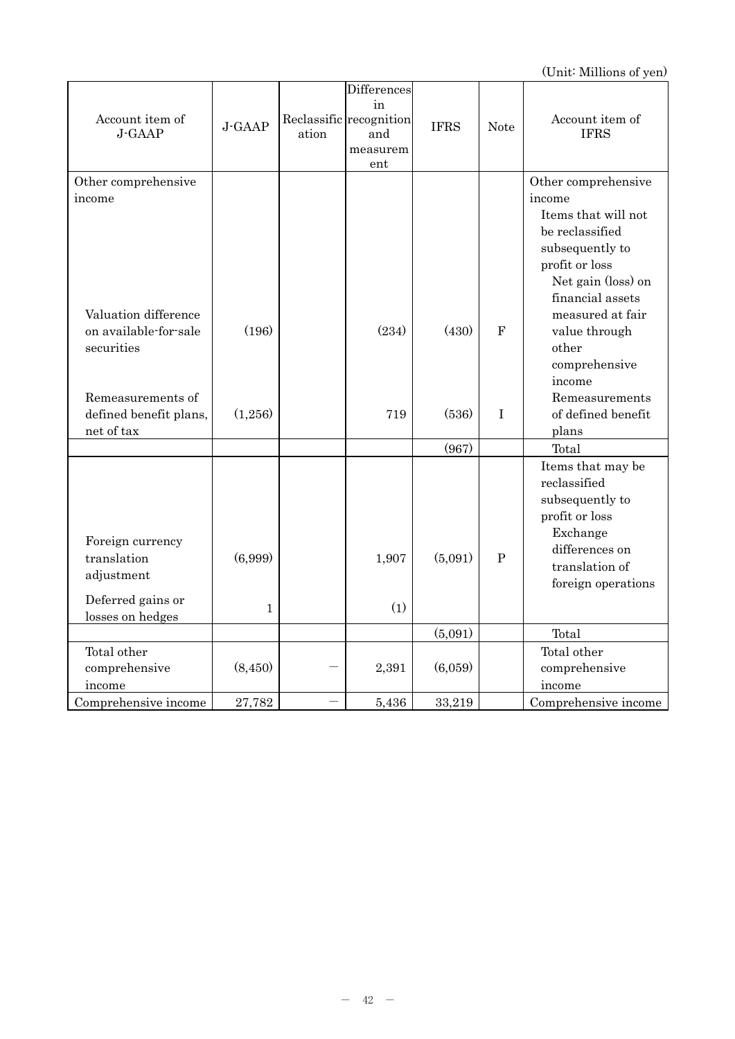(Unit: Millions of yen)

| Account item of J-GAAP | J-GAAP | Reclassification | Differences in recognition and measurement | IFRS | Note | Account item of IFRS |
|---|---|---|---|---|---|---|
| Other comprehensive income | | | | | | Other comprehensive income |
| | | | | | | Items that will not be reclassified subsequently to profit or loss |
| Valuation difference on available-for-sale securities | (196) | | (234) | (430) | F | Net gain (loss) on financial assets measured at fair value through other comprehensive income |
| Remeasurements of defined benefit plans, net of tax | (1,256) | | 719 | (536) | I | Remeasurements of defined benefit plans |
| | | | | (967) | | Total |
| | | | | | | Items that may be reclassified subsequently to profit or loss |
| Foreign currency translation adjustment | (6,999) | | 1,907 | (5,091) | P | Exchange differences on translation of foreign operations |
| Deferred gains or losses on hedges | 1 | | (1) | | | |
| | | | | (5,091) | | Total |
| Total other comprehensive income | (8,450) | — | 2,391 | (6,059) | | Total other comprehensive income |
| Comprehensive income | 27,782 | — | 5,436 | 33,219 | | Comprehensive income |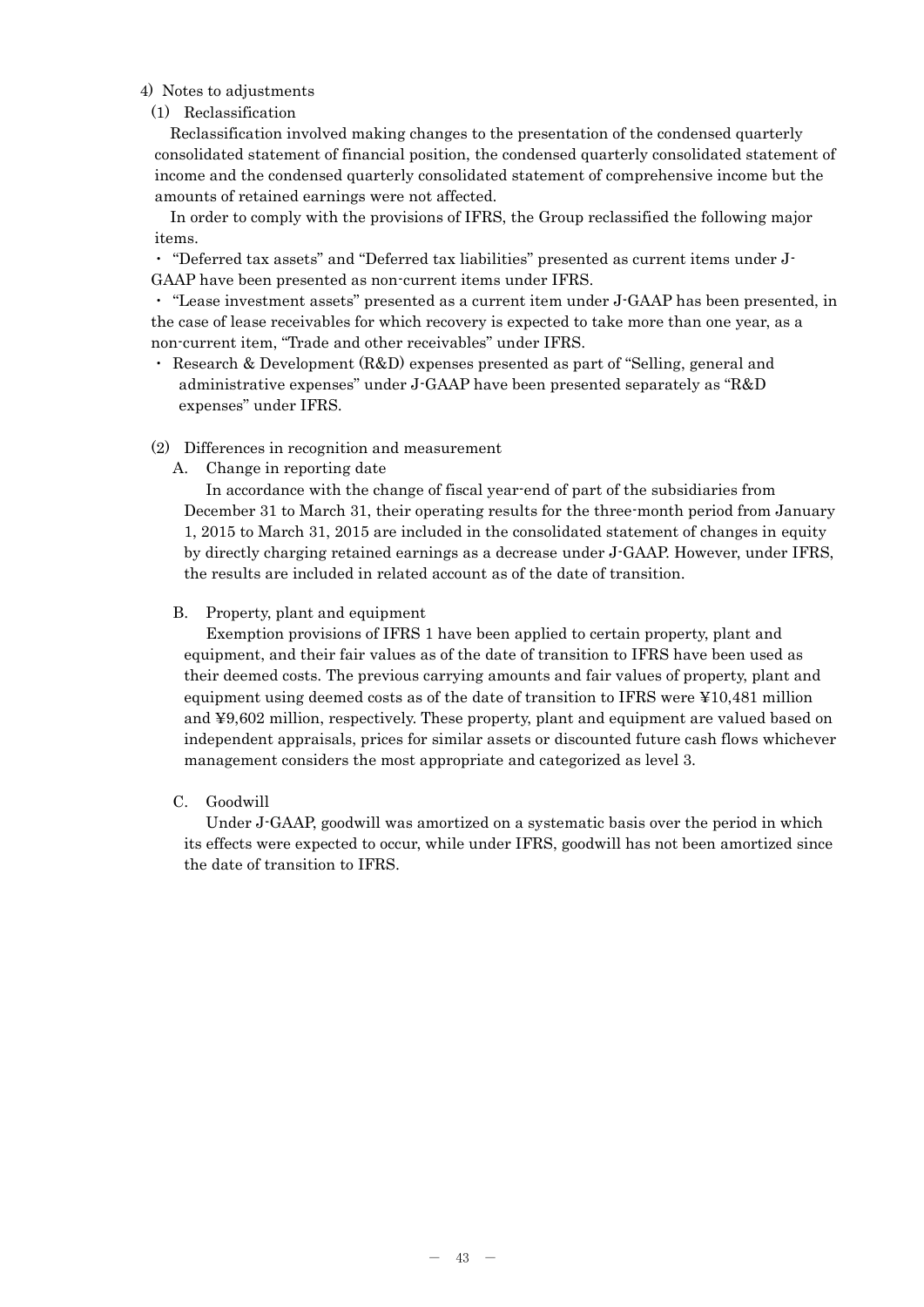4) Notes to adjustments

(1) Reclassification

Reclassification involved making changes to the presentation of the condensed quarterly consolidated statement of financial position, the condensed quarterly consolidated statement of income and the condensed quarterly consolidated statement of comprehensive income but the amounts of retained earnings were not affected.

In order to comply with the provisions of IFRS, the Group reclassified the following major items.

- "Deferred tax assets" and "Deferred tax liabilities" presented as current items under J-GAAP have been presented as non-current items under IFRS.
- "Lease investment assets" presented as a current item under J-GAAP has been presented, in the case of lease receivables for which recovery is expected to take more than one year, as a non-current item, "Trade and other receivables" under IFRS.
- Research & Development (R&D) expenses presented as part of "Selling, general and administrative expenses" under J-GAAP have been presented separately as "R&D expenses" under IFRS.

(2) Differences in recognition and measurement

A. Change in reporting date

In accordance with the change of fiscal year-end of part of the subsidiaries from December 31 to March 31, their operating results for the three-month period from January 1, 2015 to March 31, 2015 are included in the consolidated statement of changes in equity by directly charging retained earnings as a decrease under J-GAAP. However, under IFRS, the results are included in related account as of the date of transition.

B. Property, plant and equipment

Exemption provisions of IFRS 1 have been applied to certain property, plant and equipment, and their fair values as of the date of transition to IFRS have been used as their deemed costs. The previous carrying amounts and fair values of property, plant and equipment using deemed costs as of the date of transition to IFRS were ¥10,481 million and ¥9,602 million, respectively. These property, plant and equipment are valued based on independent appraisals, prices for similar assets or discounted future cash flows whichever management considers the most appropriate and categorized as level 3.

C. Goodwill

Under J-GAAP, goodwill was amortized on a systematic basis over the period in which its effects were expected to occur, while under IFRS, goodwill has not been amortized since the date of transition to IFRS.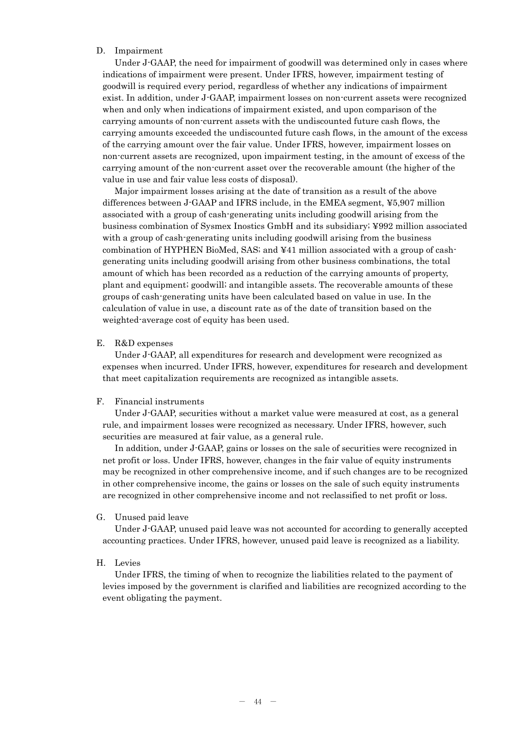D. Impairment

Under J-GAAP, the need for impairment of goodwill was determined only in cases where indications of impairment were present. Under IFRS, however, impairment testing of goodwill is required every period, regardless of whether any indications of impairment exist. In addition, under J-GAAP, impairment losses on non-current assets were recognized when and only when indications of impairment existed, and upon comparison of the carrying amounts of non-current assets with the undiscounted future cash flows, the carrying amounts exceeded the undiscounted future cash flows, in the amount of the excess of the carrying amount over the fair value. Under IFRS, however, impairment losses on non-current assets are recognized, upon impairment testing, in the amount of excess of the carrying amount of the non-current asset over the recoverable amount (the higher of the value in use and fair value less costs of disposal).

Major impairment losses arising at the date of transition as a result of the above differences between J-GAAP and IFRS include, in the EMEA segment, ¥5,907 million associated with a group of cash-generating units including goodwill arising from the business combination of Sysmex Inostics GmbH and its subsidiary; ¥992 million associated with a group of cash-generating units including goodwill arising from the business combination of HYPHEN BioMed, SAS; and ¥41 million associated with a group of cash-generating units including goodwill arising from other business combinations, the total amount of which has been recorded as a reduction of the carrying amounts of property, plant and equipment; goodwill; and intangible assets. The recoverable amounts of these groups of cash-generating units have been calculated based on value in use. In the calculation of value in use, a discount rate as of the date of transition based on the weighted-average cost of equity has been used.

E. R&D expenses

Under J-GAAP, all expenditures for research and development were recognized as expenses when incurred. Under IFRS, however, expenditures for research and development that meet capitalization requirements are recognized as intangible assets.

F. Financial instruments

Under J-GAAP, securities without a market value were measured at cost, as a general rule, and impairment losses were recognized as necessary. Under IFRS, however, such securities are measured at fair value, as a general rule.

In addition, under J-GAAP, gains or losses on the sale of securities were recognized in net profit or loss. Under IFRS, however, changes in the fair value of equity instruments may be recognized in other comprehensive income, and if such changes are to be recognized in other comprehensive income, the gains or losses on the sale of such equity instruments are recognized in other comprehensive income and not reclassified to net profit or loss.

G. Unused paid leave

Under J-GAAP, unused paid leave was not accounted for according to generally accepted accounting practices. Under IFRS, however, unused paid leave is recognized as a liability.

H. Levies

Under IFRS, the timing of when to recognize the liabilities related to the payment of levies imposed by the government is clarified and liabilities are recognized according to the event obligating the payment.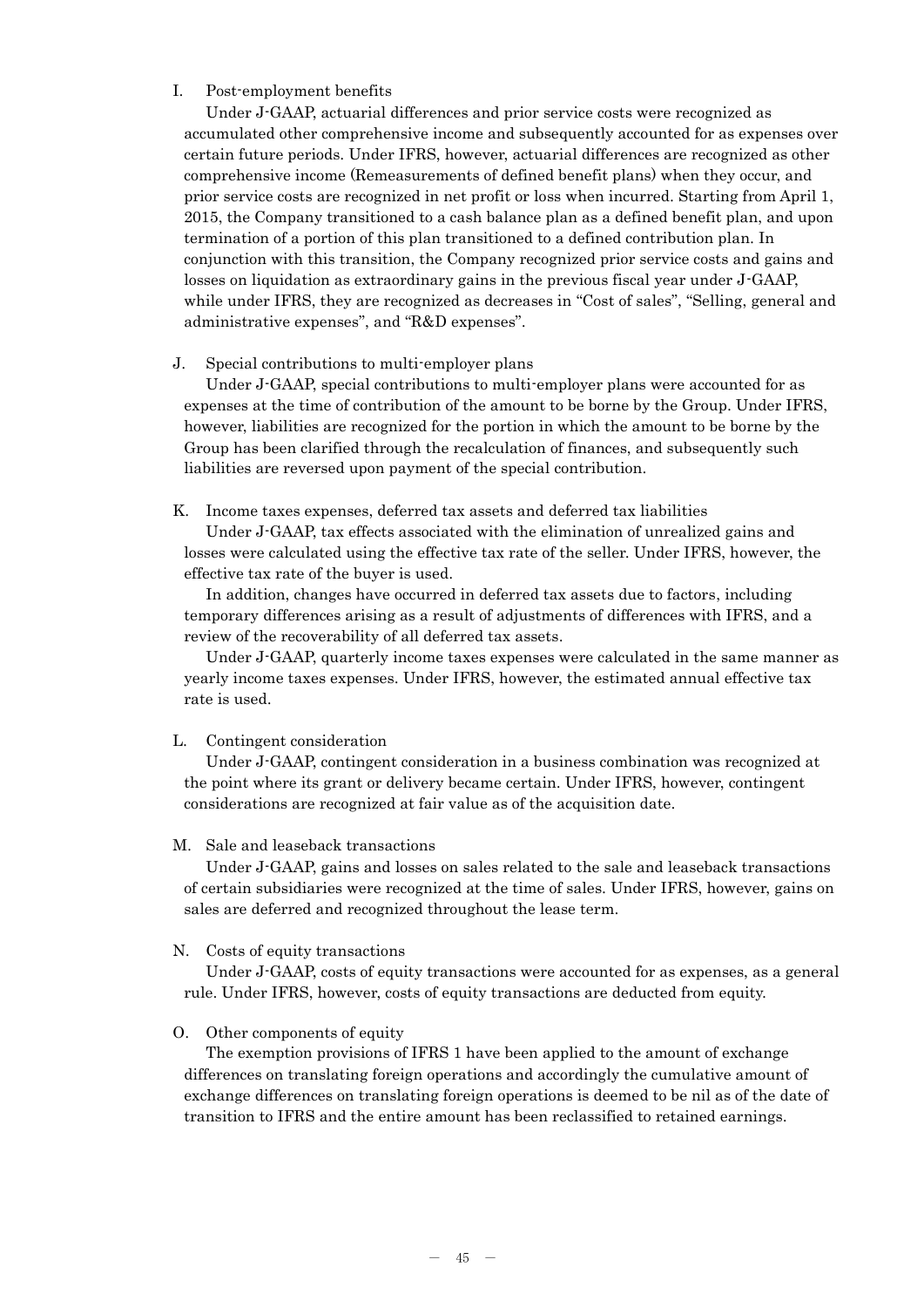I. Post-employment benefits

Under J-GAAP, actuarial differences and prior service costs were recognized as accumulated other comprehensive income and subsequently accounted for as expenses over certain future periods. Under IFRS, however, actuarial differences are recognized as other comprehensive income (Remeasurements of defined benefit plans) when they occur, and prior service costs are recognized in net profit or loss when incurred. Starting from April 1, 2015, the Company transitioned to a cash balance plan as a defined benefit plan, and upon termination of a portion of this plan transitioned to a defined contribution plan. In conjunction with this transition, the Company recognized prior service costs and gains and losses on liquidation as extraordinary gains in the previous fiscal year under J-GAAP, while under IFRS, they are recognized as decreases in "Cost of sales", "Selling, general and administrative expenses", and "R&D expenses".

J. Special contributions to multi-employer plans

Under J-GAAP, special contributions to multi-employer plans were accounted for as expenses at the time of contribution of the amount to be borne by the Group. Under IFRS, however, liabilities are recognized for the portion in which the amount to be borne by the Group has been clarified through the recalculation of finances, and subsequently such liabilities are reversed upon payment of the special contribution.

K. Income taxes expenses, deferred tax assets and deferred tax liabilities

Under J-GAAP, tax effects associated with the elimination of unrealized gains and losses were calculated using the effective tax rate of the seller. Under IFRS, however, the effective tax rate of the buyer is used.

In addition, changes have occurred in deferred tax assets due to factors, including temporary differences arising as a result of adjustments of differences with IFRS, and a review of the recoverability of all deferred tax assets.

Under J-GAAP, quarterly income taxes expenses were calculated in the same manner as yearly income taxes expenses. Under IFRS, however, the estimated annual effective tax rate is used.

L. Contingent consideration

Under J-GAAP, contingent consideration in a business combination was recognized at the point where its grant or delivery became certain. Under IFRS, however, contingent considerations are recognized at fair value as of the acquisition date.

M. Sale and leaseback transactions

Under J-GAAP, gains and losses on sales related to the sale and leaseback transactions of certain subsidiaries were recognized at the time of sales. Under IFRS, however, gains on sales are deferred and recognized throughout the lease term.

N. Costs of equity transactions

Under J-GAAP, costs of equity transactions were accounted for as expenses, as a general rule. Under IFRS, however, costs of equity transactions are deducted from equity.

O. Other components of equity

The exemption provisions of IFRS 1 have been applied to the amount of exchange differences on translating foreign operations and accordingly the cumulative amount of exchange differences on translating foreign operations is deemed to be nil as of the date of transition to IFRS and the entire amount has been reclassified to retained earnings.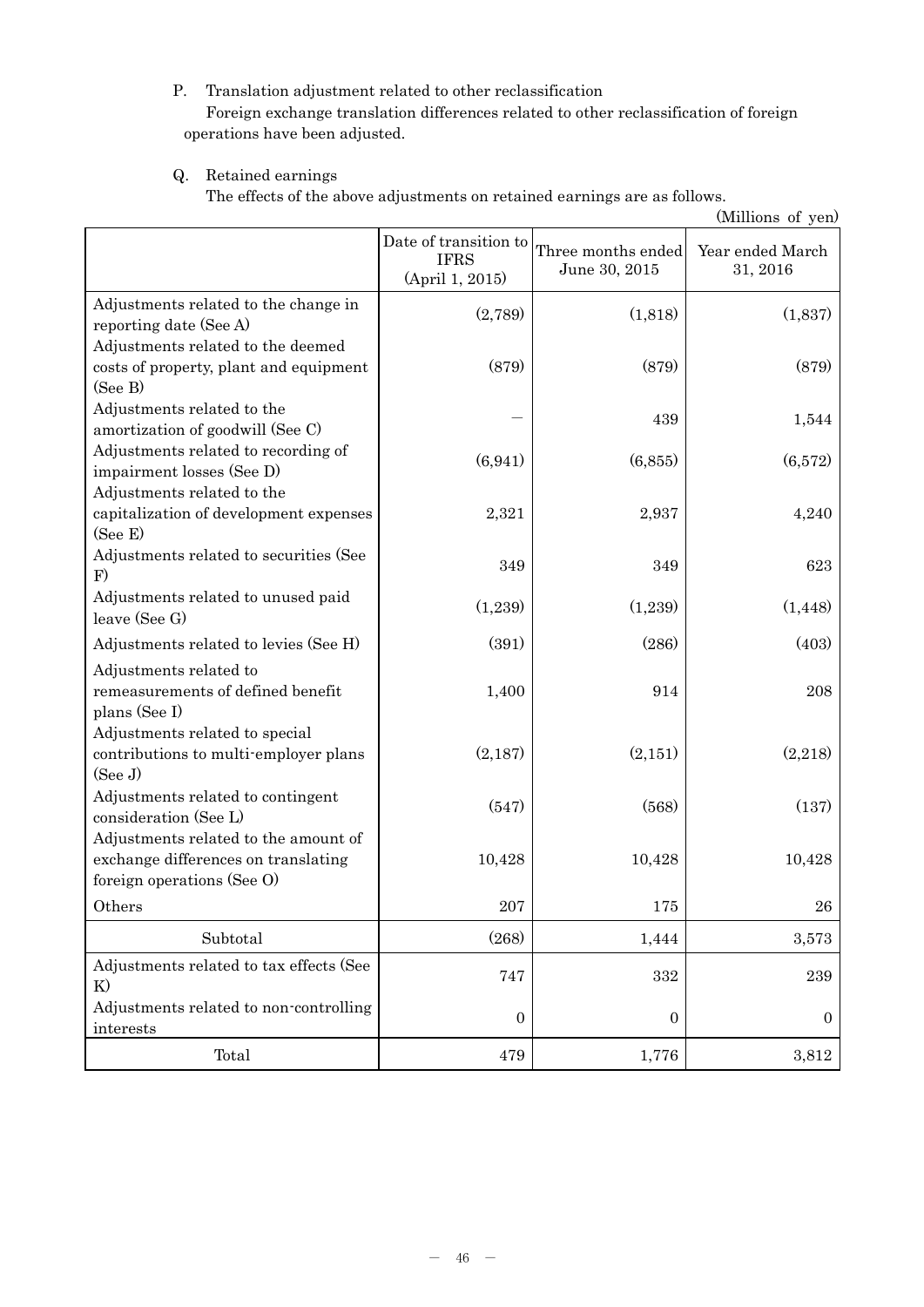P. Translation adjustment related to other reclassification

Foreign exchange translation differences related to other reclassification of foreign operations have been adjusted.

Q. Retained earnings

The effects of the above adjustments on retained earnings are as follows.

(Millions of yen)

| | Date of transition to IFRS (April 1, 2015) | Three months ended June 30, 2015 | Year ended March 31, 2016 |
|---|---|---|---|
| Adjustments related to the change in reporting date (See A) | (2,789) | (1,818) | (1,837) |
| Adjustments related to the deemed costs of property, plant and equipment (See B) | (879) | (879) | (879) |
| Adjustments related to the amortization of goodwill (See C) | ― | 439 | 1,544 |
| Adjustments related to recording of impairment losses (See D) | (6,941) | (6,855) | (6,572) |
| Adjustments related to the capitalization of development expenses (See E) | 2,321 | 2,937 | 4,240 |
| Adjustments related to securities (See F) | 349 | 349 | 623 |
| Adjustments related to unused paid leave (See G) | (1,239) | (1,239) | (1,448) |
| Adjustments related to levies (See H) | (391) | (286) | (403) |
| Adjustments related to remeasurements of defined benefit plans (See I) | 1,400 | 914 | 208 |
| Adjustments related to special contributions to multi-employer plans (See J) | (2,187) | (2,151) | (2,218) |
| Adjustments related to contingent consideration (See L) | (547) | (568) | (137) |
| Adjustments related to the amount of exchange differences on translating foreign operations (See O) | 10,428 | 10,428 | 10,428 |
| Others | 207 | 175 | 26 |
| Subtotal | (268) | 1,444 | 3,573 |
| Adjustments related to tax effects (See K) | 747 | 332 | 239 |
| Adjustments related to non-controlling interests | 0 | 0 | 0 |
| Total | 479 | 1,776 | 3,812 |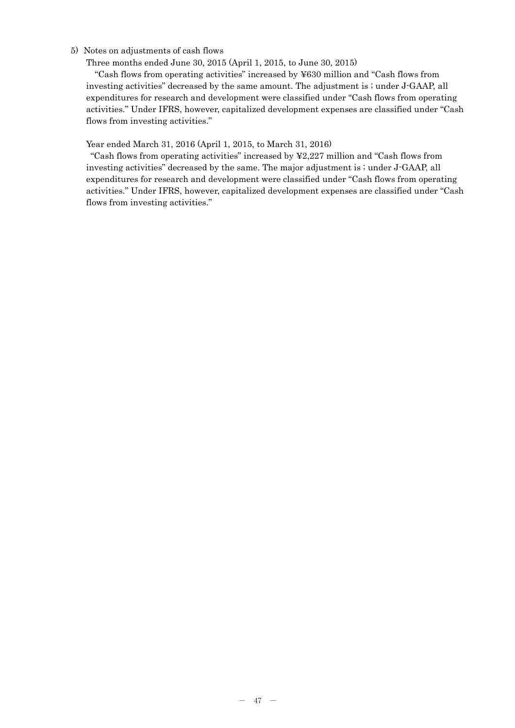5) Notes on adjustments of cash flows

Three months ended June 30, 2015 (April 1, 2015, to June 30, 2015)

"Cash flows from operating activities" increased by ¥630 million and "Cash flows from investing activities" decreased by the same amount. The adjustment is ; under J-GAAP, all expenditures for research and development were classified under "Cash flows from operating activities." Under IFRS, however, capitalized development expenses are classified under "Cash flows from investing activities."

Year ended March 31, 2016 (April 1, 2015, to March 31, 2016)

"Cash flows from operating activities" increased by ¥2,227 million and "Cash flows from investing activities" decreased by the same. The major adjustment is ; under J-GAAP, all expenditures for research and development were classified under "Cash flows from operating activities." Under IFRS, however, capitalized development expenses are classified under "Cash flows from investing activities."